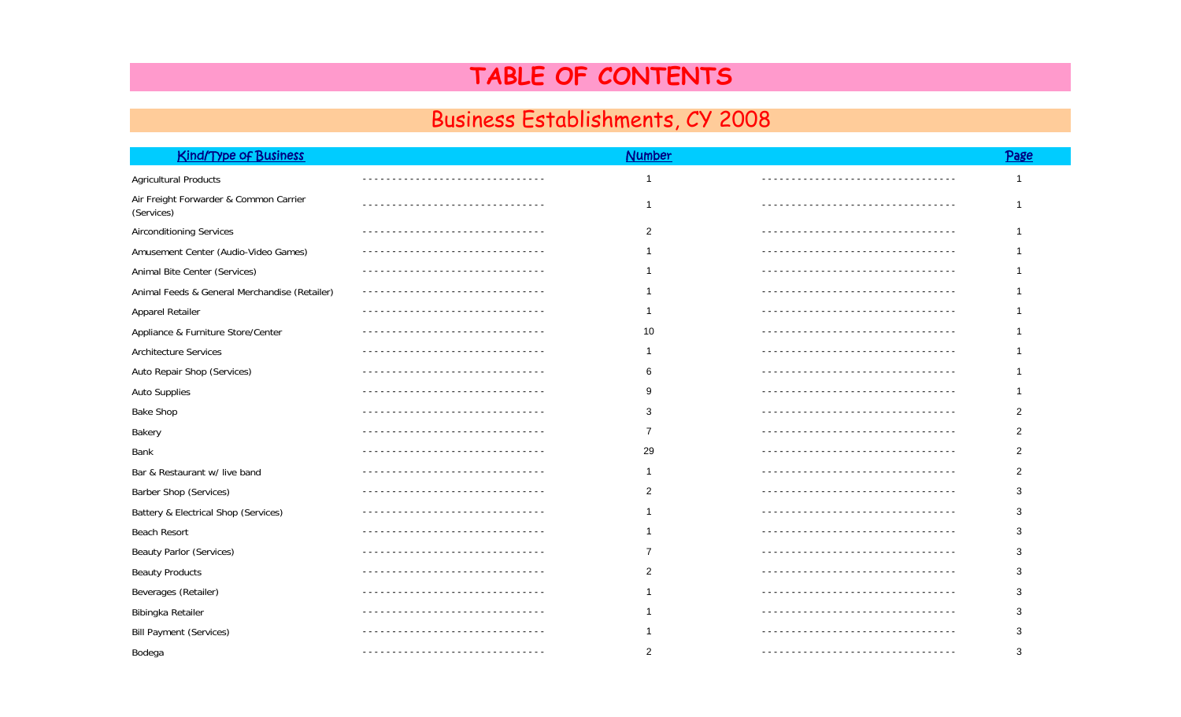# TABLE OF CONTENTS

## Business Establishments, CY 2008

| Kind/Type of Business | Number | Page |
|---|---|---|
| Agricultural Products | 1 | 1 |
| Air Freight Forwarder & Common Carrier (Services) | 1 | 1 |
| Airconditioning Services | 2 | 1 |
| Amusement Center (Audio-Video Games) | 1 | 1 |
| Animal Bite Center (Services) | 1 | 1 |
| Animal Feeds & General Merchandise (Retailer) | 1 | 1 |
| Apparel Retailer | 1 | 1 |
| Appliance & Furniture Store/Center | 10 | 1 |
| Architecture Services | 1 | 1 |
| Auto Repair Shop (Services) | 6 | 1 |
| Auto Supplies | 9 | 1 |
| Bake Shop | 3 | 2 |
| Bakery | 7 | 2 |
| Bank | 29 | 2 |
| Bar & Restaurant w/ live band | 1 | 2 |
| Barber Shop (Services) | 2 | 3 |
| Battery & Electrical Shop (Services) | 1 | 3 |
| Beach Resort | 1 | 3 |
| Beauty Parlor (Services) | 7 | 3 |
| Beauty Products | 2 | 3 |
| Beverages (Retailer) | 1 | 3 |
| Bibingka Retailer | 1 | 3 |
| Bill Payment (Services) | 1 | 3 |
| Bodega | 2 | 3 |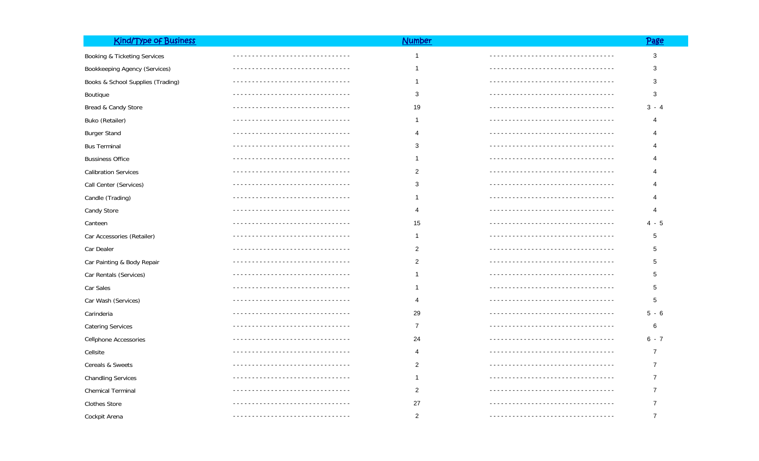| Kind/Type of Business | Number | Page |
|---|---|---|
| Booking & Ticketing Services | 1 | 3 |
| Bookkeeping Agency (Services) | 1 | 3 |
| Books & School Supplies (Trading) | 1 | 3 |
| Boutique | 3 | 3 |
| Bread & Candy Store | 19 | 3 - 4 |
| Buko (Retailer) | 1 | 4 |
| Burger Stand | 4 | 4 |
| Bus Terminal | 3 | 4 |
| Bussiness Office | 1 | 4 |
| Calibration Services | 2 | 4 |
| Call Center (Services) | 3 | 4 |
| Candle (Trading) | 1 | 4 |
| Candy Store | 4 | 4 |
| Canteen | 15 | 4 - 5 |
| Car Accessories (Retailer) | 1 | 5 |
| Car Dealer | 2 | 5 |
| Car Painting & Body Repair | 2 | 5 |
| Car Rentals (Services) | 1 | 5 |
| Car Sales | 1 | 5 |
| Car Wash (Services) | 4 | 5 |
| Carinderia | 29 | 5 - 6 |
| Catering Services | 7 | 6 |
| Cellphone Accessories | 24 | 6 - 7 |
| Cellsite | 4 | 7 |
| Cereals & Sweets | 2 | 7 |
| Chandling Services | 1 | 7 |
| Chemical Terminal | 2 | 7 |
| Clothes Store | 27 | 7 |
| Cockpit Arena | 2 | 7 |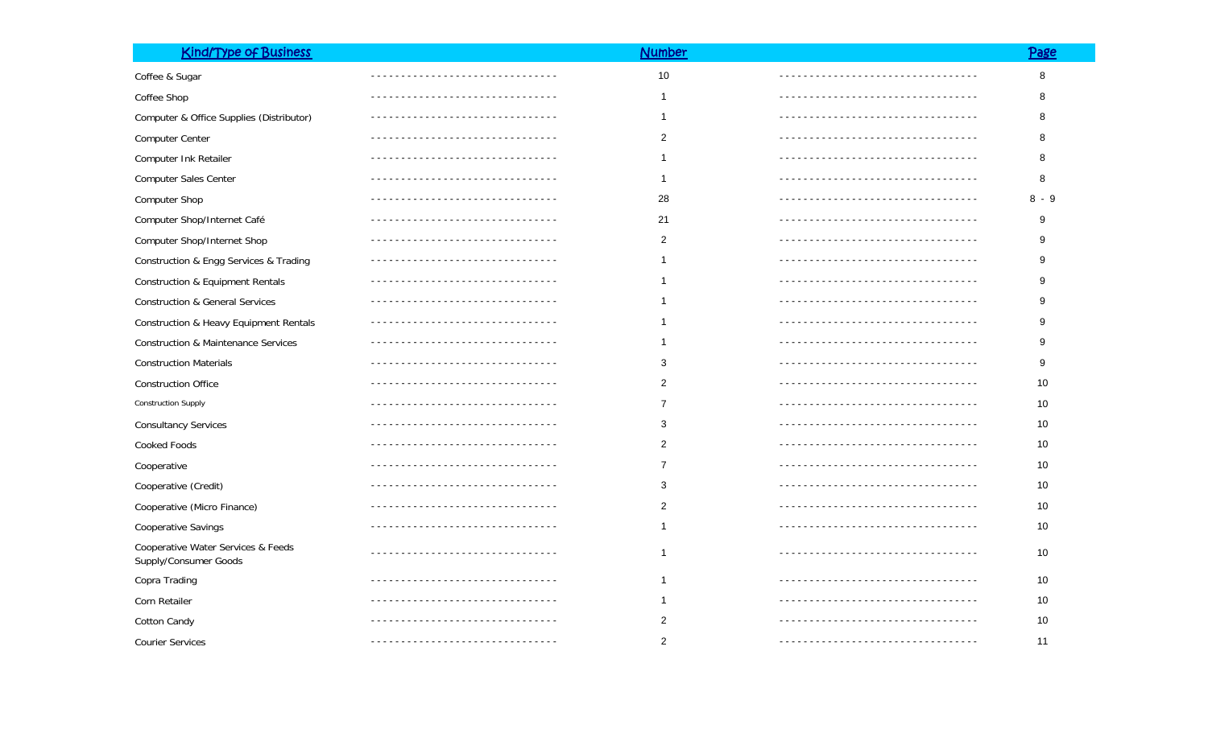| Kind/Type of Business | Number | Page |
|---|---|---|
| Coffee & Sugar | 10 | 8 |
| Coffee Shop | 1 | 8 |
| Computer & Office Supplies (Distributor) | 1 | 8 |
| Computer Center | 2 | 8 |
| Computer Ink Retailer | 1 | 8 |
| Computer Sales Center | 1 | 8 |
| Computer Shop | 28 | 8 - 9 |
| Computer Shop/Internet Café | 21 | 9 |
| Computer Shop/Internet Shop | 2 | 9 |
| Construction & Engg Services & Trading | 1 | 9 |
| Construction & Equipment Rentals | 1 | 9 |
| Construction & General Services | 1 | 9 |
| Construction & Heavy Equipment Rentals | 1 | 9 |
| Construction & Maintenance Services | 1 | 9 |
| Construction Materials | 3 | 9 |
| Construction Office | 2 | 10 |
| Construction Supply | 7 | 10 |
| Consultancy Services | 3 | 10 |
| Cooked Foods | 2 | 10 |
| Cooperative | 7 | 10 |
| Cooperative (Credit) | 3 | 10 |
| Cooperative (Micro Finance) | 2 | 10 |
| Cooperative Savings | 1 | 10 |
| Cooperative Water Services & Feeds Supply/Consumer Goods | 1 | 10 |
| Copra Trading | 1 | 10 |
| Corn Retailer | 1 | 10 |
| Cotton Candy | 2 | 10 |
| Courier Services | 2 | 11 |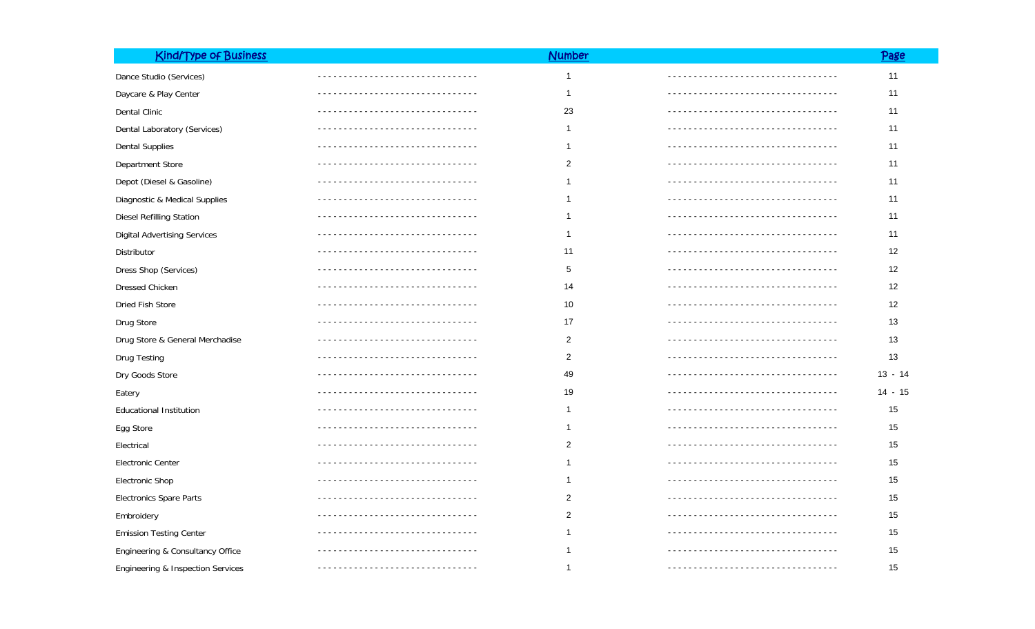| Kind/Type of Business | Number | Page |
|---|---|---|
| Dance Studio (Services) | 1 | 11 |
| Daycare & Play Center | 1 | 11 |
| Dental Clinic | 23 | 11 |
| Dental Laboratory (Services) | 1 | 11 |
| Dental Supplies | 1 | 11 |
| Department Store | 2 | 11 |
| Depot (Diesel & Gasoline) | 1 | 11 |
| Diagnostic & Medical Supplies | 1 | 11 |
| Diesel Refilling Station | 1 | 11 |
| Digital Advertising Services | 1 | 11 |
| Distributor | 11 | 12 |
| Dress Shop (Services) | 5 | 12 |
| Dressed Chicken | 14 | 12 |
| Dried Fish Store | 10 | 12 |
| Drug Store | 17 | 13 |
| Drug Store & General Merchadise | 2 | 13 |
| Drug Testing | 2 | 13 |
| Dry Goods Store | 49 | 13 - 14 |
| Eatery | 19 | 14 - 15 |
| Educational Institution | 1 | 15 |
| Egg Store | 1 | 15 |
| Electrical | 2 | 15 |
| Electronic Center | 1 | 15 |
| Electronic Shop | 1 | 15 |
| Electronics Spare Parts | 2 | 15 |
| Embroidery | 2 | 15 |
| Emission Testing Center | 1 | 15 |
| Engineering & Consultancy Office | 1 | 15 |
| Engineering & Inspection Services | 1 | 15 |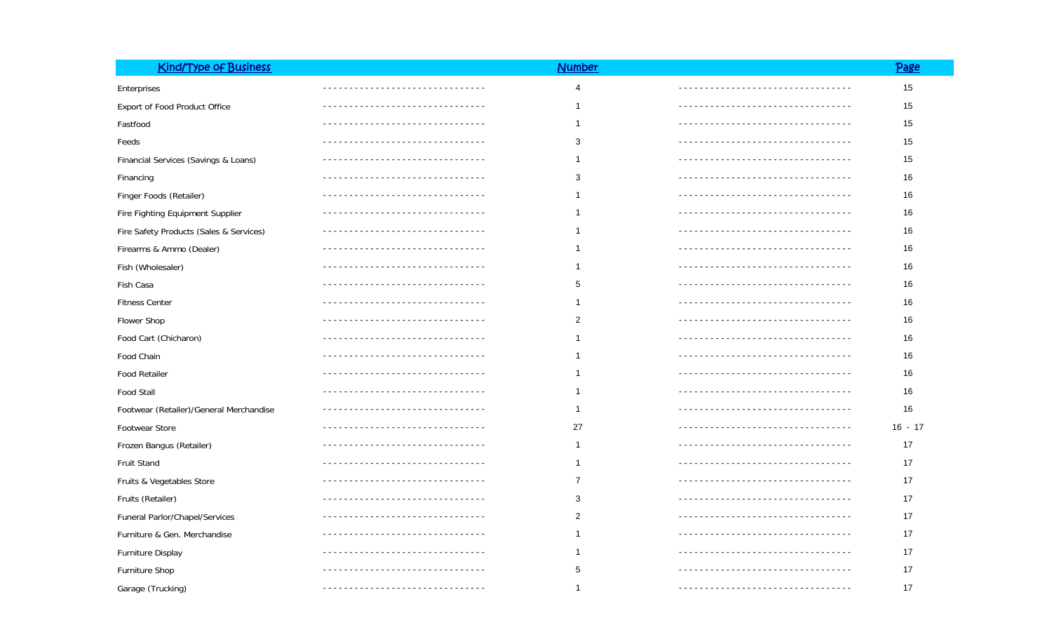| Kind/Type of Business | Number | Page |
|---|---|---|
| Enterprises | 4 | 15 |
| Export of Food Product Office | 1 | 15 |
| Fastfood | 1 | 15 |
| Feeds | 3 | 15 |
| Financial Services (Savings & Loans) | 1 | 15 |
| Financing | 3 | 16 |
| Finger Foods (Retailer) | 1 | 16 |
| Fire Fighting Equipment Supplier | 1 | 16 |
| Fire Safety Products (Sales & Services) | 1 | 16 |
| Firearms & Ammo (Dealer) | 1 | 16 |
| Fish (Wholesaler) | 1 | 16 |
| Fish Casa | 5 | 16 |
| Fitness Center | 1 | 16 |
| Flower Shop | 2 | 16 |
| Food Cart (Chicharon) | 1 | 16 |
| Food Chain | 1 | 16 |
| Food Retailer | 1 | 16 |
| Food Stall | 1 | 16 |
| Footwear (Retailer)/General Merchandise | 1 | 16 |
| Footwear Store | 27 | 16 - 17 |
| Frozen Bangus (Retailer) | 1 | 17 |
| Fruit Stand | 1 | 17 |
| Fruits & Vegetables Store | 7 | 17 |
| Fruits (Retailer) | 3 | 17 |
| Funeral Parlor/Chapel/Services | 2 | 17 |
| Furniture & Gen. Merchandise | 1 | 17 |
| Furniture Display | 1 | 17 |
| Furniture Shop | 5 | 17 |
| Garage (Trucking) | 1 | 17 |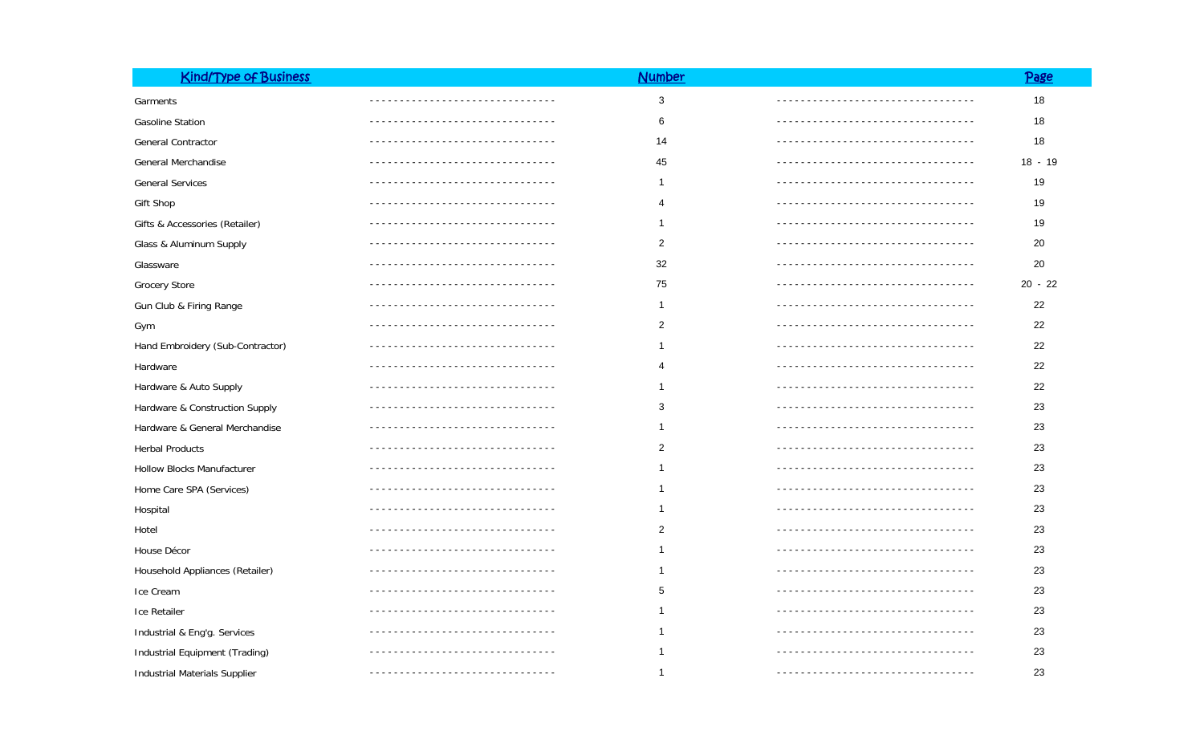| Kind/Type of Business | Number | Page |
| --- | --- | --- |
| Garments | 3 | 18 |
| Gasoline Station | 6 | 18 |
| General Contractor | 14 | 18 |
| General Merchandise | 45 | 18 - 19 |
| General Services | 1 | 19 |
| Gift Shop | 4 | 19 |
| Gifts & Accessories (Retailer) | 1 | 19 |
| Glass & Aluminum Supply | 2 | 20 |
| Glassware | 32 | 20 |
| Grocery Store | 75 | 20 - 22 |
| Gun Club & Firing Range | 1 | 22 |
| Gym | 2 | 22 |
| Hand Embroidery (Sub-Contractor) | 1 | 22 |
| Hardware | 4 | 22 |
| Hardware & Auto Supply | 1 | 22 |
| Hardware & Construction Supply | 3 | 23 |
| Hardware & General Merchandise | 1 | 23 |
| Herbal Products | 2 | 23 |
| Hollow Blocks Manufacturer | 1 | 23 |
| Home Care SPA (Services) | 1 | 23 |
| Hospital | 1 | 23 |
| Hotel | 2 | 23 |
| House Décor | 1 | 23 |
| Household Appliances (Retailer) | 1 | 23 |
| Ice Cream | 5 | 23 |
| Ice Retailer | 1 | 23 |
| Industrial & Eng'g. Services | 1 | 23 |
| Industrial Equipment (Trading) | 1 | 23 |
| Industrial Materials Supplier | 1 | 23 |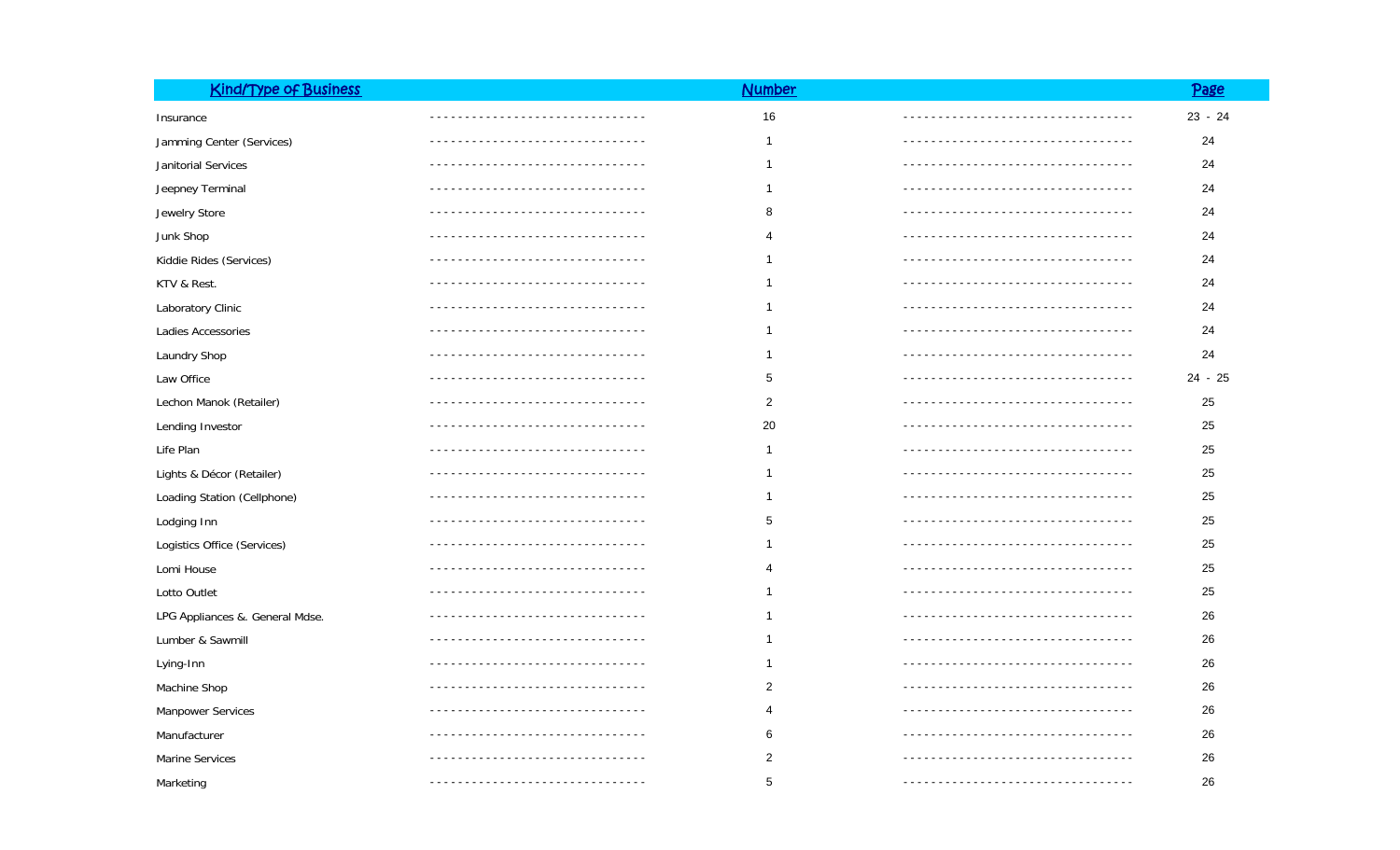| Kind/Type of Business | Number | Page |
|---|---|---|
| Insurance | 16 | 23 - 24 |
| Jamming Center (Services) | 1 | 24 |
| Janitorial Services | 1 | 24 |
| Jeepney Terminal | 1 | 24 |
| Jewelry Store | 8 | 24 |
| Junk Shop | 4 | 24 |
| Kiddie Rides (Services) | 1 | 24 |
| KTV & Rest. | 1 | 24 |
| Laboratory Clinic | 1 | 24 |
| Ladies Accessories | 1 | 24 |
| Laundry Shop | 1 | 24 |
| Law Office | 5 | 24 - 25 |
| Lechon Manok (Retailer) | 2 | 25 |
| Lending Investor | 20 | 25 |
| Life Plan | 1 | 25 |
| Lights & Décor (Retailer) | 1 | 25 |
| Loading Station (Cellphone) | 1 | 25 |
| Lodging Inn | 5 | 25 |
| Logistics Office (Services) | 1 | 25 |
| Lomi House | 4 | 25 |
| Lotto Outlet | 1 | 25 |
| LPG Appliances &. General Mdse. | 1 | 26 |
| Lumber & Sawmill | 1 | 26 |
| Lying-Inn | 1 | 26 |
| Machine Shop | 2 | 26 |
| Manpower Services | 4 | 26 |
| Manufacturer | 6 | 26 |
| Marine Services | 2 | 26 |
| Marketing | 5 | 26 |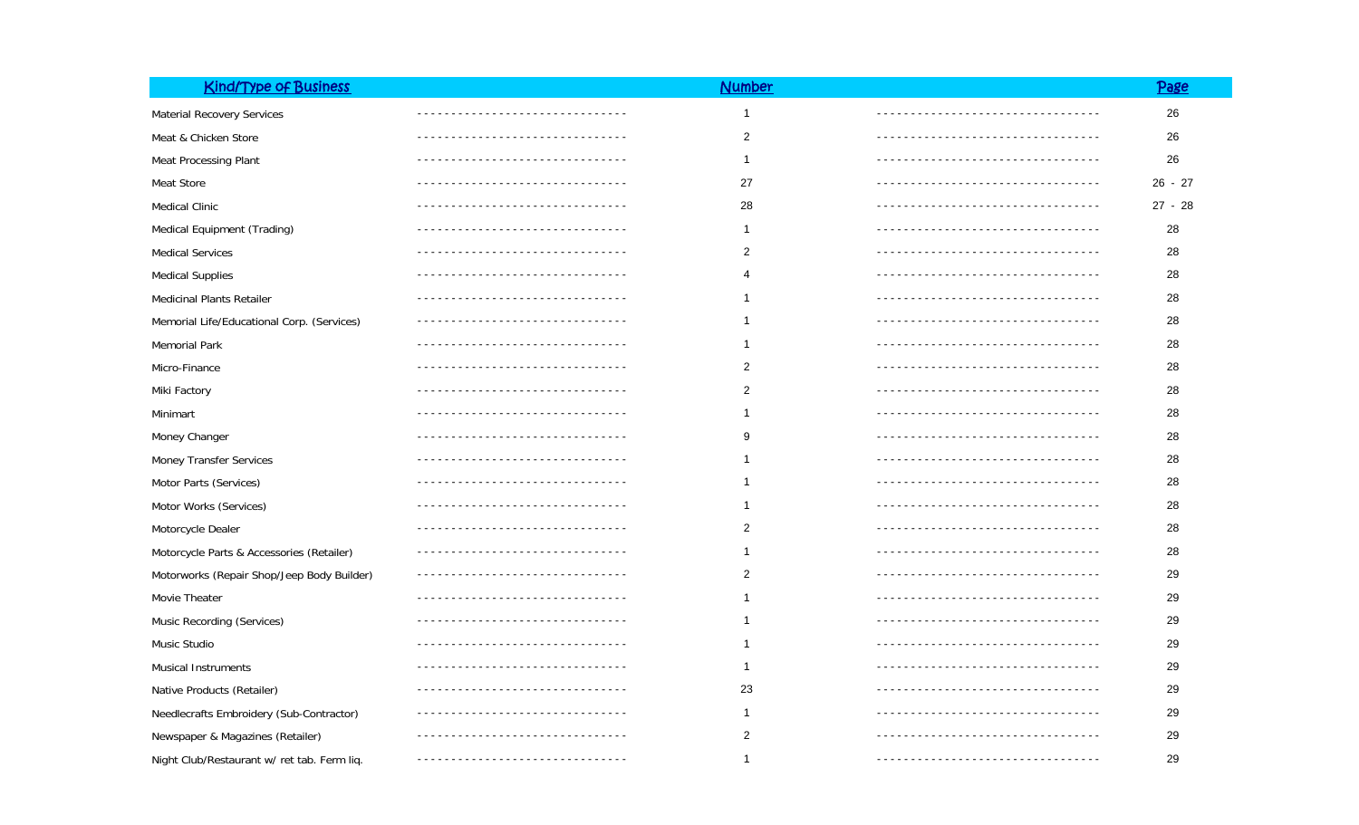| Kind/Type of Business | Number | Page |
|---|---|---|
| Material Recovery Services | 1 | 26 |
| Meat & Chicken Store | 2 | 26 |
| Meat Processing Plant | 1 | 26 |
| Meat Store | 27 | 26 - 27 |
| Medical Clinic | 28 | 27 - 28 |
| Medical Equipment (Trading) | 1 | 28 |
| Medical Services | 2 | 28 |
| Medical Supplies | 4 | 28 |
| Medicinal Plants Retailer | 1 | 28 |
| Memorial Life/Educational Corp. (Services) | 1 | 28 |
| Memorial Park | 1 | 28 |
| Micro-Finance | 2 | 28 |
| Miki Factory | 2 | 28 |
| Minimart | 1 | 28 |
| Money Changer | 9 | 28 |
| Money Transfer Services | 1 | 28 |
| Motor Parts (Services) | 1 | 28 |
| Motor Works (Services) | 1 | 28 |
| Motorcycle Dealer | 2 | 28 |
| Motorcycle Parts & Accessories (Retailer) | 1 | 28 |
| Motorworks (Repair Shop/Jeep Body Builder) | 2 | 29 |
| Movie Theater | 1 | 29 |
| Music Recording (Services) | 1 | 29 |
| Music Studio | 1 | 29 |
| Musical Instruments | 1 | 29 |
| Native Products (Retailer) | 23 | 29 |
| Needlecrafts Embroidery (Sub-Contractor) | 1 | 29 |
| Newspaper & Magazines (Retailer) | 2 | 29 |
| Night Club/Restaurant w/ ret tab. Ferm liq. | 1 | 29 |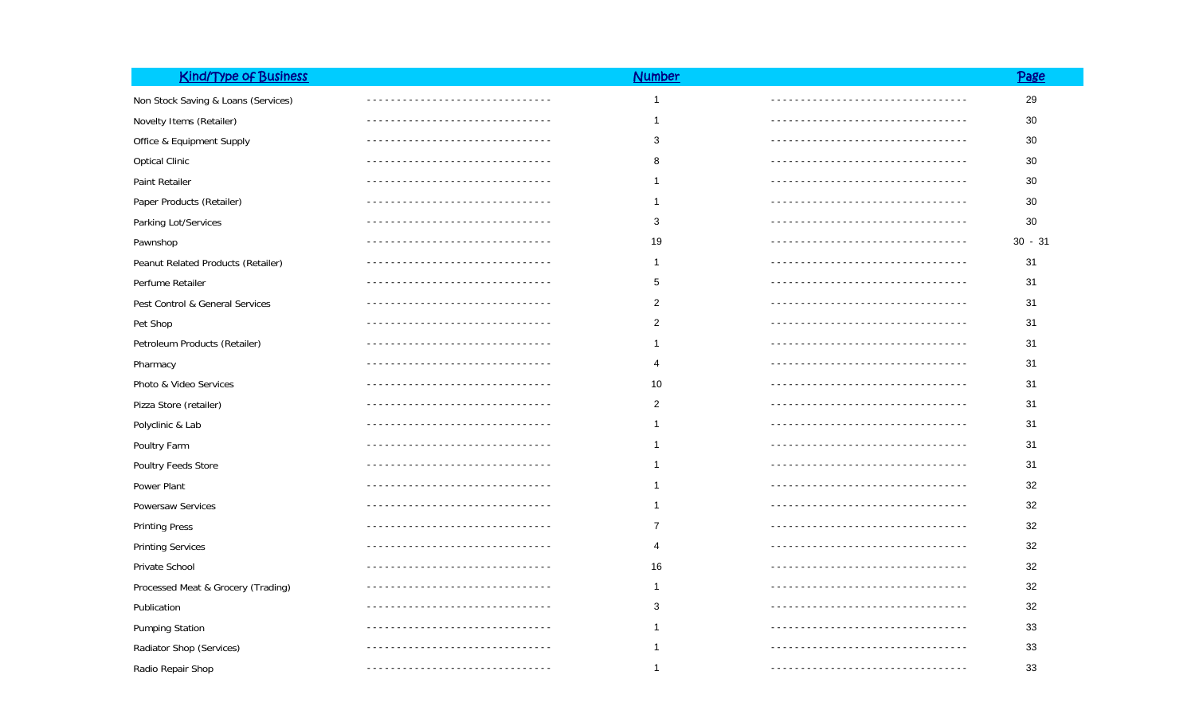| Kind/Type of Business | Number | Page |
|---|---|---|
| Non Stock Saving & Loans (Services) | 1 | 29 |
| Novelty Items (Retailer) | 1 | 30 |
| Office & Equipment Supply | 3 | 30 |
| Optical Clinic | 8 | 30 |
| Paint Retailer | 1 | 30 |
| Paper Products (Retailer) | 1 | 30 |
| Parking Lot/Services | 3 | 30 |
| Pawnshop | 19 | 30 - 31 |
| Peanut Related Products (Retailer) | 1 | 31 |
| Perfume Retailer | 5 | 31 |
| Pest Control & General Services | 2 | 31 |
| Pet Shop | 2 | 31 |
| Petroleum Products (Retailer) | 1 | 31 |
| Pharmacy | 4 | 31 |
| Photo & Video Services | 10 | 31 |
| Pizza Store (retailer) | 2 | 31 |
| Polyclinic & Lab | 1 | 31 |
| Poultry Farm | 1 | 31 |
| Poultry Feeds Store | 1 | 31 |
| Power Plant | 1 | 32 |
| Powersaw Services | 1 | 32 |
| Printing Press | 7 | 32 |
| Printing Services | 4 | 32 |
| Private School | 16 | 32 |
| Processed Meat & Grocery (Trading) | 1 | 32 |
| Publication | 3 | 32 |
| Pumping Station | 1 | 33 |
| Radiator Shop (Services) | 1 | 33 |
| Radio Repair Shop | 1 | 33 |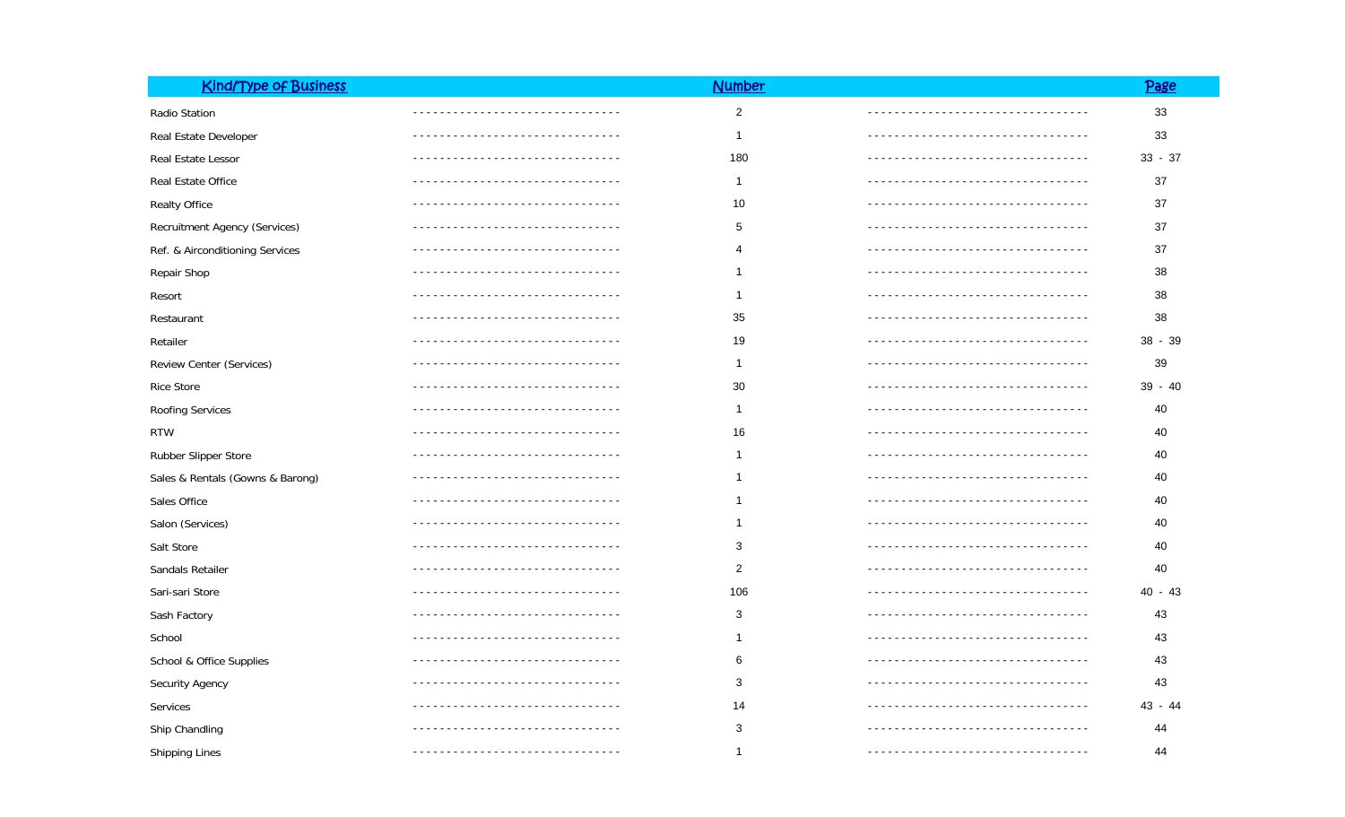| Kind/Type of Business | Number | Page |
|---|---|---|
| Radio Station | 2 | 33 |
| Real Estate Developer | 1 | 33 |
| Real Estate Lessor | 180 | 33 - 37 |
| Real Estate Office | 1 | 37 |
| Realty Office | 10 | 37 |
| Recruitment Agency (Services) | 5 | 37 |
| Ref. & Airconditioning Services | 4 | 37 |
| Repair Shop | 1 | 38 |
| Resort | 1 | 38 |
| Restaurant | 35 | 38 |
| Retailer | 19 | 38 - 39 |
| Review Center (Services) | 1 | 39 |
| Rice Store | 30 | 39 - 40 |
| Roofing Services | 1 | 40 |
| RTW | 16 | 40 |
| Rubber Slipper Store | 1 | 40 |
| Sales & Rentals (Gowns & Barong) | 1 | 40 |
| Sales Office | 1 | 40 |
| Salon (Services) | 1 | 40 |
| Salt Store | 3 | 40 |
| Sandals Retailer | 2 | 40 |
| Sari-sari Store | 106 | 40 - 43 |
| Sash Factory | 3 | 43 |
| School | 1 | 43 |
| School & Office Supplies | 6 | 43 |
| Security Agency | 3 | 43 |
| Services | 14 | 43 - 44 |
| Ship Chandling | 3 | 44 |
| Shipping Lines | 1 | 44 |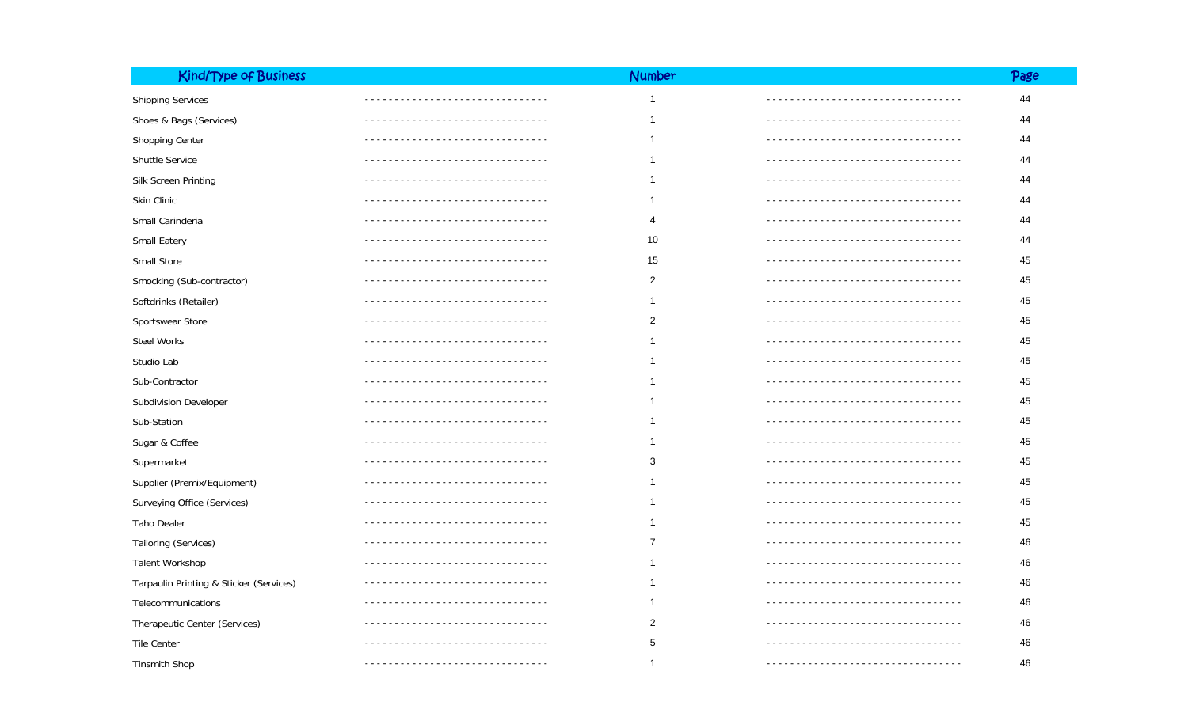| Kind/Type of Business | Number | Page |
|---|---|---|
| Shipping Services | 1 | 44 |
| Shoes & Bags (Services) | 1 | 44 |
| Shopping Center | 1 | 44 |
| Shuttle Service | 1 | 44 |
| Silk Screen Printing | 1 | 44 |
| Skin Clinic | 1 | 44 |
| Small Carinderia | 4 | 44 |
| Small Eatery | 10 | 44 |
| Small Store | 15 | 45 |
| Smocking (Sub-contractor) | 2 | 45 |
| Softdrinks (Retailer) | 1 | 45 |
| Sportswear Store | 2 | 45 |
| Steel Works | 1 | 45 |
| Studio Lab | 1 | 45 |
| Sub-Contractor | 1 | 45 |
| Subdivision Developer | 1 | 45 |
| Sub-Station | 1 | 45 |
| Sugar & Coffee | 1 | 45 |
| Supermarket | 3 | 45 |
| Supplier (Premix/Equipment) | 1 | 45 |
| Surveying Office (Services) | 1 | 45 |
| Taho Dealer | 1 | 45 |
| Tailoring (Services) | 7 | 46 |
| Talent Workshop | 1 | 46 |
| Tarpaulin Printing & Sticker (Services) | 1 | 46 |
| Telecommunications | 1 | 46 |
| Therapeutic Center (Services) | 2 | 46 |
| Tile Center | 5 | 46 |
| Tinsmith Shop | 1 | 46 |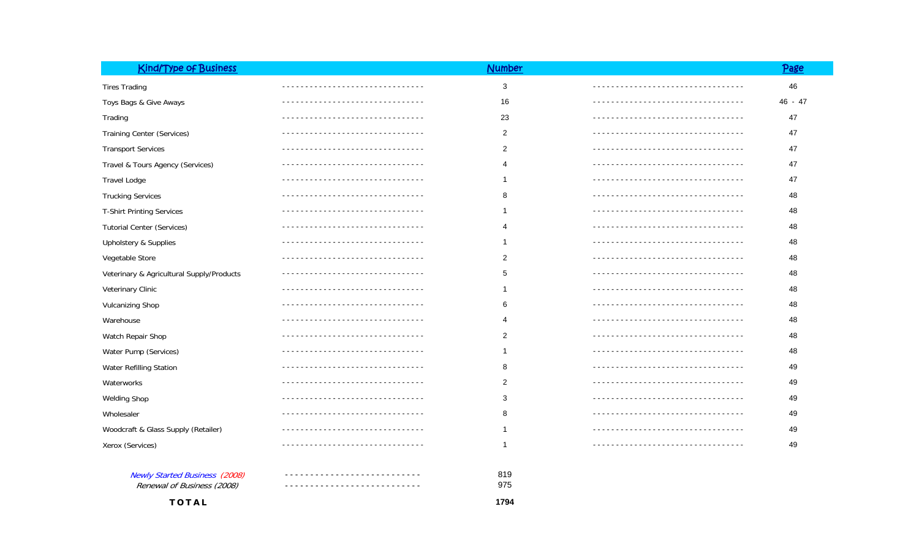| Kind/Type of Business | Number | Page |
|---|---|---|
| Tires Trading | 3 | 46 |
| Toys Bags & Give Aways | 16 | 46 - 47 |
| Trading | 23 | 47 |
| Training Center (Services) | 2 | 47 |
| Transport Services | 2 | 47 |
| Travel & Tours Agency (Services) | 4 | 47 |
| Travel Lodge | 1 | 47 |
| Trucking Services | 8 | 48 |
| T-Shirt Printing Services | 1 | 48 |
| Tutorial Center (Services) | 4 | 48 |
| Upholstery & Supplies | 1 | 48 |
| Vegetable Store | 2 | 48 |
| Veterinary & Agricultural Supply/Products | 5 | 48 |
| Veterinary Clinic | 1 | 48 |
| Vulcanizing Shop | 6 | 48 |
| Warehouse | 4 | 48 |
| Watch Repair Shop | 2 | 48 |
| Water Pump (Services) | 1 | 48 |
| Water Refilling Station | 8 | 49 |
| Waterworks | 2 | 49 |
| Welding Shop | 3 | 49 |
| Wholesaler | 8 | 49 |
| Woodcraft & Glass Supply (Retailer) | 1 | 49 |
| Xerox (Services) | 1 | 49 |
| *Newly Started Business (2008)* | 819 | |
| *Renewal of Business (2008)* | 975 | |
| **TOTAL** | **1794** | |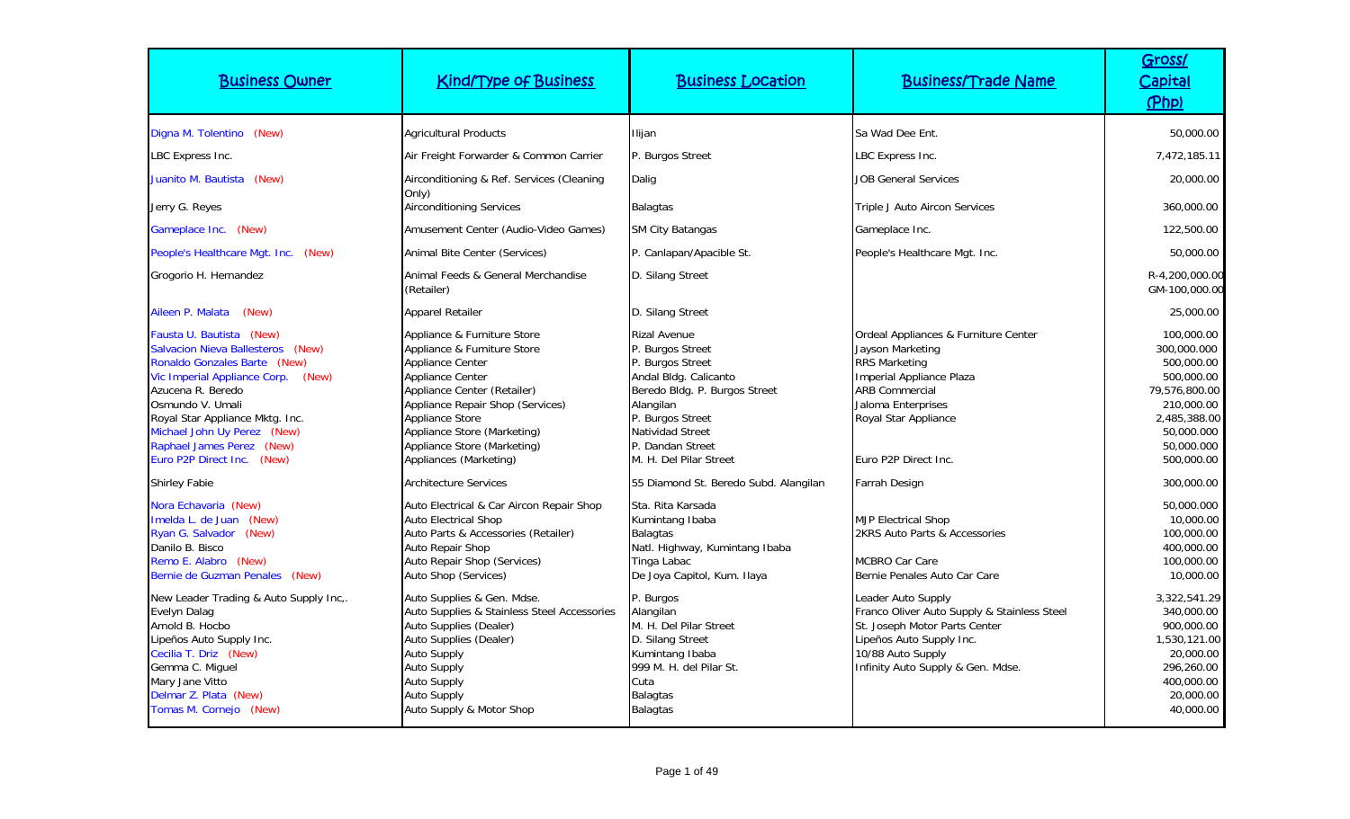| Business Owner | Kind/Type of Business | Business Location | Business/Trade Name | Gross/ Capital (Php) |
|---|---|---|---|---|
| Digna M. Tolentino (New) | Agricultural Products | Ilijan | Sa Wad Dee Ent. | 50,000.00 |
| LBC Express Inc. | Air Freight Forwarder & Common Carrier | P. Burgos Street | LBC Express Inc. | 7,472,185.11 |
| Juanito M. Bautista (New) | Airconditioning & Ref. Services (Cleaning Only) | Dalig | JOB General Services | 20,000.00 |
| Jerry G. Reyes | Airconditioning Services | Balagtas | Triple J Auto Aircon Services | 360,000.00 |
| Gameplace Inc. (New) | Amusement Center (Audio-Video Games) | SM City Batangas | Gameplace Inc. | 122,500.00 |
| People's Healthcare Mgt. Inc. (New) | Animal Bite Center (Services) | P. Canlapan/Apacible St. | People's Healthcare Mgt. Inc. | 50,000.00 |
| Grogorio H. Hernandez | Animal Feeds & General Merchandise (Retailer) | D. Silang Street | | R-4,200,000.00 GM-100,000.00 |
| Aileen P. Malata (New) | Apparel Retailer | D. Silang Street | | 25,000.00 |
| Fausta U. Bautista (New) | Appliance & Furniture Store | Rizal Avenue | Ordeal Appliances & Furniture Center | 100,000.00 |
| Salvacion Nieva Ballesteros (New) | Appliance & Furniture Store | P. Burgos Street | Jayson Marketing | 300,000.000 |
| Ronaldo Gonzales Barte (New) | Appliance Center | P. Burgos Street | RRS Marketing | 500,000.00 |
| Vic Imperial Appliance Corp. (New) | Appliance Center | Andal Bldg. Calicanto | Imperial Appliance Plaza | 500,000.00 |
| Azucena R. Beredo | Appliance Center (Retailer) | Beredo Bldg. P. Burgos Street | ARB Commercial | 79,576,800.00 |
| Osmundo V. Umali | Appliance Repair Shop (Services) | Alangilan | Jaloma Enterprises | 210,000.00 |
| Royal Star Appliance Mktg. Inc. | Appliance Store | P. Burgos Street | Royal Star Appliance | 2,485,388.00 |
| Michael John Uy Perez (New) | Appliance Store (Marketing) | Natividad Street | | 50,000.00 |
| Raphael James Perez (New) | Appliance Store (Marketing) | P. Dandan Street | | 50,000.00 |
| Euro P2P Direct Inc. (New) | Appliances (Marketing) | M. H. Del Pilar Street | Euro P2P Direct Inc. | 500,000.00 |
| Shirley Fabie | Architecture Services | 55 Diamond St. Beredo Subd. Alangilan | Farrah Design | 300,000.00 |
| Nora Echavaria (New) | Auto Electrical & Car Aircon Repair Shop | Sta. Rita Karsada | | 50,000.00 |
| Imelda L. de Juan (New) | Auto Electrical Shop | Kumintang Ibaba | MJP Electrical Shop | 10,000.00 |
| Ryan G. Salvador (New) | Auto Parts & Accessories (Retailer) | Balagtas | 2KRS Auto Parts & Accessories | 100,000.00 |
| Danilo B. Bisco | Auto Repair Shop | Natl. Highway, Kumintang Ibaba | | 400,000.00 |
| Remo E. Alabro (New) | Auto Repair Shop (Services) | Tinga Labac | MCBRO Car Care | 100,000.00 |
| Bernie de Guzman Penales (New) | Auto Shop (Services) | De Joya Capitol, Kum. Ilaya | Bernie Penales Auto Car Care | 10,000.00 |
| New Leader Trading & Auto Supply Inc,. | Auto Supplies & Gen. Mdse. | P. Burgos | Leader Auto Supply | 3,322,541.29 |
| Evelyn Dalag | Auto Supplies & Stainless Steel Accessories | Alangilan | Franco Oliver Auto Supply & Stainless Steel | 340,000.00 |
| Arnold B. Hocbo | Auto Supplies (Dealer) | M. H. Del Pilar Street | St. Joseph Motor Parts Center | 900,000.00 |
| Lipeños Auto Supply Inc. | Auto Supplies (Dealer) | D. Silang Street | Lipeños Auto Supply Inc. | 1,530,121.00 |
| Cecilia T. Driz (New) | Auto Supply | Kumintang Ibaba | 10/88 Auto Supply | 20,000.00 |
| Gemma C. Miguel | Auto Supply | 999 M. H. del Pilar St. | Infinity Auto Supply & Gen. Mdse. | 296,260.00 |
| Mary Jane Vitto | Auto Supply | Cuta | | 400,000.00 |
| Delmar Z. Plata (New) | Auto Supply | Balagtas | | 20,000.00 |
| Tomas M. Cornejo (New) | Auto Supply & Motor Shop | Balagtas | | 40,000.00 |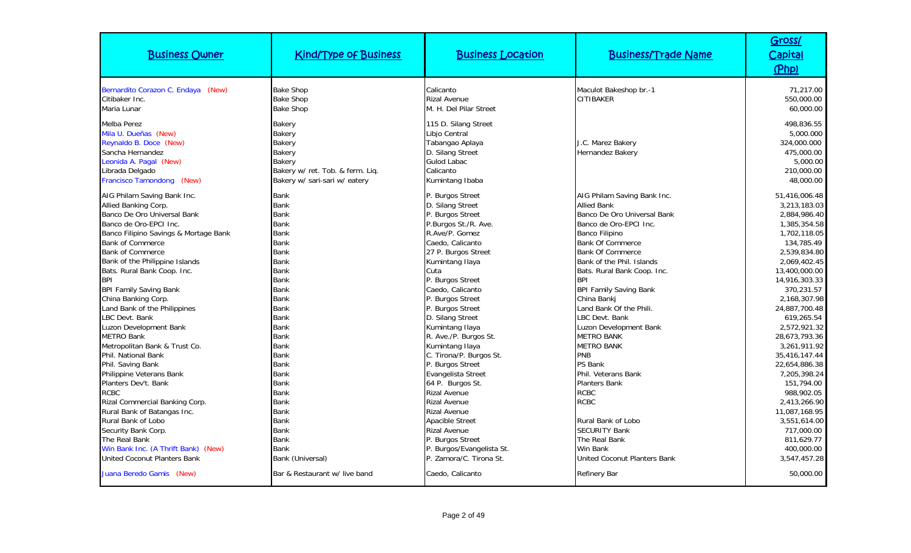| Business Owner | Kind/Type of Business | Business Location | Business/Trade Name | Gross/ Capital (Php) |
|---|---|---|---|---|
| Bernardito Corazon C. Endaya (New) | Bake Shop | Calicanto | Maculot Bakeshop br.-1 | 71,217.00 |
| Citibaker Inc. | Bake Shop | Rizal Avenue | CITIBAKER | 550,000.00 |
| Maria Lunar | Bake Shop | M. H. Del Pilar Street | | 60,000.00 |
| Melba Perez | Bakery | 115 D. Silang Street | | 498,836.55 |
| Mila U. Dueñas (New) | Bakery | Libjo Central | | 5,000.000 |
| Reynaldo B. Doce (New) | Bakery | Tabangao Aplaya | J.C. Marez Bakery | 324,000.000 |
| Sancha Hernandez | Bakery | D. Silang Street | Hernandez Bakery | 475,000.00 |
| Leonida A. Pagal (New) | Bakery | Gulod Labac | | 5,000.00 |
| Librada Delgado | Bakery w/ ret. Tob. & ferm. Liq. | Calicanto | | 210,000.00 |
| Francisco Tamondong (New) | Bakery w/ sari-sari w/ eatery | Kumintang Ibaba | | 48,000.00 |
| AIG Philam Saving Bank Inc. | Bank | P. Burgos Street | AIG Philam Saving Bank Inc. | 51,416,006.48 |
| Allied Banking Corp. | Bank | D. Silang Street | Allied Bank | 3,213,183.03 |
| Banco De Oro Universal Bank | Bank | P. Burgos Street | Banco De Oro Universal Bank | 2,884,986.40 |
| Banco de Oro-EPCI Inc. | Bank | P.Burgos St./R. Ave. | Banco de Oro-EPCI Inc. | 1,385,354.58 |
| Banco Filipino Savings & Mortage Bank | Bank | R.Ave/P. Gomez | Banco Filipino | 1,702,118.05 |
| Bank of Commerce | Bank | Caedo, Calicanto | Bank Of Commerce | 134,785.49 |
| Bank of Commerce | Bank | 27 P. Burgos Street | Bank Of Commerce | 2,539,834.80 |
| Bank of the Philippine Islands | Bank | Kumintang Ilaya | Bank of the Phil. Islands | 2,069,402.45 |
| Bats. Rural Bank Coop. Inc. | Bank | Cuta | Bats. Rural Bank Coop. Inc. | 13,400,000.00 |
| BPI | Bank | P. Burgos Street | BPI | 14,916,303.33 |
| BPI Family Saving Bank | Bank | Caedo, Calicanto | BPI Family Saving Bank | 370,231.57 |
| China Banking Corp. | Bank | P. Burgos Street | China Bankj | 2,168,307.98 |
| Land Bank of the Philippines | Bank | P. Burgos Street | Land Bank Of the Phili. | 24,887,700.48 |
| LBC Devt. Bank | Bank | D. Silang Street | LBC Devt. Bank | 619,265.54 |
| Luzon Development Bank | Bank | Kumintang Ilaya | Luzon Development Bank | 2,572,921.32 |
| METRO Bank | Bank | R. Ave./P. Burgos St. | METRO BANK | 28,673,793.36 |
| Metropolitan Bank & Trust Co. | Bank | Kumintang Ilaya | METRO BANK | 3,261,911.92 |
| Phil. National Bank | Bank | C. Tirona/P. Burgos St. | PNB | 35,416,147.44 |
| Phil. Saving Bank | Bank | P. Burgos Street | PS Bank | 22,654,886.38 |
| Philippine Veterans Bank | Bank | Evangelista Street | Phil. Veterans Bank | 7,205,398.24 |
| Planters Dev't. Bank | Bank | 64 P. Burgos St. | Planters Bank | 151,794.00 |
| RCBC | Bank | Rizal Avenue | RCBC | 988,902.05 |
| Rizal Commercial Banking Corp. | Bank | Rizal Avenue | RCBC | 2,413,266.90 |
| Rural Bank of Batangas Inc. | Bank | Rizal Avenue | | 11,087,168.95 |
| Rural Bank of Lobo | Bank | Apacible Street | Rural Bank of Lobo | 3,551,614.00 |
| Security Bank Corp. | Bank | Rizal Avenue | SECURITY Bank | 717,000.00 |
| The Real Bank | Bank | P. Burgos Street | The Real Bank | 811,629.77 |
| Win Bank Inc. (A Thrift Bank) (New) | Bank | P. Burgos/Evangelista St. | Win Bank | 400,000.00 |
| United Coconut Planters Bank | Bank (Universal) | P. Zamora/C. Tirona St. | United Coconut Planters Bank | 3,547,457.28 |
| Juana Beredo Gamis (New) | Bar & Restaurant w/ live band | Caedo, Calicanto | Refinery Bar | 50,000.00 |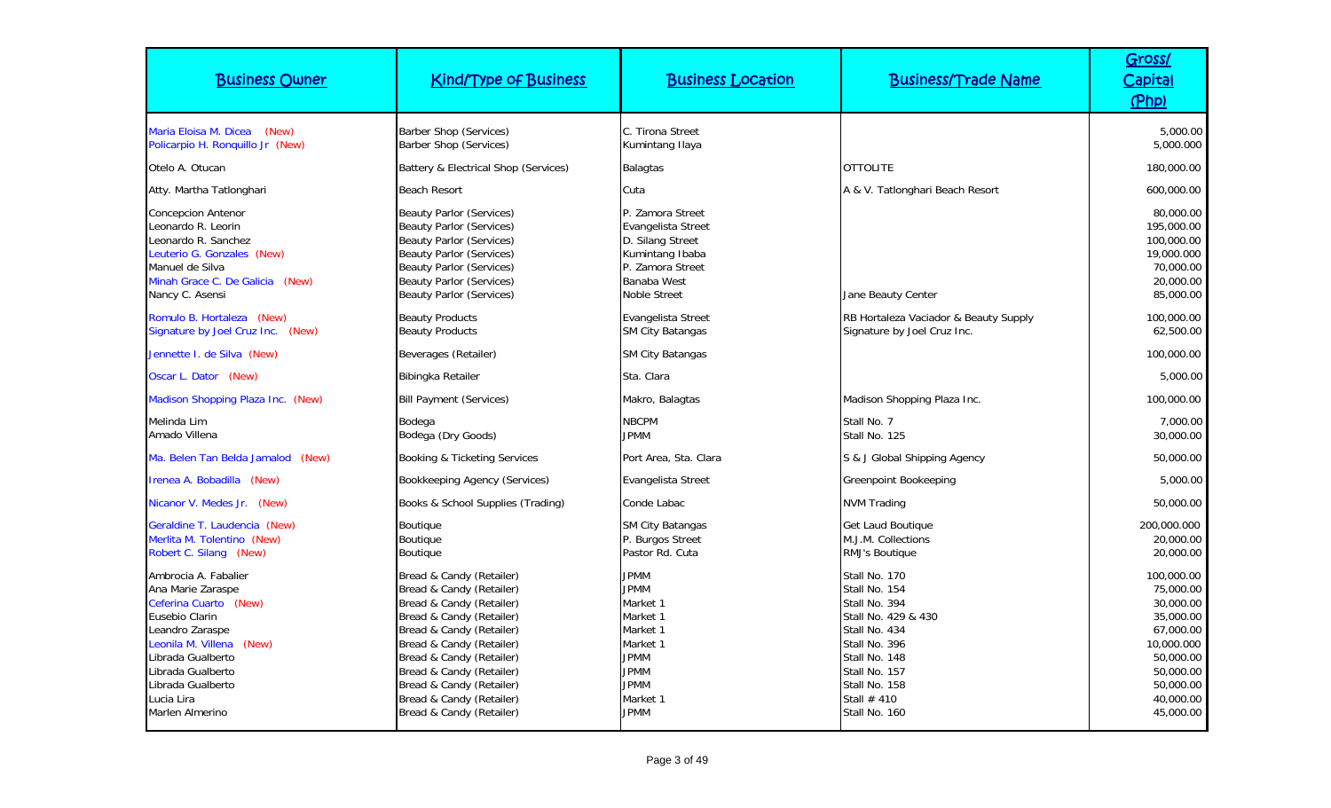| Business Owner | Kind/Type of Business | Business Location | Business/Trade Name | Gross/ Capital (Php) |
|---|---|---|---|---|
| Maria Eloisa M. Dicea (New) | Barber Shop (Services) | C. Tirona Street | | 5,000.00 |
| Policarpio H. Ronquillo Jr (New) | Barber Shop (Services) | Kumintang Ilaya | | 5,000.000 |
| Otelo A. Otucan | Battery & Electrical Shop (Services) | Balagtas | OTTOLITE | 180,000.00 |
| Atty. Martha Tatlonghari | Beach Resort | Cuta | A & V. Tatlonghari Beach Resort | 600,000.00 |
| Concepcion Antenor | Beauty Parlor (Services) | P. Zamora Street | | 80,000.00 |
| Leonardo R. Leorin | Beauty Parlor (Services) | Evangelista Street | | 195,000.00 |
| Leonardo R. Sanchez | Beauty Parlor (Services) | D. Silang Street | | 100,000.00 |
| Leuterio G. Gonzales (New) | Beauty Parlor (Services) | Kumintang Ibaba | | 19,000.000 |
| Manuel de Silva | Beauty Parlor (Services) | P. Zamora Street | | 70,000.00 |
| Minah Grace C. De Galicia (New) | Beauty Parlor (Services) | Banaba West | | 20,000.00 |
| Nancy C. Asensi | Beauty Parlor (Services) | Noble Street | Jane Beauty Center | 85,000.00 |
| Romulo B. Hortaleza (New) | Beauty Products | Evangelista Street | RB Hortaleza Vaciador & Beauty Supply | 100,000.00 |
| Signature by Joel Cruz Inc. (New) | Beauty Products | SM City Batangas | Signature by Joel Cruz Inc. | 62,500.00 |
| Jennette I. de Silva (New) | Beverages (Retailer) | SM City Batangas | | 100,000.00 |
| Oscar L. Dator (New) | Bibingka Retailer | Sta. Clara | | 5,000.00 |
| Madison Shopping Plaza Inc. (New) | Bill Payment (Services) | Makro, Balagtas | Madison Shopping Plaza Inc. | 100,000.00 |
| Melinda Lim | Bodega | NBCPM | Stall No. 7 | 7,000.00 |
| Amado Villena | Bodega (Dry Goods) | JPMM | Stall No. 125 | 30,000.00 |
| Ma. Belen Tan Belda Jamalod (New) | Booking & Ticketing Services | Port Area, Sta. Clara | S & J Global Shipping Agency | 50,000.00 |
| Irenea A. Bobadilla (New) | Bookkeeping Agency (Services) | Evangelista Street | Greenpoint Bookeeping | 5,000.00 |
| Nicanor V. Medes Jr. (New) | Books & School Supplies (Trading) | Conde Labac | NVM Trading | 50,000.00 |
| Geraldine T. Laudencia (New) | Boutique | SM City Batangas | Get Laud Boutique | 200,000.000 |
| Merlita M. Tolentino (New) | Boutique | P. Burgos Street | M.J.M. Collections | 20,000.00 |
| Robert C. Silang (New) | Boutique | Pastor Rd. Cuta | RMJ's Boutique | 20,000.00 |
| Ambrocia A. Fabalier | Bread & Candy (Retailer) | JPMM | Stall No. 170 | 100,000.00 |
| Ana Marie Zaraspe | Bread & Candy (Retailer) | JPMM | Stall No. 154 | 75,000.00 |
| Ceferina Cuarto (New) | Bread & Candy (Retailer) | Market 1 | Stall No. 394 | 30,000.00 |
| Eusebio Clarin | Bread & Candy (Retailer) | Market 1 | Stall No. 429 & 430 | 35,000.00 |
| Leandro Zaraspe | Bread & Candy (Retailer) | Market 1 | Stall No. 434 | 67,000.00 |
| Leonila M. Villena (New) | Bread & Candy (Retailer) | Market 1 | Stall No. 396 | 10,000.000 |
| Librada Gualberto | Bread & Candy (Retailer) | JPMM | Stall No. 148 | 50,000.00 |
| Librada Gualberto | Bread & Candy (Retailer) | JPMM | Stall No. 157 | 50,000.00 |
| Librada Gualberto | Bread & Candy (Retailer) | JPMM | Stall No. 158 | 50,000.00 |
| Lucia Lira | Bread & Candy (Retailer) | Market 1 | Stall # 410 | 40,000.00 |
| Marlen Almerino | Bread & Candy (Retailer) | JPMM | Stall No. 160 | 45,000.00 |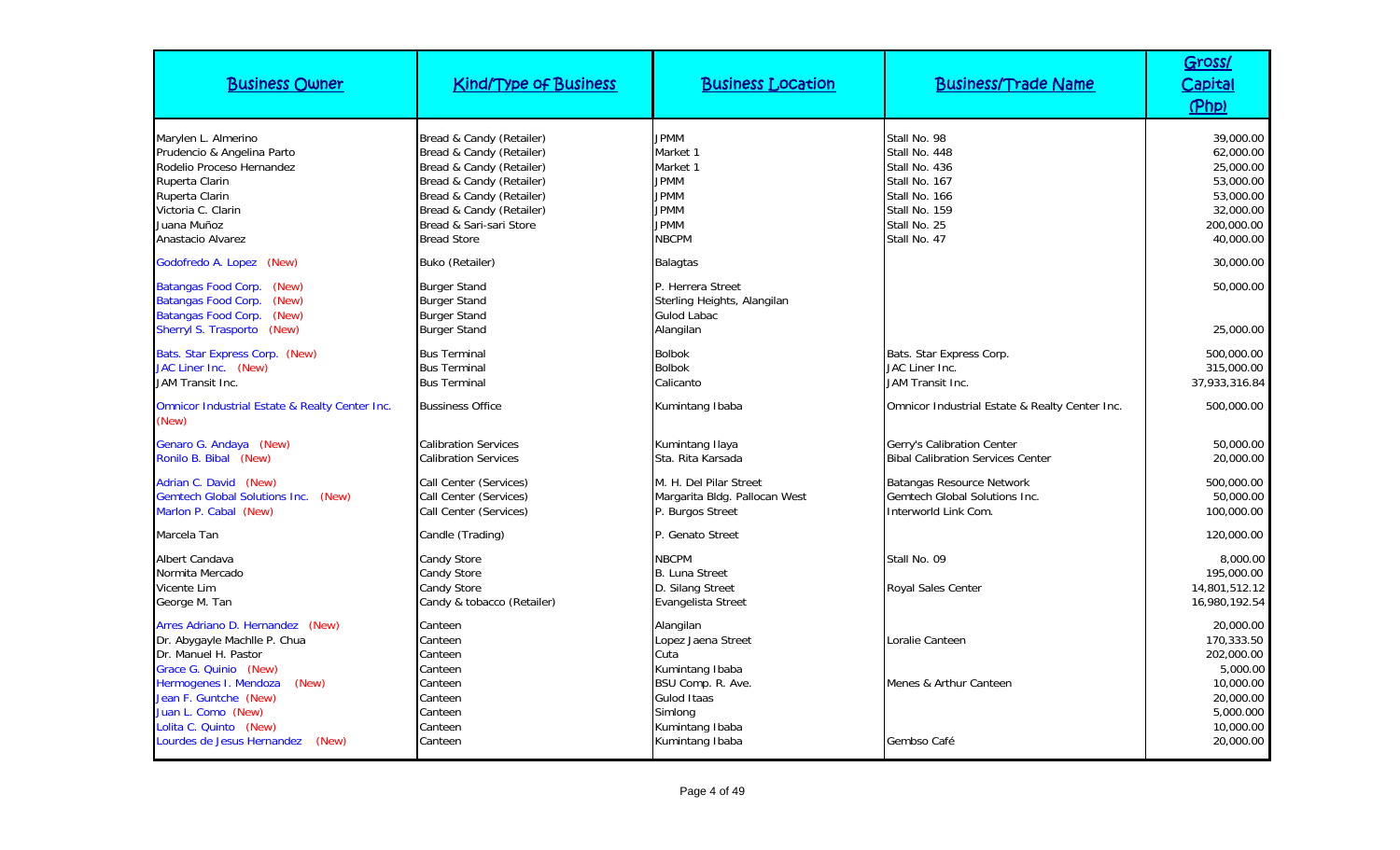| Business Owner | Kind/Type of Business | Business Location | Business/Trade Name | Gross/ Capital (Php) |
|---|---|---|---|---|
| Marylen L. Almerino | Bread & Candy (Retailer) | JPMM | Stall No. 98 | 39,000.00 |
| Prudencio & Angelina Parto | Bread & Candy (Retailer) | Market 1 | Stall No. 448 | 62,000.00 |
| Rodelio Proceso Hernandez | Bread & Candy (Retailer) | Market 1 | Stall No. 436 | 25,000.00 |
| Ruperta Clarin | Bread & Candy (Retailer) | JPMM | Stall No. 167 | 53,000.00 |
| Ruperta Clarin | Bread & Candy (Retailer) | JPMM | Stall No. 166 | 53,000.00 |
| Victoria C. Clarin | Bread & Candy (Retailer) | JPMM | Stall No. 159 | 32,000.00 |
| Juana Muñoz | Bread & Sari-sari Store | JPMM | Stall No. 25 | 200,000.00 |
| Anastacio Alvarez | Bread Store | NBCPM | Stall No. 47 | 40,000.00 |
| Godofredo A. Lopez (New) | Buko (Retailer) | Balagtas | | 30,000.00 |
| Batangas Food Corp. (New) | Burger Stand | P. Herrera Street | | 50,000.00 |
| Batangas Food Corp. (New) | Burger Stand | Sterling Heights, Alangilan | | |
| Batangas Food Corp. (New) | Burger Stand | Gulod Labac | | |
| Sherryl S. Trasporto (New) | Burger Stand | Alangilan | | 25,000.00 |
| Bats. Star Express Corp. (New) | Bus Terminal | Bolbok | Bats. Star Express Corp. | 500,000.00 |
| JAC Liner Inc. (New) | Bus Terminal | Bolbok | JAC Liner Inc. | 315,000.00 |
| JAM Transit Inc. | Bus Terminal | Calicanto | JAM Transit Inc. | 37,933,316.84 |
| Omnicor Industrial Estate & Realty Center Inc. (New) | Bussiness Office | Kumintang Ibaba | Omnicor Industrial Estate & Realty Center Inc. | 500,000.00 |
| Genaro G. Andaya (New) | Calibration Services | Kumintang Ilaya | Gerry's Calibration Center | 50,000.00 |
| Ronilo B. Bibal (New) | Calibration Services | Sta. Rita Karsada | Bibal Calibration Services Center | 20,000.00 |
| Adrian C. David (New) | Call Center (Services) | M. H. Del Pilar Street | Batangas Resource Network | 500,000.00 |
| Gemtech Global Solutions Inc. (New) | Call Center (Services) | Margarita Bldg. Pallocan West | Gemtech Global Solutions Inc. | 50,000.00 |
| Marlon P. Cabal (New) | Call Center (Services) | P. Burgos Street | Interworld Link Com. | 100,000.00 |
| Marcela Tan | Candle (Trading) | P. Genato Street | | 120,000.00 |
| Albert Candava | Candy Store | NBCPM | Stall No. 09 | 8,000.00 |
| Normita Mercado | Candy Store | B. Luna Street | | 195,000.00 |
| Vicente Lim | Candy Store | D. Silang Street | Royal Sales Center | 14,801,512.12 |
| George M. Tan | Candy & tobacco (Retailer) | Evangelista Street | | 16,980,192.54 |
| Arres Adriano D. Hernandez (New) | Canteen | Alangilan | | 20,000.00 |
| Dr. Abygayle Machlle P. Chua | Canteen | Lopez Jaena Street | Loralie Canteen | 170,333.50 |
| Dr. Manuel H. Pastor | Canteen | Cuta | | 202,000.00 |
| Grace G. Quinio (New) | Canteen | Kumintang Ibaba | | 5,000.00 |
| Hermogenes I. Mendoza (New) | Canteen | BSU Comp. R. Ave. | Menes & Arthur Canteen | 10,000.00 |
| Jean F. Guntche (New) | Canteen | Gulod Itaas | | 20,000.00 |
| Juan L. Como (New) | Canteen | Simlong | | 5,000.000 |
| Lolita C. Quinto (New) | Canteen | Kumintang Ibaba | | 10,000.00 |
| Lourdes de Jesus Hernandez (New) | Canteen | Kumintang Ibaba | Gembso Café | 20,000.00 |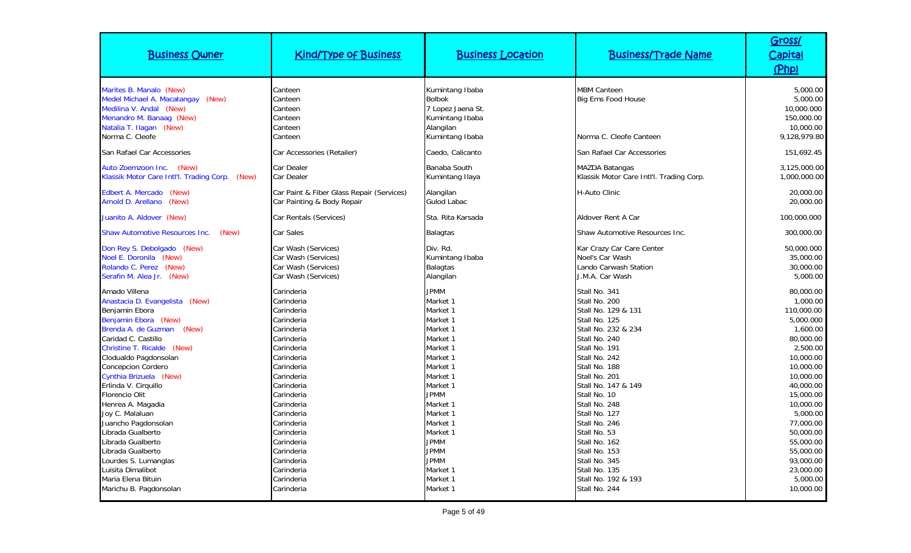| Business Owner | Kind/Type of Business | Business Location | Business/Trade Name | Gross/ Capital (Php) |
|---|---|---|---|---|
| Marites B. Manalo (New) | Canteen | Kumintang Ibaba | MBM Canteen | 5,000.00 |
| Medel Michael A. Macatangay (New) | Canteen | Bolbok | Big Ems Food House | 5,000.00 |
| Medilina V. Andal (New) | Canteen | 7 Lopez Jaena St. | | 10,000.000 |
| Menandro M. Banaag (New) | Canteen | Kumintang Ibaba | | 150,000.00 |
| Natalia T. Ilagan (New) | Canteen | Alangilan | | 10,000.00 |
| Norma C. Cleofe | Canteen | Kumintang Ibaba | Norma C. Cleofe Canteen | 9,128,979.80 |
| San Rafael Car Accessories | Car Accessories (Retailer) | Caedo, Calicanto | San Rafael Car Accessories | 151,692.45 |
| Auto Zoemzoon Inc. (New) | Car Dealer | Banaba South | MAZDA Batangas | 3,125,000.00 |
| Klassik Motor Care Int'l. Trading Corp. (New) | Car Dealer | Kumintang Ilaya | Klassik Motor Care Int'l. Trading Corp. | 1,000,000.00 |
| Edbert A. Mercado (New) | Car Paint & Fiber Glass Repair (Services) | Alangilan | H-Auto Clinic | 20,000.00 |
| Arnold D. Arellano (New) | Car Painting & Body Repair | Gulod Labac | | 20,000.00 |
| Juanito A. Aldover (New) | Car Rentals (Services) | Sta. Rita Karsada | Aldover Rent A Car | 100,000.000 |
| Shaw Automotive Resources Inc. (New) | Car Sales | Balagtas | Shaw Automotive Resources Inc. | 300,000.00 |
| Don Rey S. Debolgado (New) | Car Wash (Services) | Div. Rd. | Kar Crazy Car Care Center | 50,000.000 |
| Noel E. Doronila (New) | Car Wash (Services) | Kumintang Ibaba | Noel's Car Wash | 35,000.00 |
| Rolando C. Perez (New) | Car Wash (Services) | Balagtas | Lando Carwash Station | 30,000.00 |
| Serafin M. Alea Jr. (New) | Car Wash (Services) | Alangilan | J.M.A. Car Wash | 5,000.00 |
| Amado Villena | Carinderia | JPMM | Stall No. 341 | 80,000.00 |
| Anastacia D. Evangelista (New) | Carinderia | Market 1 | Stall No. 200 | 1,000.00 |
| Benjamin Ebora | Carinderia | Market 1 | Stall No. 129 & 131 | 110,000.00 |
| Benjamin Ebora (New) | Carinderia | Market 1 | Stall No. 125 | 5,000.000 |
| Brenda A. de Guzman (New) | Carinderia | Market 1 | Stall No. 232 & 234 | 1,600.00 |
| Caridad C. Castillo | Carinderia | Market 1 | Stall No. 240 | 80,000.00 |
| Christine T. Ricalde (New) | Carinderia | Market 1 | Stall No. 191 | 2,500.00 |
| Clodualdo Pagdonsolan | Carinderia | Market 1 | Stall No. 242 | 10,000.00 |
| Concepcion Cordero | Carinderia | Market 1 | Stall No. 188 | 10,000.00 |
| Cynthia Brizuela (New) | Carinderia | Market 1 | Stall No. 201 | 10,000.00 |
| Erlinda V. Cirquillo | Carinderia | Market 1 | Stall No. 147 & 149 | 40,000.00 |
| Florencio Olit | Carinderia | JPMM | Stall No. 10 | 15,000.00 |
| Henrea A. Magadia | Carinderia | Market 1 | Stall No. 248 | 10,000.00 |
| Joy C. Malaluan | Carinderia | Market 1 | Stall No. 127 | 5,000.00 |
| Juancho Pagdonsolan | Carinderia | Market 1 | Stall No. 246 | 77,000.00 |
| Librada Gualberto | Carinderia | Market 1 | Stall No. 53 | 50,000.00 |
| Librada Gualberto | Carinderia | JPMM | Stall No. 162 | 55,000.00 |
| Librada Gualberto | Carinderia | JPMM | Stall No. 153 | 55,000.00 |
| Lourdes S. Lumanglas | Carinderia | JPMM | Stall No. 345 | 93,000.00 |
| Luisita Dimalibot | Carinderia | Market 1 | Stall No. 135 | 23,000.00 |
| Maria Elena Bituin | Carinderia | Market 1 | Stall No. 192 & 193 | 5,000.00 |
| Marichu B. Pagdonsolan | Carinderia | Market 1 | Stall No. 244 | 10,000.00 |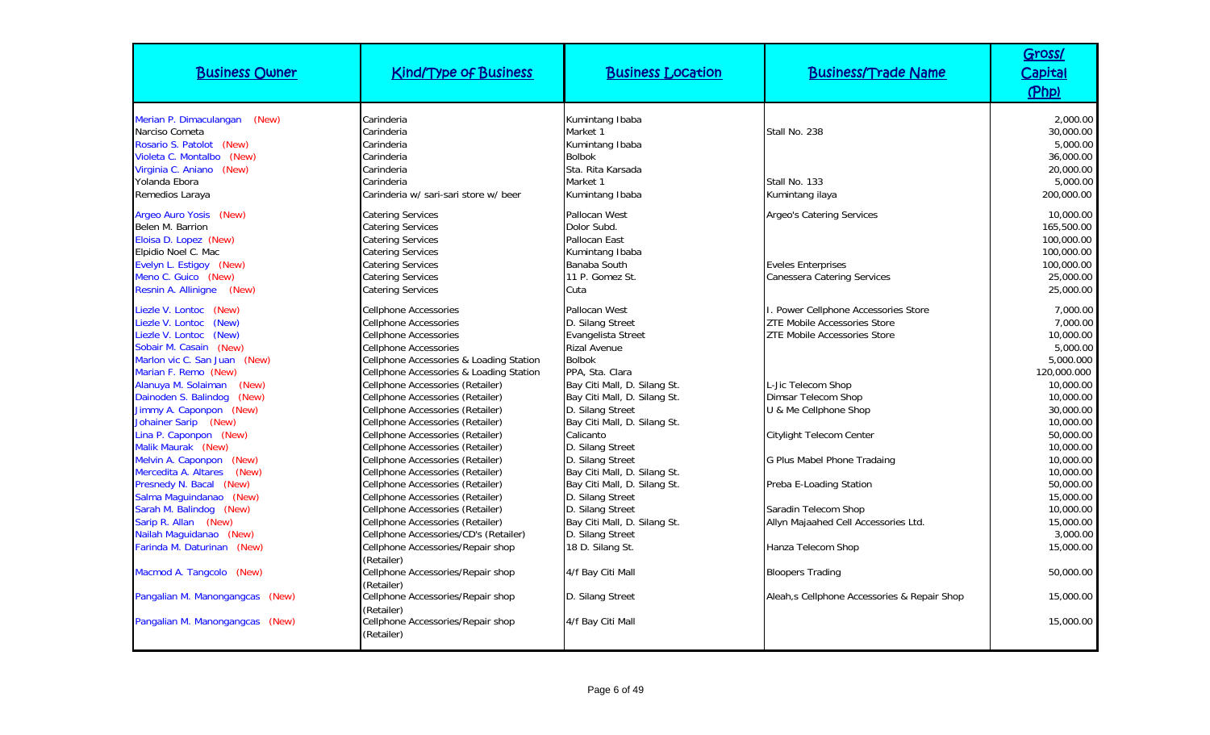| Business Owner | Kind/Type of Business | Business Location | Business/Trade Name | Gross/ Capital (Php) |
|---|---|---|---|---|
| Merian P. Dimaculangan (New) | Carinderia | Kumintang Ibaba | | 2,000.00 |
| Narciso Cometa | Carinderia | Market 1 | Stall No. 238 | 30,000.00 |
| Rosario S. Patolot (New) | Carinderia | Kumintang Ibaba | | 5,000.00 |
| Violeta C. Montalbo (New) | Carinderia | Bolbok | | 36,000.00 |
| Virginia C. Aniano (New) | Carinderia | Sta. Rita Karsada | | 20,000.00 |
| Yolanda Ebora | Carinderia | Market 1 | Stall No. 133 | 5,000.00 |
| Remedios Laraya | Carinderia w/ sari-sari store w/ beer | Kumintang Ibaba | Kumintang ilaya | 200,000.00 |
| Argeo Auro Yosis (New) | Catering Services | Pallocan West | Argeo's Catering Services | 10,000.00 |
| Belen M. Barrion | Catering Services | Dolor Subd. | | 165,500.00 |
| Eloisa D. Lopez (New) | Catering Services | Pallocan East | | 100,000.00 |
| Elpidio Noel C. Mac | Catering Services | Kumintang Ibaba | | 100,000.00 |
| Evelyn L. Estigoy (New) | Catering Services | Banaba South | Eveles Enterprises | 100,000.00 |
| Meno C. Guico (New) | Catering Services | 11 P. Gomez St. | Canessera Catering Services | 25,000.00 |
| Resnin A. Allinigne (New) | Catering Services | Cuta | | 25,000.00 |
| Liezle V. Lontoc (New) | Cellphone Accessories | Pallocan West | I. Power Cellphone Accessories Store | 7,000.00 |
| Liezle V. Lontoc (New) | Cellphone Accessories | D. Silang Street | ZTE Mobile Accessories Store | 7,000.00 |
| Liezle V. Lontoc (New) | Cellphone Accessories | Evangelista Street | ZTE Mobile Accessories Store | 10,000.00 |
| Sobair M. Casain (New) | Cellphone Accessories | Rizal Avenue | | 5,000.00 |
| Marlon vic C. San Juan (New) | Cellphone Accessories & Loading Station | Bolbok | | 5,000.000 |
| Marian F. Remo (New) | Cellphone Accessories & Loading Station | PPA, Sta. Clara | | 120,000.000 |
| Alanuya M. Solaiman (New) | Cellphone Accessories (Retailer) | Bay Citi Mall, D. Silang St. | L-Jic Telecom Shop | 10,000.00 |
| Dainoden S. Balindog (New) | Cellphone Accessories (Retailer) | Bay Citi Mall, D. Silang St. | Dimsar Telecom Shop | 10,000.00 |
| Jimmy A. Caponpon (New) | Cellphone Accessories (Retailer) | D. Silang Street | U & Me Cellphone Shop | 30,000.00 |
| Johainer Sarip (New) | Cellphone Accessories (Retailer) | Bay Citi Mall, D. Silang St. | | 10,000.00 |
| Lina P. Caponpon (New) | Cellphone Accessories (Retailer) | Calicanto | Citylight Telecom Center | 50,000.00 |
| Malik Maurak (New) | Cellphone Accessories (Retailer) | D. Silang Street | | 10,000.00 |
| Melvin A. Caponpon (New) | Cellphone Accessories (Retailer) | D. Silang Street | G Plus Mabel Phone Tradaing | 10,000.00 |
| Mercedita A. Altares (New) | Cellphone Accessories (Retailer) | Bay Citi Mall, D. Silang St. | | 10,000.00 |
| Presnedy N. Bacal (New) | Cellphone Accessories (Retailer) | Bay Citi Mall, D. Silang St. | Preba E-Loading Station | 50,000.00 |
| Salma Maguindanao (New) | Cellphone Accessories (Retailer) | D. Silang Street | | 15,000.00 |
| Sarah M. Balindog (New) | Cellphone Accessories (Retailer) | D. Silang Street | Saradin Telecom Shop | 10,000.00 |
| Sarip R. Allan (New) | Cellphone Accessories (Retailer) | Bay Citi Mall, D. Silang St. | Allyn Majaahed Cell Accessories Ltd. | 15,000.00 |
| Nailah Maguidanao (New) | Cellphone Accessories/CD's (Retailer) | D. Silang Street | | 3,000.00 |
| Farinda M. Daturinan (New) | Cellphone Accessories/Repair shop (Retailer) | 18 D. Silang St. | Hanza Telecom Shop | 15,000.00 |
| Macmod A. Tangcolo (New) | Cellphone Accessories/Repair shop (Retailer) | 4/f Bay Citi Mall | Bloopers Trading | 50,000.00 |
| Pangalian M. Manongangcas (New) | Cellphone Accessories/Repair shop (Retailer) | D. Silang Street | Aleah,s Cellphone Accessories & Repair Shop | 15,000.00 |
| Pangalian M. Manongangcas (New) | Cellphone Accessories/Repair shop (Retailer) | 4/f Bay Citi Mall | | 15,000.00 |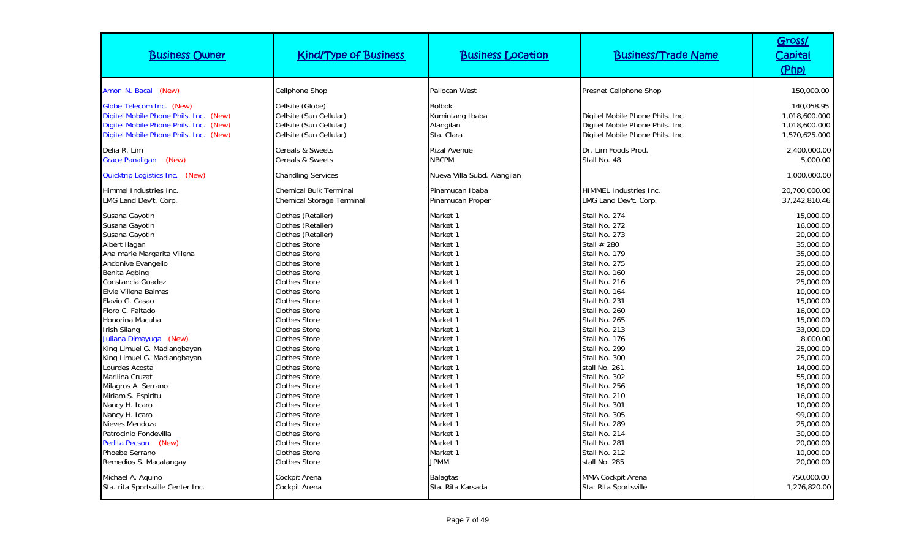| Business Owner | Kind/Type of Business | Business Location | Business/Trade Name | Gross/ Capital (Php) |
|---|---|---|---|---|
| Amor N. Bacal (New) | Cellphone Shop | Pallocan West | Presnet Cellphone Shop | 150,000.00 |
| Globe Telecom Inc. (New) | Cellsite (Globe) | Bolbok | | 140,058.95 |
| Digitel Mobile Phone Phils. Inc. (New) | Cellsite (Sun Cellular) | Kumintang Ibaba | Digitel Mobile Phone Phils. Inc. | 1,018,600.000 |
| Digitel Mobile Phone Phils. Inc. (New) | Cellsite (Sun Cellular) | Alangilan | Digitel Mobile Phone Phils. Inc. | 1,018,600.000 |
| Digitel Mobile Phone Phils. Inc. (New) | Cellsite (Sun Cellular) | Sta. Clara | Digitel Mobile Phone Phils. Inc. | 1,570,625.000 |
| Delia R. Lim | Cereals & Sweets | Rizal Avenue | Dr. Lim Foods Prod. | 2,400,000.00 |
| Grace Panaligan (New) | Cereals & Sweets | NBCPM | Stall No. 48 | 5,000.00 |
| Quicktrip Logistics Inc. (New) | Chandling Services | Nueva Villa Subd. Alangilan | | 1,000,000.00 |
| Himmel Industries Inc. | Chemical Bulk Terminal | Pinamucan Ibaba | HIMMEL Industries Inc. | 20,700,000.00 |
| LMG Land Dev't. Corp. | Chemical Storage Terminal | Pinamucan Proper | LMG Land Dev't. Corp. | 37,242,810.46 |
| Susana Gayotin | Clothes (Retailer) | Market 1 | Stall No. 274 | 15,000.00 |
| Susana Gayotin | Clothes (Retailer) | Market 1 | Stall No. 272 | 16,000.00 |
| Susana Gayotin | Clothes (Retailer) | Market 1 | Stall No. 273 | 20,000.00 |
| Albert Ilagan | Clothes Store | Market 1 | Stall # 280 | 35,000.00 |
| Ana marie Margarita Villena | Clothes Store | Market 1 | Stall No. 179 | 35,000.00 |
| Andonive Evangelio | Clothes Store | Market 1 | Stall No. 275 | 25,000.00 |
| Benita Agbing | Clothes Store | Market 1 | Stall No. 160 | 25,000.00 |
| Constancia Guadez | Clothes Store | Market 1 | Stall No. 216 | 25,000.00 |
| Elvie Villena Balmes | Clothes Store | Market 1 | Stall N0. 164 | 10,000.00 |
| Flavio G. Casao | Clothes Store | Market 1 | Stall N0. 231 | 15,000.00 |
| Floro C. Faltado | Clothes Store | Market 1 | Stall No. 260 | 16,000.00 |
| Honorina Macuha | Clothes Store | Market 1 | Stall No. 265 | 15,000.00 |
| Irish Silang | Clothes Store | Market 1 | Stall No. 213 | 33,000.00 |
| Juliana Dimayuga (New) | Clothes Store | Market 1 | Stall No. 176 | 8,000.00 |
| King Limuel G. Madlangbayan | Clothes Store | Market 1 | Stall No. 299 | 25,000.00 |
| King Limuel G. Madlangbayan | Clothes Store | Market 1 | Stall No. 300 | 25,000.00 |
| Lourdes Acosta | Clothes Store | Market 1 | stall No. 261 | 14,000.00 |
| Marilina Cruzat | Clothes Store | Market 1 | Stall No. 302 | 55,000.00 |
| Milagros A. Serrano | Clothes Store | Market 1 | Stall No. 256 | 16,000.00 |
| Miriam S. Espiritu | Clothes Store | Market 1 | Stall No. 210 | 16,000.00 |
| Nancy H. Icaro | Clothes Store | Market 1 | Stall No. 301 | 10,000.00 |
| Nancy H. Icaro | Clothes Store | Market 1 | Stall No. 305 | 99,000.00 |
| Nieves Mendoza | Clothes Store | Market 1 | Stall No. 289 | 25,000.00 |
| Patrocinio Fondevilla | Clothes Store | Market 1 | Stall No. 214 | 30,000.00 |
| Perlita Pecson (New) | Clothes Store | Market 1 | Stall No. 281 | 20,000.00 |
| Phoebe Serrano | Clothes Store | Market 1 | Stall No. 212 | 10,000.00 |
| Remedios S. Macatangay | Clothes Store | JPMM | stall No. 285 | 20,000.00 |
| Michael A. Aquino | Cockpit Arena | Balagtas | MMA Cockpit Arena | 750,000.00 |
| Sta. rita Sportsville Center Inc. | Cockpit Arena | Sta. Rita Karsada | Sta. Rita Sportsville | 1,276,820.00 |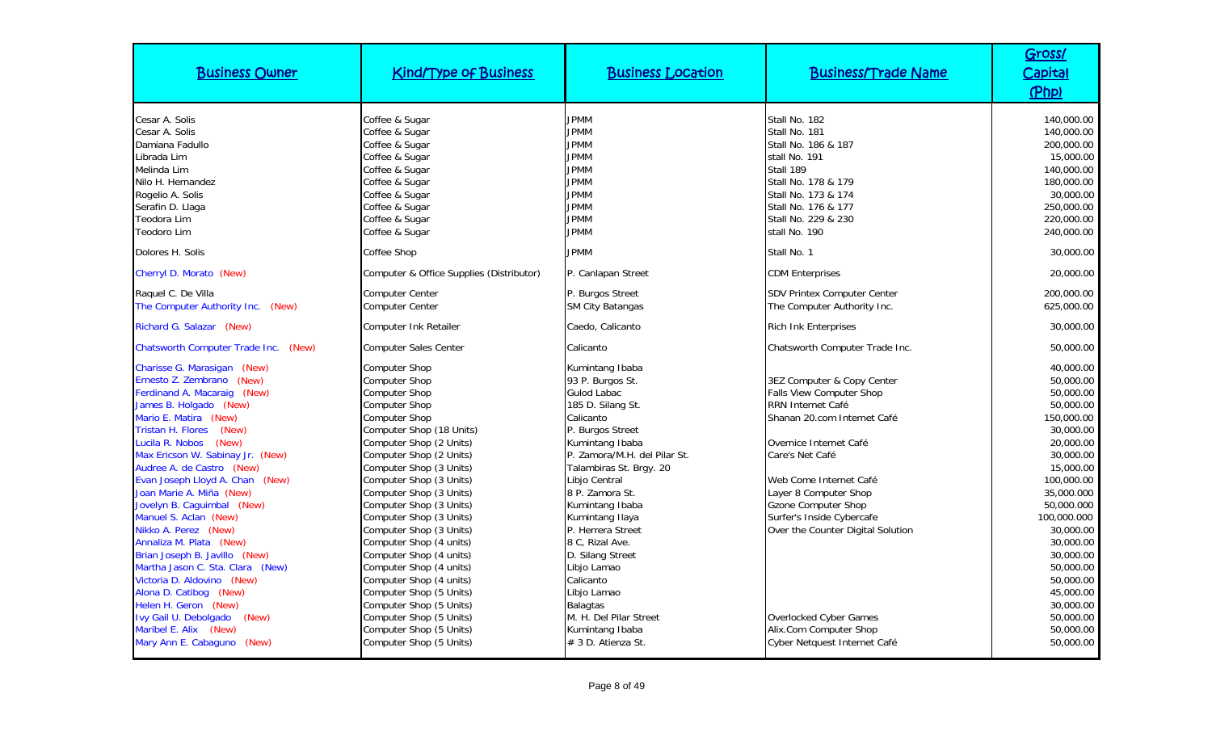| Business Owner | Kind/Type of Business | Business Location | Business/Trade Name | Gross/ Capital (Php) |
|---|---|---|---|---|
| Cesar A. Solis | Coffee & Sugar | JPMM | Stall No. 182 | 140,000.00 |
| Cesar A. Solis | Coffee & Sugar | JPMM | Stall No. 181 | 140,000.00 |
| Damiana Fadullo | Coffee & Sugar | JPMM | Stall No. 186 & 187 | 200,000.00 |
| Librada Lim | Coffee & Sugar | JPMM | stall No. 191 | 15,000.00 |
| Melinda Lim | Coffee & Sugar | JPMM | Stall 189 | 140,000.00 |
| Nilo H. Hernandez | Coffee & Sugar | JPMM | Stall No. 178 & 179 | 180,000.00 |
| Rogelio A. Solis | Coffee & Sugar | JPMM | Stall No. 173 & 174 | 30,000.00 |
| Serafin D. Llaga | Coffee & Sugar | JPMM | Stall No. 176 & 177 | 250,000.00 |
| Teodora Lim | Coffee & Sugar | JPMM | Stall No. 229 & 230 | 220,000.00 |
| Teodoro Lim | Coffee & Sugar | JPMM | stall No. 190 | 240,000.00 |
| Dolores H. Solis | Coffee Shop | JPMM | Stall No. 1 | 30,000.00 |
| Cherryl D. Morato (New) | Computer & Office Supplies (Distributor) | P. Canlapan Street | CDM Enterprises | 20,000.00 |
| Raquel C. De Villa | Computer Center | P. Burgos Street | SDV Printex Computer Center | 200,000.00 |
| The Computer Authority Inc. (New) | Computer Center | SM City Batangas | The Computer Authority Inc. | 625,000.00 |
| Richard G. Salazar (New) | Computer Ink Retailer | Caedo, Calicanto | Rich Ink Enterprises | 30,000.00 |
| Chatsworth Computer Trade Inc. (New) | Computer Sales Center | Calicanto | Chatsworth Computer Trade Inc. | 50,000.00 |
| Charisse G. Marasigan (New) | Computer Shop | Kumintang Ibaba | | 40,000.00 |
| Ernesto Z. Zembrano (New) | Computer Shop | 93 P. Burgos St. | 3EZ Computer & Copy Center | 50,000.00 |
| Ferdinand A. Macaraig (New) | Computer Shop | Gulod Labac | Falls View Computer Shop | 50,000.00 |
| James B. Holgado (New) | Computer Shop | 185 D. Silang St. | RRN Internet Café | 50,000.00 |
| Mario E. Matira (New) | Computer Shop | Calicanto | Shanan 20.com Internet Café | 150,000.00 |
| Tristan H. Flores (New) | Computer Shop (18 Units) | P. Burgos Street | | 30,000.00 |
| Lucila R. Nobos (New) | Computer Shop (2 Units) | Kumintang Ibaba | Overnice Internet Café | 20,000.00 |
| Max Ericson W. Sabinay Jr. (New) | Computer Shop (2 Units) | P. Zamora/M.H. del Pilar St. | Care's Net Café | 30,000.00 |
| Audree A. de Castro (New) | Computer Shop (3 Units) | Talambiras St. Brgy. 20 | | 15,000.00 |
| Evan Joseph Lloyd A. Chan (New) | Computer Shop (3 Units) | Libjo Central | Web Come Internet Café | 100,000.00 |
| Joan Marie A. Miña (New) | Computer Shop (3 Units) | 8 P. Zamora St. | Layer 8 Computer Shop | 35,000.000 |
| Jovelyn B. Caguimbal (New) | Computer Shop (3 Units) | Kumintang Ibaba | Gzone Computer Shop | 50,000.000 |
| Manuel S. Aclan (New) | Computer Shop (3 Units) | Kumintang Ilaya | Surfer's Inside Cybercafe | 100,000.000 |
| Nikko A. Perez (New) | Computer Shop (3 Units) | P. Herrera Street | Over the Counter Digital Solution | 30,000.00 |
| Annaliza M. Plata (New) | Computer Shop (4 units) | 8 C, Rizal Ave. | | 30,000.00 |
| Brian Joseph B. Javillo (New) | Computer Shop (4 units) | D. Silang Street | | 30,000.00 |
| Martha Jason C. Sta. Clara (New) | Computer Shop (4 units) | Libjo Lamao | | 50,000.00 |
| Victoria D. Aldovino (New) | Computer Shop (4 units) | Calicanto | | 50,000.00 |
| Alona D. Catibog (New) | Computer Shop (5 Units) | Libjo Lamao | | 45,000.00 |
| Helen H. Geron (New) | Computer Shop (5 Units) | Balagtas | | 30,000.00 |
| Ivy Gail U. Debolgado (New) | Computer Shop (5 Units) | M. H. Del Pilar Street | Overlocked Cyber Games | 50,000.00 |
| Maribel E. Alix (New) | Computer Shop (5 Units) | Kumintang Ibaba | Alix.Com Computer Shop | 50,000.00 |
| Mary Ann E. Cabaguno (New) | Computer Shop (5 Units) | # 3 D. Atienza St. | Cyber Netquest Internet Café | 50,000.00 |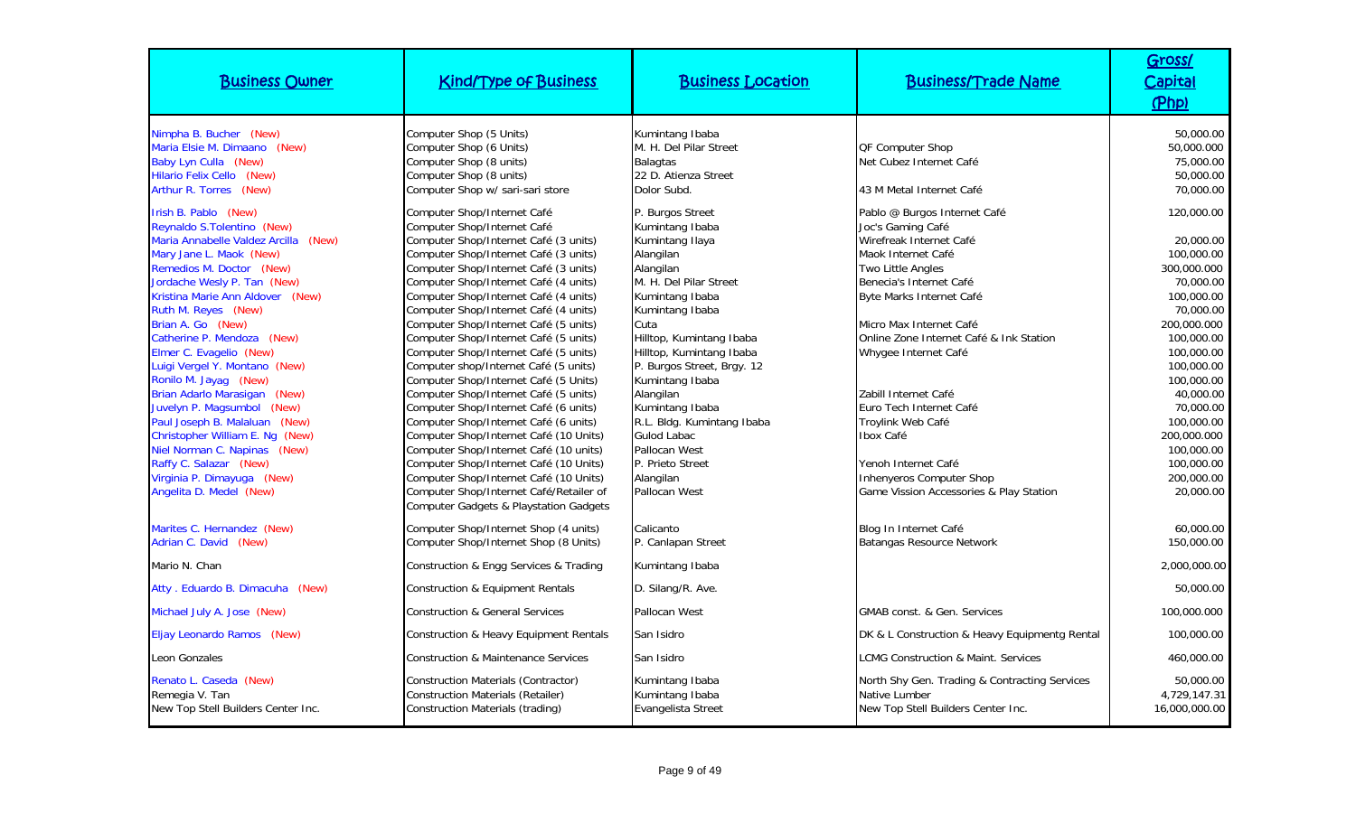| Business Owner | Kind/Type of Business | Business Location | Business/Trade Name | Gross/ Capital (Php) |
|---|---|---|---|---|
| Nimpha B. Bucher (New) | Computer Shop (5 Units) | Kumintang Ibaba | | 50,000.00 |
| Maria Elsie M. Dimaano (New) | Computer Shop (6 Units) | M. H. Del Pilar Street | QF Computer Shop | 50,000.000 |
| Baby Lyn Culla (New) | Computer Shop (8 units) | Balagtas | Net Cubez Internet Café | 75,000.00 |
| Hilario Felix Cello (New) | Computer Shop (8 units) | 22 D. Atienza Street | | 50,000.00 |
| Arthur R. Torres (New) | Computer Shop w/ sari-sari store | Dolor Subd. | 43 M Metal Internet Café | 70,000.00 |
| Irish B. Pablo (New) | Computer Shop/Internet Café | P. Burgos Street | Pablo @ Burgos Internet Café | 120,000.00 |
| Reynaldo S.Tolentino (New) | Computer Shop/Internet Café | Kumintang Ibaba | Joc's Gaming Café | |
| Maria Annabelle Valdez Arcilla (New) | Computer Shop/Internet Café (3 units) | Kumintang Ilaya | Wirefreak Internet Café | 20,000.00 |
| Mary Jane L. Maok (New) | Computer Shop/Internet Café (3 units) | Alangilan | Maok Internet Café | 100,000.00 |
| Remedios M. Doctor (New) | Computer Shop/Internet Café (3 units) | Alangilan | Two Little Angles | 300,000.000 |
| Jordache Wesly P. Tan (New) | Computer Shop/Internet Café (4 units) | M. H. Del Pilar Street | Benecia's Internet Café | 70,000.00 |
| Kristina Marie Ann Aldover (New) | Computer Shop/Internet Café (4 units) | Kumintang Ibaba | Byte Marks Internet Café | 100,000.00 |
| Ruth M. Reyes (New) | Computer Shop/Internet Café (4 units) | Kumintang Ibaba | | 70,000.00 |
| Brian A. Go (New) | Computer Shop/Internet Café (5 units) | Cuta | Micro Max Internet Café | 200,000.000 |
| Catherine P. Mendoza (New) | Computer Shop/Internet Café (5 units) | Hilltop, Kumintang Ibaba | Online Zone Internet Café & Ink Station | 100,000.00 |
| Elmer C. Evagelio (New) | Computer Shop/Internet Café (5 units) | Hilltop, Kumintang Ibaba | Whygee Internet Café | 100,000.00 |
| Luigi Vergel Y. Montano (New) | Computer shop/Internet Café (5 units) | P. Burgos Street, Brgy. 12 | | 100,000.00 |
| Ronilo M. Jayag (New) | Computer Shop/Internet Café (5 Units) | Kumintang Ibaba | | 100,000.00 |
| Brian Adarlo Marasigan (New) | Computer Shop/Internet Café (5 units) | Alangilan | Zabill Internet Café | 40,000.00 |
| Juvelyn P. Magsumbol (New) | Computer Shop/Internet Café (6 units) | Kumintang Ibaba | Euro Tech Internet Café | 70,000.00 |
| Paul Joseph B. Malaluan (New) | Computer Shop/Internet Café (6 units) | R.L. Bldg. Kumintang Ibaba | Troylink Web Café | 100,000.00 |
| Christopher William E. Ng (New) | Computer Shop/Internet Café (10 Units) | Gulod Labac | Ibox Café | 200,000.000 |
| Niel Norman C. Napinas (New) | Computer Shop/Internet Café (10 units) | Pallocan West | | 100,000.00 |
| Raffy C. Salazar (New) | Computer Shop/Internet Café (10 Units) | P. Prieto Street | Yenoh Internet Café | 100,000.00 |
| Virginia P. Dimayuga (New) | Computer Shop/Internet Café (10 Units) | Alangilan | Inhenyeros Computer Shop | 200,000.00 |
| Angelita D. Medel (New) | Computer Shop/Internet Café/Retailer of Computer Gadgets & Playstation Gadgets | Pallocan West | Game Vission Accessories & Play Station | 20,000.00 |
| Marites C. Hernandez (New) | Computer Shop/Internet Shop (4 units) | Calicanto | Blog In Internet Café | 60,000.00 |
| Adrian C. David (New) | Computer Shop/Internet Shop (8 Units) | P. Canlapan Street | Batangas Resource Network | 150,000.00 |
| Mario N. Chan | Construction & Engg Services & Trading | Kumintang Ibaba | | 2,000,000.00 |
| Atty . Eduardo B. Dimacuha (New) | Construction & Equipment Rentals | D. Silang/R. Ave. | | 50,000.00 |
| Michael July A. Jose (New) | Construction & General Services | Pallocan West | GMAB const. & Gen. Services | 100,000.000 |
| Eljay Leonardo Ramos (New) | Construction & Heavy Equipment Rentals | San Isidro | DK & L Construction & Heavy Equipmentg Rental | 100,000.00 |
| Leon Gonzales | Construction & Maintenance Services | San Isidro | LCMG Construction & Maint. Services | 460,000.00 |
| Renato L. Caseda (New) | Construction Materials (Contractor) | Kumintang Ibaba | North Shy Gen. Trading & Contracting Services | 50,000.00 |
| Remegia V. Tan | Construction Materials (Retailer) | Kumintang Ibaba | Native Lumber | 4,729,147.31 |
| New Top Stell Builders Center Inc. | Construction Materials (trading) | Evangelista Street | New Top Stell Builders Center Inc. | 16,000,000.00 |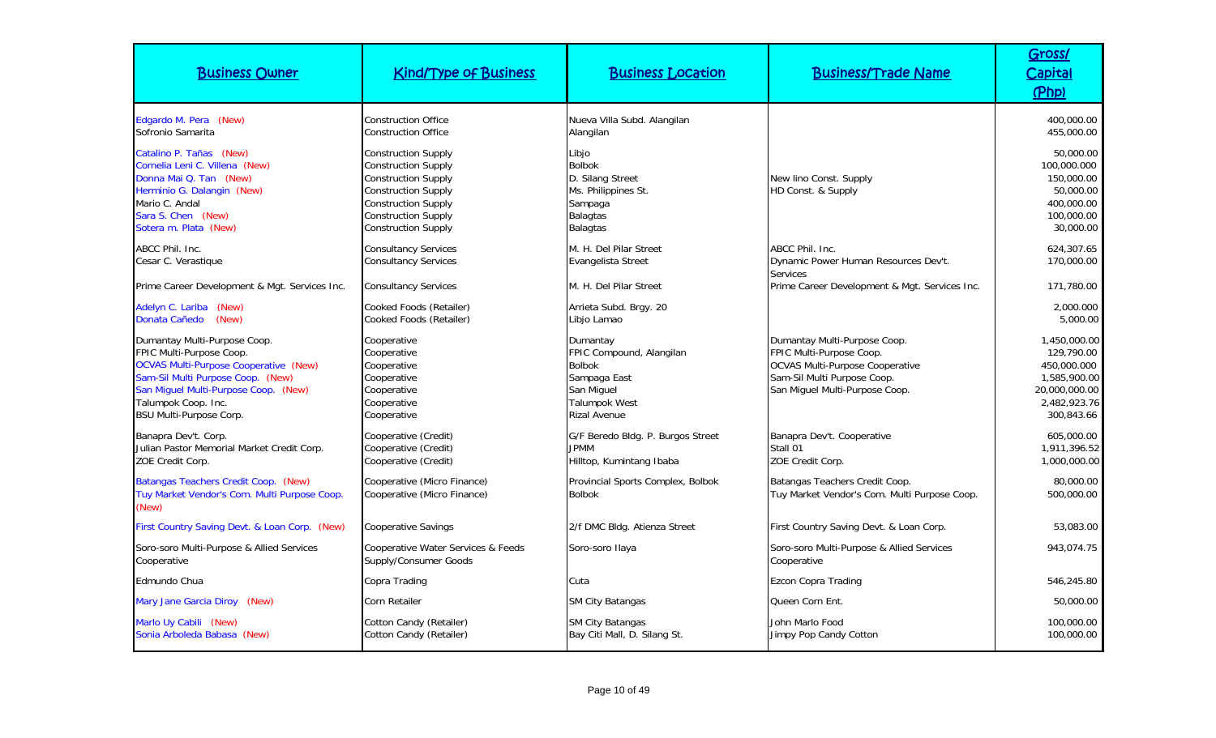| Business Owner | Kind/Type of Business | Business Location | Business/Trade Name | Gross/ Capital (Php) |
|---|---|---|---|---|
| Edgardo M. Pera (New) | Construction Office | Nueva Villa Subd. Alangilan | | 400,000.00 |
| Sofronio Samarita | Construction Office | Alangilan | | 455,000.00 |
| Catalino P. Tañas (New) | Construction Supply | Libjo | | 50,000.00 |
| Cornelia Leni C. Villena (New) | Construction Supply | Bolbok | | 100,000.000 |
| Donna Mai Q. Tan (New) | Construction Supply | D. Silang Street | New lino Const. Supply | 150,000.00 |
| Herminio G. Dalangin (New) | Construction Supply | Ms. Philippines St. | HD Const. & Supply | 50,000.00 |
| Mario C. Andal | Construction Supply | Sampaga | | 400,000.00 |
| Sara S. Chen (New) | Construction Supply | Balagtas | | 100,000.00 |
| Sotera m. Plata (New) | Construction Supply | Balagtas | | 30,000.00 |
| ABCC Phil. Inc. | Consultancy Services | M. H. Del Pilar Street | ABCC Phil. Inc. | 624,307.65 |
| Cesar C. Verastique | Consultancy Services | Evangelista Street | Dynamic Power Human Resources Dev't. Services | 170,000.00 |
| Prime Career Development & Mgt. Services Inc. | Consultancy Services | M. H. Del Pilar Street | Prime Career Development & Mgt. Services Inc. | 171,780.00 |
| Adelyn C. Lariba (New) | Cooked Foods (Retailer) | Arrieta Subd. Brgy. 20 | | 2,000.000 |
| Donata Cañedo (New) | Cooked Foods (Retailer) | Libjo Lamao | | 5,000.00 |
| Dumantay Multi-Purpose Coop. | Cooperative | Dumantay | Dumantay Multi-Purpose Coop. | 1,450,000.00 |
| FPIC Multi-Purpose Coop. | Cooperative | FPIC Compound, Alangilan | FPIC Multi-Purpose Coop. | 129,790.00 |
| OCVAS Multi-Purpose Cooperative (New) | Cooperative | Bolbok | OCVAS Multi-Purpose Cooperative | 450,000.000 |
| Sam-Sil Multi Purpose Coop. (New) | Cooperative | Sampaga East | Sam-Sil Multi Purpose Coop. | 1,585,900.00 |
| San Miguel Multi-Purpose Coop. (New) | Cooperative | San Miguel | San Miguel Multi-Purpose Coop. | 20,000,000.00 |
| Talumpok Coop. Inc. | Cooperative | Talumpok West | | 2,482,923.76 |
| BSU Multi-Purpose Corp. | Cooperative | Rizal Avenue | | 300,843.66 |
| Banapra Dev't. Corp. | Cooperative (Credit) | G/F Beredo Bldg. P. Burgos Street | Banapra Dev't. Cooperative | 605,000.00 |
| Julian Pastor Memorial Market Credit Corp. | Cooperative (Credit) | JPMM | Stall 01 | 1,911,396.52 |
| ZOE Credit Corp. | Cooperative (Credit) | Hilltop, Kumintang Ibaba | ZOE Credit Corp. | 1,000,000.00 |
| Batangas Teachers Credit Coop. (New) | Cooperative (Micro Finance) | Provincial Sports Complex, Bolbok | Batangas Teachers Credit Coop. | 80,000.00 |
| Tuy Market Vendor's Com. Multi Purpose Coop. (New) | Cooperative (Micro Finance) | Bolbok | Tuy Market Vendor's Com. Multi Purpose Coop. | 500,000.00 |
| First Country Saving Devt. & Loan Corp. (New) | Cooperative Savings | 2/f DMC Bldg. Atienza Street | First Country Saving Devt. & Loan Corp. | 53,083.00 |
| Soro-soro Multi-Purpose & Allied Services Cooperative | Cooperative Water Services & Feeds Supply/Consumer Goods | Soro-soro Ilaya | Soro-soro Multi-Purpose & Allied Services Cooperative | 943,074.75 |
| Edmundo Chua | Copra Trading | Cuta | Ezcon Copra Trading | 546,245.80 |
| Mary Jane Garcia Diroy (New) | Corn Retailer | SM City Batangas | Queen Corn Ent. | 50,000.00 |
| Marlo Uy Cabili (New) | Cotton Candy (Retailer) | SM City Batangas | John Marlo Food | 100,000.00 |
| Sonia Arboleda Babasa (New) | Cotton Candy (Retailer) | Bay Citi Mall, D. Silang St. | Jimpy Pop Candy Cotton | 100,000.00 |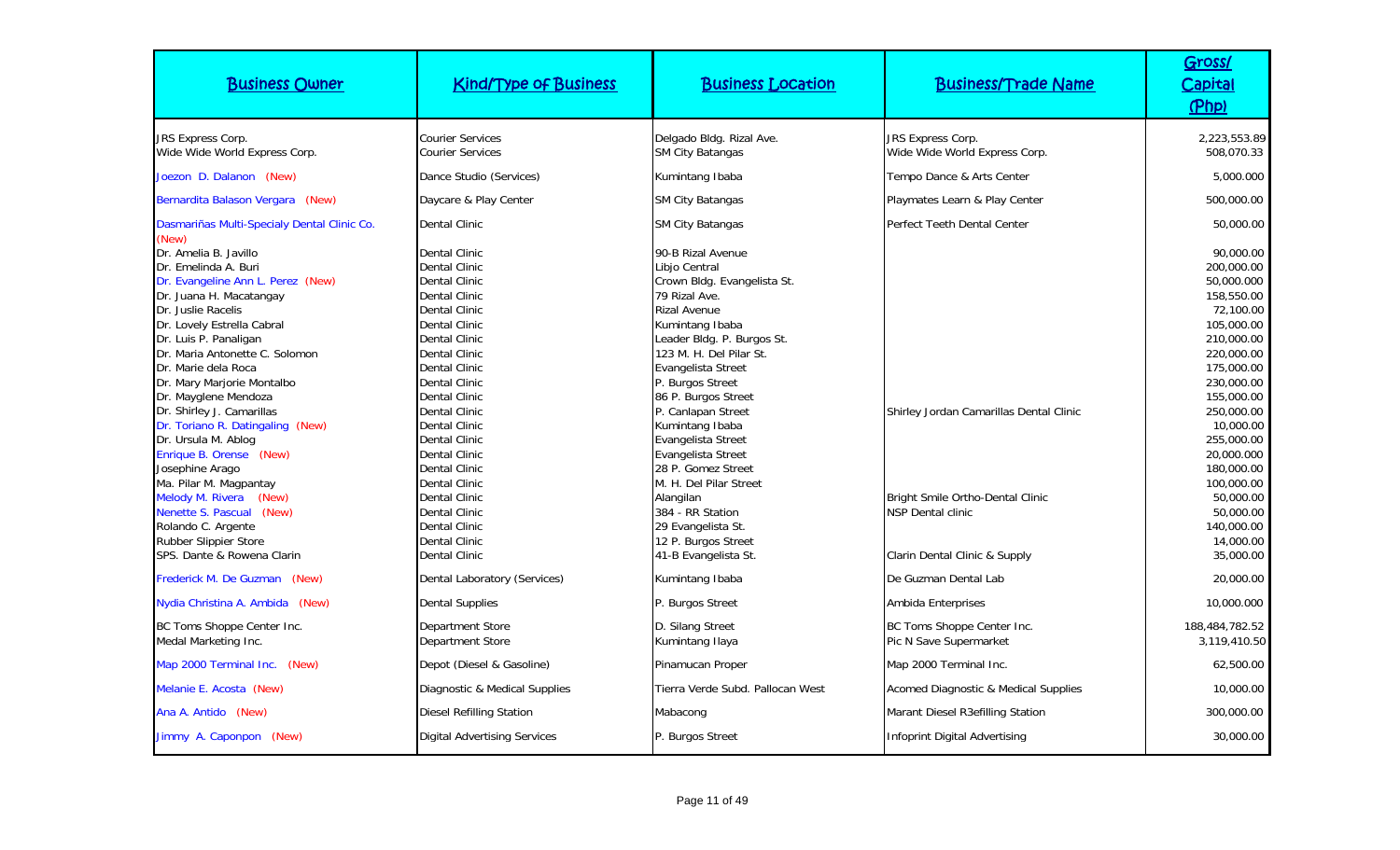| Business Owner | Kind/Type of Business | Business Location | Business/Trade Name | Gross/ Capital (Php) |
|---|---|---|---|---|
| JRS Express Corp. | Courier Services | Delgado Bldg. Rizal Ave. | JRS Express Corp. | 2,223,553.89 |
| Wide Wide World Express Corp. | Courier Services | SM City Batangas | Wide Wide World Express Corp. | 508,070.33 |
| Joezon D. Dalanon (New) | Dance Studio (Services) | Kumintang Ibaba | Tempo Dance & Arts Center | 5,000.000 |
| Bernardita Balason Vergara (New) | Daycare & Play Center | SM City Batangas | Playmates Learn & Play Center | 500,000.00 |
| Dasmariñas Multi-Specialy Dental Clinic Co. (New) | Dental Clinic | SM City Batangas | Perfect Teeth Dental Center | 50,000.00 |
| Dr. Amelia B. Javillo | Dental Clinic | 90-B Rizal Avenue | | 90,000.00 |
| Dr. Emelinda A. Buri | Dental Clinic | Libjo Central | | 200,000.00 |
| Dr. Evangeline Ann L. Perez (New) | Dental Clinic | Crown Bldg. Evangelista St. | | 50,000.000 |
| Dr. Juana H. Macatangay | Dental Clinic | 79 Rizal Ave. | | 158,550.00 |
| Dr. Juslie Racelis | Dental Clinic | Rizal Avenue | | 72,100.00 |
| Dr. Lovely Estrella Cabral | Dental Clinic | Kumintang Ibaba | | 105,000.00 |
| Dr. Luis P. Panaligan | Dental Clinic | Leader Bldg. P. Burgos St. | | 210,000.00 |
| Dr. Maria Antonette C. Solomon | Dental Clinic | 123 M. H. Del Pilar St. | | 220,000.00 |
| Dr. Marie dela Roca | Dental Clinic | Evangelista Street | | 175,000.00 |
| Dr. Mary Marjorie Montalbo | Dental Clinic | P. Burgos Street | | 230,000.00 |
| Dr. Mayglene Mendoza | Dental Clinic | 86 P. Burgos Street | | 155,000.00 |
| Dr. Shirley J. Camarillas | Dental Clinic | P. Canlapan Street | Shirley Jordan Camarillas Dental Clinic | 250,000.00 |
| Dr. Toriano R. Datingaling (New) | Dental Clinic | Kumintang Ibaba | | 10,000.00 |
| Dr. Ursula M. Ablog | Dental Clinic | Evangelista Street | | 255,000.00 |
| Enrique B. Orense (New) | Dental Clinic | Evangelista Street | | 20,000.000 |
| Josephine Arago | Dental Clinic | 28 P. Gomez Street | | 180,000.00 |
| Ma. Pilar M. Magpantay | Dental Clinic | M. H. Del Pilar Street | | 100,000.00 |
| Melody M. Rivera (New) | Dental Clinic | Alangilan | Bright Smile Ortho-Dental Clinic | 50,000.00 |
| Nenette S. Pascual (New) | Dental Clinic | 384 - RR Station | NSP Dental clinic | 50,000.00 |
| Rolando C. Argente | Dental Clinic | 29 Evangelista St. | | 140,000.00 |
| Rubber Slippier Store | Dental Clinic | 12 P. Burgos Street | | 14,000.00 |
| SPS. Dante & Rowena Clarin | Dental Clinic | 41-B Evangelista St. | Clarin Dental Clinic & Supply | 35,000.00 |
| Frederick M. De Guzman (New) | Dental Laboratory (Services) | Kumintang Ibaba | De Guzman Dental Lab | 20,000.00 |
| Nydia Christina A. Ambida (New) | Dental Supplies | P. Burgos Street | Ambida Enterprises | 10,000.000 |
| BC Toms Shoppe Center Inc. | Department Store | D. Silang Street | BC Toms Shoppe Center Inc. | 188,484,782.52 |
| Medal Marketing Inc. | Department Store | Kumintang Ilaya | Pic N Save Supermarket | 3,119,410.50 |
| Map 2000 Terminal Inc. (New) | Depot (Diesel & Gasoline) | Pinamucan Proper | Map 2000 Terminal Inc. | 62,500.00 |
| Melanie E. Acosta (New) | Diagnostic & Medical Supplies | Tierra Verde Subd. Pallocan West | Acomed Diagnostic & Medical Supplies | 10,000.00 |
| Ana A. Antido (New) | Diesel Refilling Station | Mabacong | Marant Diesel R3efilling Station | 300,000.00 |
| Jimmy A. Caponpon (New) | Digital Advertising Services | P. Burgos Street | Infoprint Digital Advertising | 30,000.00 |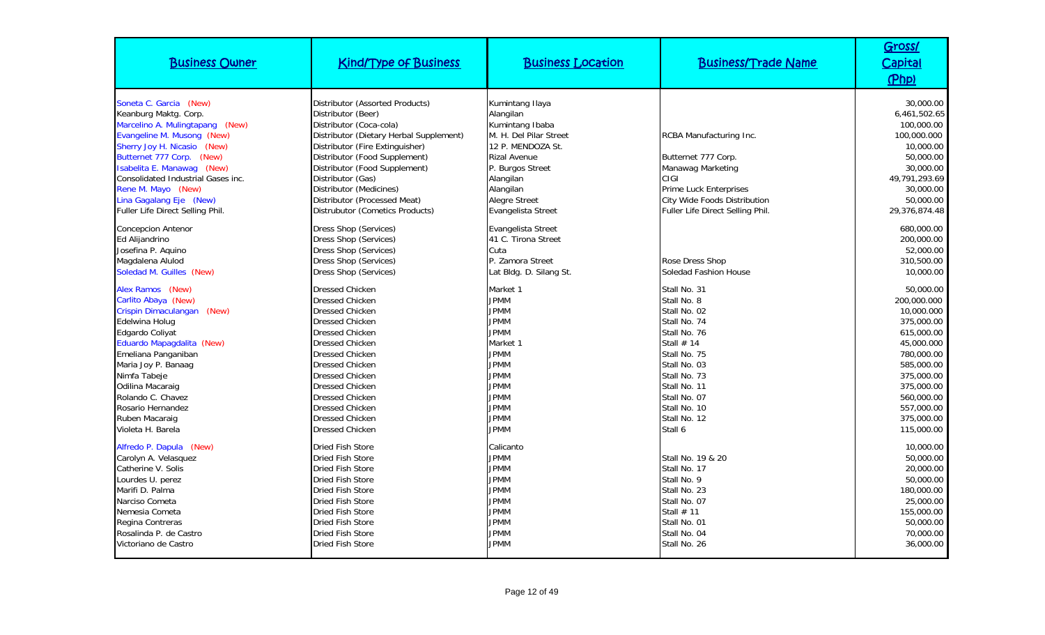| Business Owner | Kind/Type of Business | Business Location | Business/Trade Name | Gross/ Capital (Php) |
|---|---|---|---|---|
| Soneta C. Garcia (New) | Distributor (Assorted Products) | Kumintang Ilaya | | 30,000.00 |
| Keanburg Maktg. Corp. | Distributor (Beer) | Alangilan | | 6,461,502.65 |
| Marcelino A. Mulingtapang (New) | Distributor (Coca-cola) | Kumintang Ibaba | | 100,000.00 |
| Evangeline M. Musong (New) | Distributor (Dietary Herbal Supplement) | M. H. Del Pilar Street | RCBA Manufacturing Inc. | 100,000.000 |
| Sherry Joy H. Nicasio (New) | Distributor (Fire Extinguisher) | 12 P. MENDOZA St. | | 10,000.00 |
| Butternet 777 Corp. (New) | Distributor (Food Supplement) | Rizal Avenue | Butternet 777 Corp. | 50,000.00 |
| Isabelita E. Manawag (New) | Distributor (Food Supplement) | P. Burgos Street | Manawag Marketing | 30,000.00 |
| Consolidated Industrial Gases inc. | Distributor (Gas) | Alangilan | CIGI | 49,791,293.69 |
| Rene M. Mayo (New) | Distributor (Medicines) | Alangilan | Prime Luck Enterprises | 30,000.00 |
| Lina Gagalang Eje (New) | Distributor (Processed Meat) | Alegre Street | City Wide Foods Distribution | 50,000.00 |
| Fuller Life Direct Selling Phil. | Distrubutor (Cometics Products) | Evangelista Street | Fuller Life Direct Selling Phil. | 29,376,874.48 |
| Concepcion Antenor | Dress Shop (Services) | Evangelista Street | | 680,000.00 |
| Ed Alijandrino | Dress Shop (Services) | 41 C. Tirona Street | | 200,000.00 |
| Josefina P. Aquino | Dress Shop (Services) | Cuta | | 52,000.00 |
| Magdalena Alulod | Dress Shop (Services) | P. Zamora Street | Rose Dress Shop | 310,500.00 |
| Soledad M. Guilles (New) | Dress Shop (Services) | Lat Bldg. D. Silang St. | Soledad Fashion House | 10,000.00 |
| Alex Ramos (New) | Dressed Chicken | Market 1 | Stall No. 31 | 50,000.00 |
| Carlito Abaya (New) | Dressed Chicken | JPMM | Stall No. 8 | 200,000.000 |
| Crispin Dimaculangan (New) | Dressed Chicken | JPMM | Stall No. 02 | 10,000.00 |
| Edelwina Holug | Dressed Chicken | JPMM | Stall No. 74 | 375,000.00 |
| Edgardo Coliyat | Dressed Chicken | JPMM | Stall No. 76 | 615,000.00 |
| Eduardo Mapagdalita (New) | Dressed Chicken | Market 1 | Stall # 14 | 45,000.00 |
| Emeliana Panganiban | Dressed Chicken | JPMM | Stall No. 75 | 780,000.00 |
| Maria Joy P. Banaag | Dressed Chicken | JPMM | Stall No. 03 | 585,000.00 |
| Nimfa Tabeje | Dressed Chicken | JPMM | Stall No. 73 | 375,000.00 |
| Odilina Macaraig | Dressed Chicken | JPMM | Stall No. 11 | 375,000.00 |
| Rolando C. Chavez | Dressed Chicken | JPMM | Stall No. 07 | 560,000.00 |
| Rosario Hernandez | Dressed Chicken | JPMM | Stall No. 10 | 557,000.00 |
| Ruben Macaraig | Dressed Chicken | JPMM | Stall No. 12 | 375,000.00 |
| Violeta H. Barela | Dressed Chicken | JPMM | Stall 6 | 115,000.00 |
| Alfredo P. Dapula (New) | Dried Fish Store | Calicanto | | 10,000.00 |
| Carolyn A. Velasquez | Dried Fish Store | JPMM | Stall No. 19 & 20 | 50,000.00 |
| Catherine V. Solis | Dried Fish Store | JPMM | Stall No. 17 | 20,000.00 |
| Lourdes U. perez | Dried Fish Store | JPMM | Stall No. 9 | 50,000.00 |
| Marifi D. Palma | Dried Fish Store | JPMM | Stall No. 23 | 180,000.00 |
| Narciso Cometa | Dried Fish Store | JPMM | Stall No. 07 | 25,000.00 |
| Nemesia Cometa | Dried Fish Store | JPMM | Stall # 11 | 155,000.00 |
| Regina Contreras | Dried Fish Store | JPMM | Stall No. 01 | 50,000.00 |
| Rosalinda P. de Castro | Dried Fish Store | JPMM | Stall No. 04 | 70,000.00 |
| Victoriano de Castro | Dried Fish Store | JPMM | Stall No. 26 | 36,000.00 |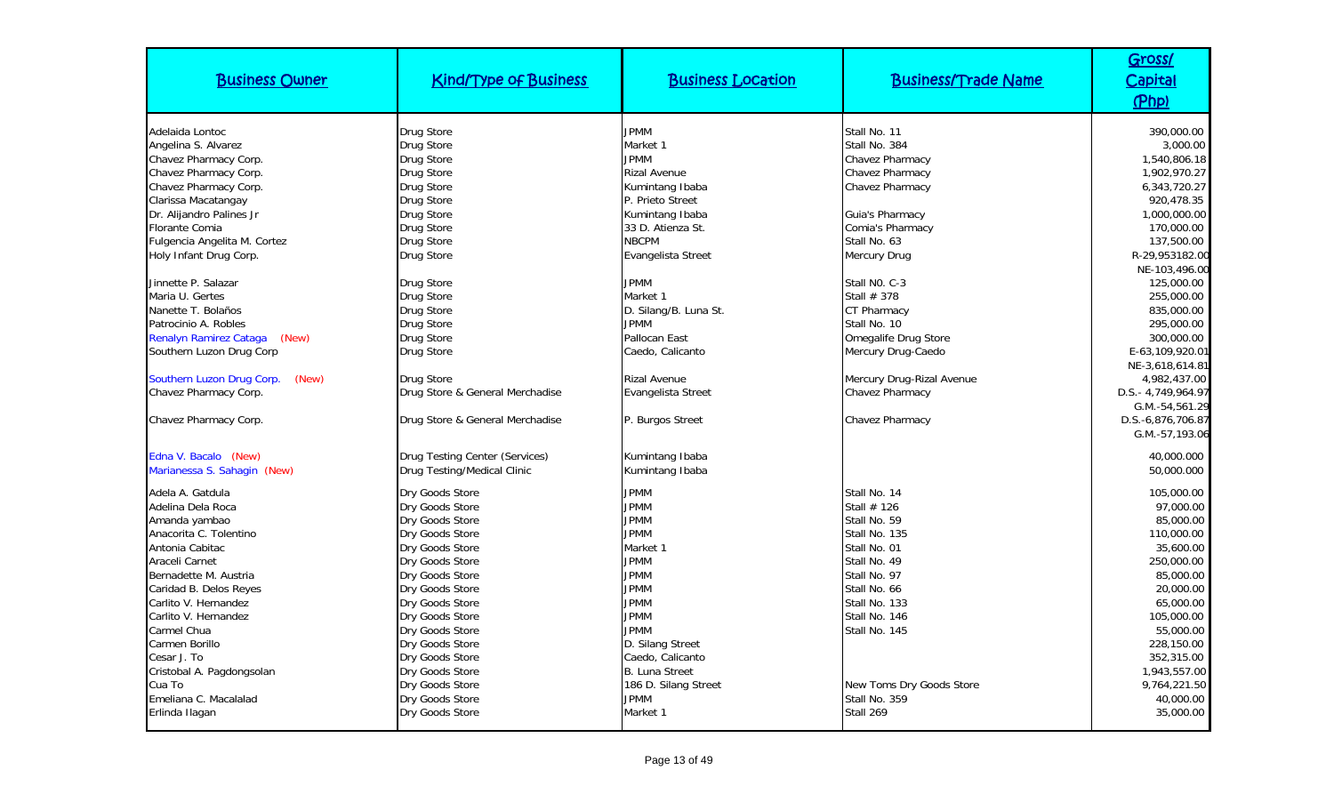| Business Owner | Kind/Type of Business | Business Location | Business/Trade Name | Gross/ Capital (Php) |
| --- | --- | --- | --- | --- |
| Adelaida Lontoc | Drug Store | JPMM | Stall No. 11 | 390,000.00 |
| Angelina S. Alvarez | Drug Store | Market 1 | Stall No. 384 | 3,000.00 |
| Chavez Pharmacy Corp. | Drug Store | JPMM | Chavez Pharmacy | 1,540,806.18 |
| Chavez Pharmacy Corp. | Drug Store | Rizal Avenue | Chavez Pharmacy | 1,902,970.27 |
| Chavez Pharmacy Corp. | Drug Store | Kumintang Ibaba | Chavez Pharmacy | 6,343,720.27 |
| Clarissa Macatangay | Drug Store | P. Prieto Street | | 920,478.35 |
| Dr. Alijandro Palines Jr | Drug Store | Kumintang Ibaba | Guia's Pharmacy | 1,000,000.00 |
| Florante Comia | Drug Store | 33 D. Atienza St. | Comia's Pharmacy | 170,000.00 |
| Fulgencia Angelita M. Cortez | Drug Store | NBCPM | Stall No. 63 | 137,500.00 |
| Holy Infant Drug Corp. | Drug Store | Evangelista Street | Mercury Drug | R-29,953182.00 NE-103,496.00 |
| Jinnette P. Salazar | Drug Store | JPMM | Stall N0. C-3 | 125,000.00 |
| Maria U. Gertes | Drug Store | Market 1 | Stall # 378 | 255,000.00 |
| Nanette T. Bolaños | Drug Store | D. Silang/B. Luna St. | CT Pharmacy | 835,000.00 |
| Patrocinio A. Robles | Drug Store | JPMM | Stall No. 10 | 295,000.00 |
| Renalyn Ramirez Cataga (New) | Drug Store | Pallocan East | Omegalife Drug Store | 300,000.00 |
| Southern Luzon Drug Corp | Drug Store | Caedo, Calicanto | Mercury Drug-Caedo | E-63,109,920.01 NE-3,618,614.81 |
| Southern Luzon Drug Corp. (New) | Drug Store | Rizal Avenue | Mercury Drug-Rizal Avenue | 4,982,437.00 |
| Chavez Pharmacy Corp. | Drug Store & General Merchadise | Evangelista Street | Chavez Pharmacy | D.S.- 4,749,964.97 G.M.-54,561.29 |
| Chavez Pharmacy Corp. | Drug Store & General Merchadise | P. Burgos Street | Chavez Pharmacy | D.S.-6,876,706.87 G.M.-57,193.06 |
| Edna V. Bacalo (New) | Drug Testing Center (Services) | Kumintang Ibaba | | 40,000.000 |
| Marianessa S. Sahagin (New) | Drug Testing/Medical Clinic | Kumintang Ibaba | | 50,000.000 |
| Adela A. Gatdula | Dry Goods Store | JPMM | Stall No. 14 | 105,000.00 |
| Adelina Dela Roca | Dry Goods Store | JPMM | Stall # 126 | 97,000.00 |
| Amanda yambao | Dry Goods Store | JPMM | Stall No. 59 | 85,000.00 |
| Anacorita C. Tolentino | Dry Goods Store | JPMM | Stall No. 135 | 110,000.00 |
| Antonia Cabitac | Dry Goods Store | Market 1 | Stall No. 01 | 35,600.00 |
| Araceli Carnet | Dry Goods Store | JPMM | Stall No. 49 | 250,000.00 |
| Bernadette M. Austria | Dry Goods Store | JPMM | Stall No. 97 | 85,000.00 |
| Caridad B. Delos Reyes | Dry Goods Store | JPMM | Stall No. 66 | 20,000.00 |
| Carlito V. Hernandez | Dry Goods Store | JPMM | Stall No. 133 | 65,000.00 |
| Carlito V. Hernandez | Dry Goods Store | JPMM | Stall No. 146 | 105,000.00 |
| Carmel Chua | Dry Goods Store | JPMM | Stall No. 145 | 55,000.00 |
| Carmen Borillo | Dry Goods Store | D. Silang Street | | 228,150.00 |
| Cesar J. To | Dry Goods Store | Caedo, Calicanto | | 352,315.00 |
| Cristobal A. Pagdongsolan | Dry Goods Store | B. Luna Street | | 1,943,557.00 |
| Cua To | Dry Goods Store | 186 D. Silang Street | New Toms Dry Goods Store | 9,764,221.50 |
| Emeliana C. Macalalad | Dry Goods Store | JPMM | Stall No. 359 | 40,000.00 |
| Erlinda Ilagan | Dry Goods Store | Market 1 | Stall 269 | 35,000.00 |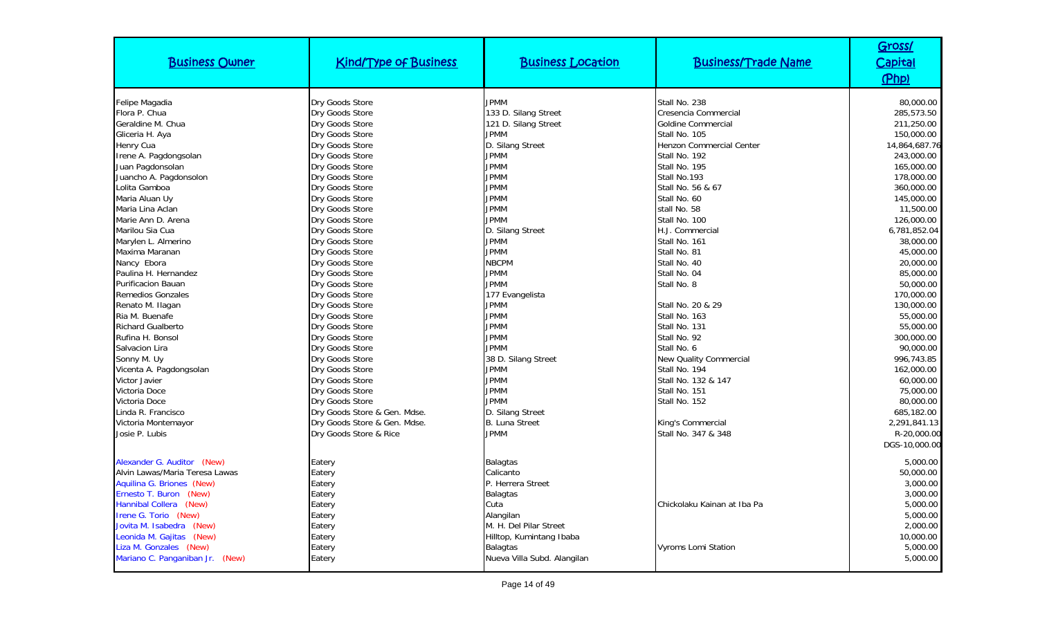| Business Owner | Kind/Type of Business | Business Location | Business/Trade Name | Gross/ Capital (Php) |
|---|---|---|---|---|
| Felipe Magadia | Dry Goods Store | JPMM | Stall No. 238 | 80,000.00 |
| Flora P. Chua | Dry Goods Store | 133 D. Silang Street | Cresencia Commercial | 285,573.50 |
| Geraldine M. Chua | Dry Goods Store | 121 D. Silang Street | Goldine Commercial | 211,250.00 |
| Gliceria H. Aya | Dry Goods Store | JPMM | Stall No. 105 | 150,000.00 |
| Henry Cua | Dry Goods Store | D. Silang Street | Henzon Commercial Center | 14,864,687.76 |
| Irene A. Pagdongsolan | Dry Goods Store | JPMM | Stall No. 192 | 243,000.00 |
| Juan Pagdonsolan | Dry Goods Store | JPMM | Stall No. 195 | 165,000.00 |
| Juancho A. Pagdonsolon | Dry Goods Store | JPMM | Stall No.193 | 178,000.00 |
| Lolita Gamboa | Dry Goods Store | JPMM | Stall No. 56 & 67 | 360,000.00 |
| Maria Aluan Uy | Dry Goods Store | JPMM | Stall No. 60 | 145,000.00 |
| Maria Lina Aclan | Dry Goods Store | JPMM | stall No. 58 | 11,500.00 |
| Marie Ann D. Arena | Dry Goods Store | JPMM | Stall No. 100 | 126,000.00 |
| Marilou Sia Cua | Dry Goods Store | D. Silang Street | H.J. Commercial | 6,781,852.04 |
| Marylen L. Almerino | Dry Goods Store | JPMM | Stall No. 161 | 38,000.00 |
| Maxima Maranan | Dry Goods Store | JPMM | Stall No. 81 | 45,000.00 |
| Nancy Ebora | Dry Goods Store | NBCPM | Stall No. 40 | 20,000.00 |
| Paulina H. Hernandez | Dry Goods Store | JPMM | Stall No. 04 | 85,000.00 |
| Purificacion Bauan | Dry Goods Store | JPMM | Stall No. 8 | 50,000.00 |
| Remedios Gonzales | Dry Goods Store | 177 Evangelista | | 170,000.00 |
| Renato M. Ilagan | Dry Goods Store | JPMM | Stall No. 20 & 29 | 130,000.00 |
| Ria M. Buenafe | Dry Goods Store | JPMM | Stall No. 163 | 55,000.00 |
| Richard Gualberto | Dry Goods Store | JPMM | Stall No. 131 | 55,000.00 |
| Rufina H. Bonsol | Dry Goods Store | JPMM | Stall No. 92 | 300,000.00 |
| Salvacion Lira | Dry Goods Store | JPMM | Stall No. 6 | 90,000.00 |
| Sonny M. Uy | Dry Goods Store | 38 D. Silang Street | New Quality Commercial | 996,743.85 |
| Vicenta A. Pagdongsolan | Dry Goods Store | JPMM | Stall No. 194 | 162,000.00 |
| Victor Javier | Dry Goods Store | JPMM | Stall No. 132 & 147 | 60,000.00 |
| Victoria Doce | Dry Goods Store | JPMM | Stall No. 151 | 75,000.00 |
| Victoria Doce | Dry Goods Store | JPMM | Stall No. 152 | 80,000.00 |
| Linda R. Francisco | Dry Goods Store & Gen. Mdse. | D. Silang Street | | 685,182.00 |
| Victoria Montemayor | Dry Goods Store & Gen. Mdse. | B. Luna Street | King's Commercial | 2,291,841.13 |
| Josie P. Lubis | Dry Goods Store & Rice | JPMM | Stall No. 347 & 348 | R-20,000.00<br>DGS-10,000.00 |
| Alexander G. Auditor (New) | Eatery | Balagtas | | 5,000.00 |
| Alvin Lawas/Maria Teresa Lawas | Eatery | Calicanto | | 50,000.00 |
| Aquilina G. Briones (New) | Eatery | P. Herrera Street | | 3,000.00 |
| Ernesto T. Buron (New) | Eatery | Balagtas | | 3,000.00 |
| Hannibal Collera (New) | Eatery | Cuta | Chickolaku Kainan at Iba Pa | 5,000.00 |
| Irene G. Torio (New) | Eatery | Alangilan | | 5,000.00 |
| Jovita M. Isabedra (New) | Eatery | M. H. Del Pilar Street | | 2,000.00 |
| Leonida M. Gajitas (New) | Eatery | Hilltop, Kumintang Ibaba | | 10,000.00 |
| Liza M. Gonzales (New) | Eatery | Balagtas | Vyroms Lomi Station | 5,000.00 |
| Mariano C. Panganiban Jr. (New) | Eatery | Nueva Villa Subd. Alangilan | | 5,000.00 |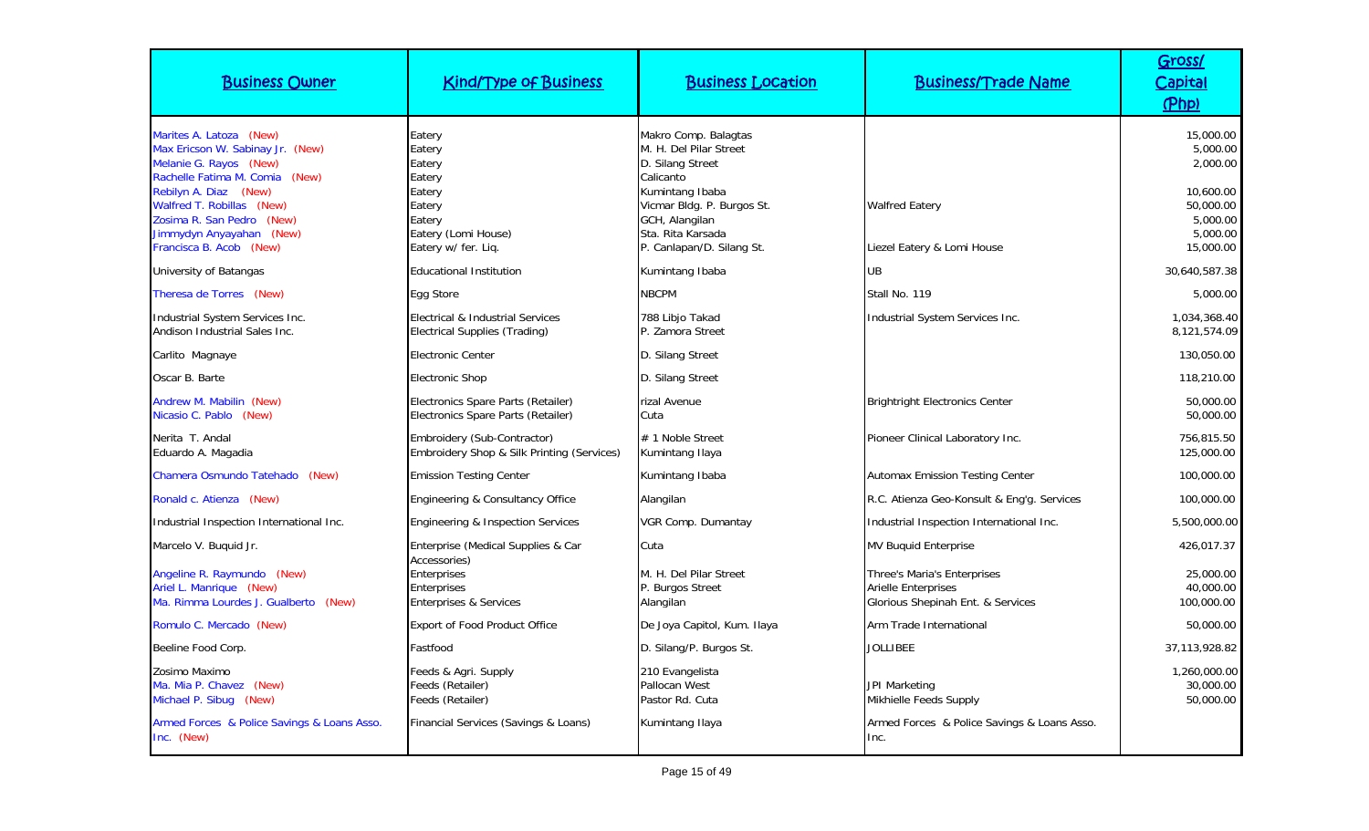| Business Owner | Kind/Type of Business | Business Location | Business/Trade Name | Gross/ Capital (Php) |
|---|---|---|---|---|
| Marites A. Latoza (New) | Eatery | Makro Comp. Balagtas | | 15,000.00 |
| Max Ericson W. Sabinay Jr. (New) | Eatery | M. H. Del Pilar Street | | 5,000.00 |
| Melanie G. Rayos (New) | Eatery | D. Silang Street | | 2,000.00 |
| Rachelle Fatima M. Comia (New) | Eatery | Calicanto | | |
| Rebilyn A. Diaz (New) | Eatery | Kumintang Ibaba | | 10,600.00 |
| Walfred T. Robillas (New) | Eatery | Vicmar Bldg. P. Burgos St. | Walfred Eatery | 50,000.00 |
| Zosima R. San Pedro (New) | Eatery | GCH, Alangilan | | 5,000.00 |
| Jimmydyn Anyayahan (New) | Eatery (Lomi House) | Sta. Rita Karsada | | 5,000.00 |
| Francisca B. Acob (New) | Eatery w/ fer. Liq. | P. Canlapan/D. Silang St. | Liezel Eatery & Lomi House | 15,000.00 |
| University of Batangas | Educational Institution | Kumintang Ibaba | UB | 30,640,587.38 |
| Theresa de Torres (New) | Egg Store | NBCPM | Stall No. 119 | 5,000.00 |
| Industrial System Services Inc. | Electrical & Industrial Services | 788 Libjo Takad | Industrial System Services Inc. | 1,034,368.40 |
| Andison Industrial Sales Inc. | Electrical Supplies (Trading) | P. Zamora Street | | 8,121,574.09 |
| Carlito Magnaye | Electronic Center | D. Silang Street | | 130,050.00 |
| Oscar B. Barte | Electronic Shop | D. Silang Street | | 118,210.00 |
| Andrew M. Mabilin (New) | Electronics Spare Parts (Retailer) | rizal Avenue | Brightright Electronics Center | 50,000.00 |
| Nicasio C. Pablo (New) | Electronics Spare Parts (Retailer) | Cuta | | 50,000.00 |
| Nerita T. Andal | Embroidery (Sub-Contractor) | # 1 Noble Street | Pioneer Clinical Laboratory Inc. | 756,815.50 |
| Eduardo A. Magadia | Embroidery Shop & Silk Printing (Services) | Kumintang Ilaya | | 125,000.00 |
| Chamera Osmundo Tatehado (New) | Emission Testing Center | Kumintang Ibaba | Automax Emission Testing Center | 100,000.00 |
| Ronald c. Atienza (New) | Engineering & Consultancy Office | Alangilan | R.C. Atienza Geo-Konsult & Eng'g. Services | 100,000.00 |
| Industrial Inspection International Inc. | Engineering & Inspection Services | VGR Comp. Dumantay | Industrial Inspection International Inc. | 5,500,000.00 |
| Marcelo V. Buquid Jr. | Enterprise (Medical Supplies & Car Accessories) | Cuta | MV Buquid Enterprise | 426,017.37 |
| Angeline R. Raymundo (New) | Enterprises | M. H. Del Pilar Street | Three's Maria's Enterprises | 25,000.00 |
| Ariel L. Manrique (New) | Enterprises | P. Burgos Street | Arielle Enterprises | 40,000.00 |
| Ma. Rimma Lourdes J. Gualberto (New) | Enterprises & Services | Alangilan | Glorious Shepinah Ent. & Services | 100,000.00 |
| Romulo C. Mercado (New) | Export of Food Product Office | De Joya Capitol, Kum. Ilaya | Arm Trade International | 50,000.00 |
| Beeline Food Corp. | Fastfood | D. Silang/P. Burgos St. | JOLLIBEE | 37,113,928.82 |
| Zosimo Maximo | Feeds & Agri. Supply | 210 Evangelista | | 1,260,000.00 |
| Ma. Mia P. Chavez (New) | Feeds (Retailer) | Pallocan West | JPI Marketing | 30,000.00 |
| Michael P. Sibug (New) | Feeds (Retailer) | Pastor Rd. Cuta | Mikhielle Feeds Supply | 50,000.00 |
| Armed Forces & Police Savings & Loans Asso. Inc. (New) | Financial Services (Savings & Loans) | Kumintang Ilaya | Armed Forces & Police Savings & Loans Asso. Inc. | |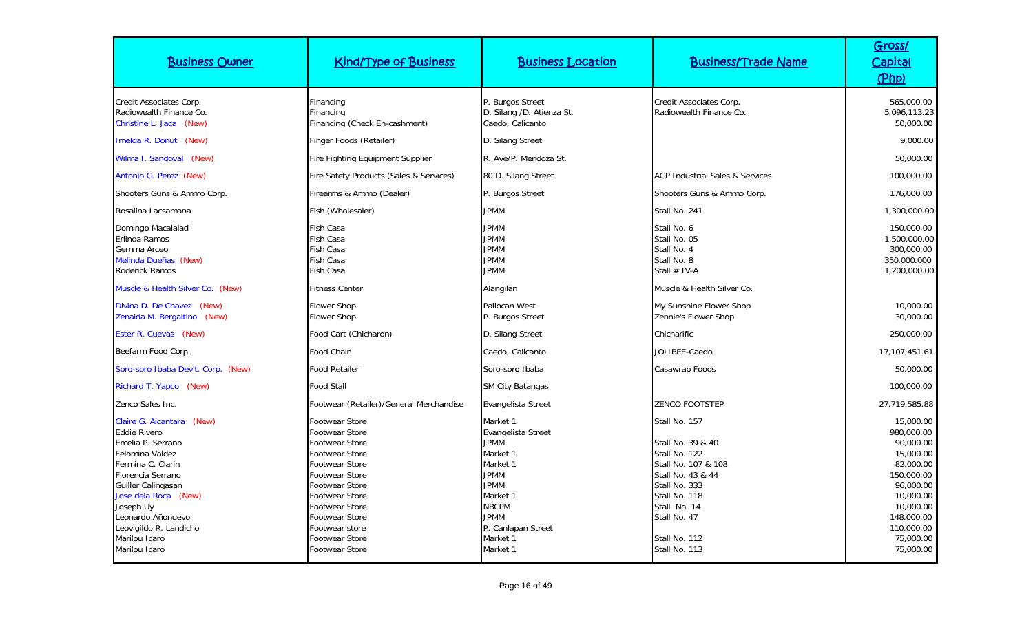| Business Owner | Kind/Type of Business | Business Location | Business/Trade Name | Gross/ Capital (Php) |
|---|---|---|---|---|
| Credit Associates Corp. | Financing | P. Burgos Street | Credit Associates Corp. | 565,000.00 |
| Radiowealth Finance Co. | Financing | D. Silang /D. Atienza St. | Radiowealth Finance Co. | 5,096,113.23 |
| Christine L. Jaca (New) | Financing (Check En-cashment) | Caedo, Calicanto | | 50,000.00 |
| Imelda R. Donut (New) | Finger Foods (Retailer) | D. Silang Street | | 9,000.00 |
| Wilma I. Sandoval (New) | Fire Fighting Equipment Supplier | R. Ave/P. Mendoza St. | | 50,000.00 |
| Antonio G. Perez (New) | Fire Safety Products (Sales & Services) | 80 D. Silang Street | AGP Industrial Sales & Services | 100,000.00 |
| Shooters Guns & Ammo Corp. | Firearms & Ammo (Dealer) | P. Burgos Street | Shooters Guns & Ammo Corp. | 176,000.00 |
| Rosalina Lacsamana | Fish (Wholesaler) | JPMM | Stall No. 241 | 1,300,000.00 |
| Domingo Macalalad | Fish Casa | JPMM | Stall No. 6 | 150,000.00 |
| Erlinda Ramos | Fish Casa | JPMM | Stall No. 05 | 1,500,000.00 |
| Gemma Arceo | Fish Casa | JPMM | Stall No. 4 | 300,000.00 |
| Melinda Dueñas (New) | Fish Casa | JPMM | Stall No. 8 | 350,000.000 |
| Roderick Ramos | Fish Casa | JPMM | Stall # IV-A | 1,200,000.00 |
| Muscle & Health Silver Co. (New) | Fitness Center | Alangilan | Muscle & Health Silver Co. | |
| Divina D. De Chavez (New) | Flower Shop | Pallocan West | My Sunshine Flower Shop | 10,000.00 |
| Zenaida M. Bergaitino (New) | Flower Shop | P. Burgos Street | Zennie's Flower Shop | 30,000.00 |
| Ester R. Cuevas (New) | Food Cart (Chicharon) | D. Silang Street | Chicharific | 250,000.00 |
| Beefarm Food Corp. | Food Chain | Caedo, Calicanto | JOLIBEE-Caedo | 17,107,451.61 |
| Soro-soro Ibaba Dev't. Corp. (New) | Food Retailer | Soro-soro Ibaba | Casawrap Foods | 50,000.00 |
| Richard T. Yapco (New) | Food Stall | SM City Batangas | | 100,000.00 |
| Zenco Sales Inc. | Footwear (Retailer)/General Merchandise | Evangelista Street | ZENCO FOOTSTEP | 27,719,585.88 |
| Claire G. Alcantara (New) | Footwear Store | Market 1 | Stall No. 157 | 15,000.00 |
| Eddie Rivero | Footwear Store | Evangelista Street | | 980,000.00 |
| Emelia P. Serrano | Footwear Store | JPMM | Stall No. 39 & 40 | 90,000.00 |
| Felomina Valdez | Footwear Store | Market 1 | Stall No. 122 | 15,000.00 |
| Fermina C. Clarin | Footwear Store | Market 1 | Stall No. 107 & 108 | 82,000.00 |
| Florencia Serrano | Footwear Store | JPMM | Stall No. 43 & 44 | 150,000.00 |
| Guiller Calingasan | Footwear Store | JPMM | Stall No. 333 | 96,000.00 |
| Jose dela Roca (New) | Footwear Store | Market 1 | Stall No. 118 | 10,000.00 |
| Joseph Uy | Footwear Store | NBCPM | Stall No. 14 | 10,000.00 |
| Leonardo Añonuevo | Footwear Store | JPMM | Stall No. 47 | 148,000.00 |
| Leovigildo R. Landicho | Footwear store | P. Canlapan Street | | 110,000.00 |
| Marilou Icaro | Footwear Store | Market 1 | Stall No. 112 | 75,000.00 |
| Marilou Icaro | Footwear Store | Market 1 | Stall No. 113 | 75,000.00 |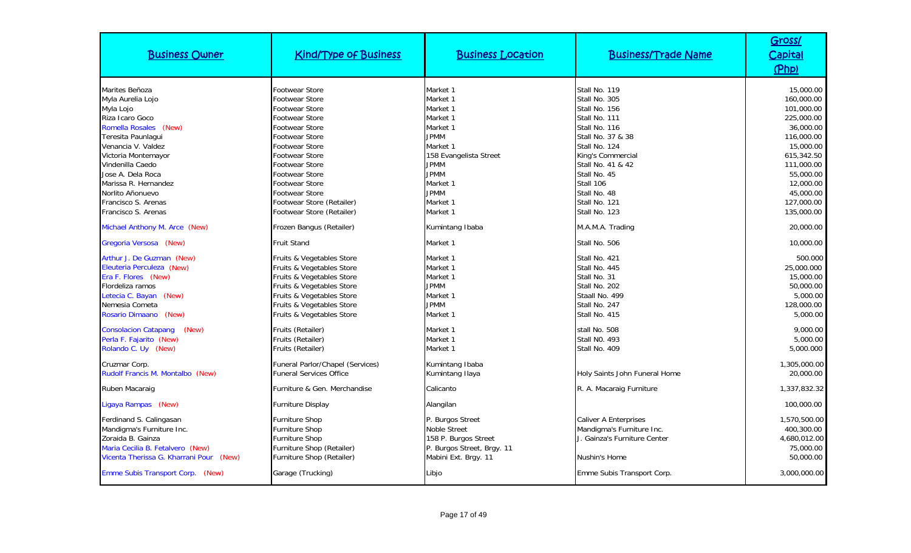| Business Owner | Kind/Type of Business | Business Location | Business/Trade Name | Gross/ Capital (Php) |
|---|---|---|---|---|
| Marites Beñoza | Footwear Store | Market 1 | Stall No. 119 | 15,000.00 |
| Myla Aurelia Lojo | Footwear Store | Market 1 | Stall No. 305 | 160,000.00 |
| Myla Lojo | Footwear Store | Market 1 | Stall No. 156 | 101,000.00 |
| Riza Icaro Goco | Footwear Store | Market 1 | Stall No. 111 | 225,000.00 |
| Romella Rosales (New) | Footwear Store | Market 1 | Stall No. 116 | 36,000.00 |
| Teresita Paunlagui | Footwear Store | JPMM | Stall No. 37 & 38 | 116,000.00 |
| Venancia V. Valdez | Footwear Store | Market 1 | Stall No. 124 | 15,000.00 |
| Victoria Montemayor | Footwear Store | 158 Evangelista Street | King's Commercial | 615,342.50 |
| Vindenilla Caedo | Footwear Store | JPMM | Stall No. 41 & 42 | 111,000.00 |
| Jose A. Dela Roca | Footwear Store | JPMM | Stall No. 45 | 55,000.00 |
| Marissa R. Hernandez | Footwear Store | Market 1 | Stall 106 | 12,000.00 |
| Norlito Añonuevo | Footwear Store | JPMM | Stall No. 48 | 45,000.00 |
| Francisco S. Arenas | Footwear Store (Retailer) | Market 1 | Stall No. 121 | 127,000.00 |
| Francisco S. Arenas | Footwear Store (Retailer) | Market 1 | Stall No. 123 | 135,000.00 |
| Michael Anthony M. Arce (New) | Frozen Bangus (Retailer) | Kumintang Ibaba | M.A.M.A. Trading | 20,000.00 |
| Gregoria Versosa (New) | Fruit Stand | Market 1 | Stall No. 506 | 10,000.00 |
| Arthur J. De Guzman (New) | Fruits & Vegetables Store | Market 1 | Stall No. 421 | 500.000 |
| Eleuteria Perculeza (New) | Fruits & Vegetables Store | Market 1 | Stall No. 445 | 25,000.000 |
| Era F. Flores (New) | Fruits & Vegetables Store | Market 1 | Stall No. 31 | 15,000.00 |
| Flordeliza ramos | Fruits & Vegetables Store | JPMM | Stall No. 202 | 50,000.00 |
| Letecia C. Bayan (New) | Fruits & Vegetables Store | Market 1 | Staall No. 499 | 5,000.00 |
| Nemesia Cometa | Fruits & Vegetables Store | JPMM | Stall No. 247 | 128,000.00 |
| Rosario Dimaano (New) | Fruits & Vegetables Store | Market 1 | Stall No. 415 | 5,000.00 |
| Consolacion Catapang (New) | Fruits (Retailer) | Market 1 | stall No. 508 | 9,000.00 |
| Perla F. Fajarito (New) | Fruits (Retailer) | Market 1 | Stall N0. 493 | 5,000.00 |
| Rolando C. Uy (New) | Fruits (Retailer) | Market 1 | Stall No. 409 | 5,000.000 |
| Cruzmar Corp. | Funeral Parlor/Chapel (Services) | Kumintang Ibaba | | 1,305,000.00 |
| Rudolf Francis M. Montalbo (New) | Funeral Services Office | Kumintang Ilaya | Holy Saints John Funeral Home | 20,000.00 |
| Ruben Macaraig | Furniture & Gen. Merchandise | Calicanto | R. A. Macaraig Furniture | 1,337,832.32 |
| Ligaya Rampas (New) | Furniture Display | Alangilan | | 100,000.00 |
| Ferdinand S. Calingasan | Furniture Shop | P. Burgos Street | Caliver A Enterprises | 1,570,500.00 |
| Mandigma's Furniture Inc. | Furniture Shop | Noble Street | Mandigma's Furniture Inc. | 400,300.00 |
| Zoraida B. Gainza | Furniture Shop | 158 P. Burgos Street | J. Gainza's Furniture Center | 4,680,012.00 |
| Maria Cecilia B. Fetalvero (New) | Furniture Shop (Retailer) | P. Burgos Street, Brgy. 11 | | 75,000.00 |
| Vicenta Therissa G. Kharrani Pour (New) | Furniture Shop (Retailer) | Mabini Ext. Brgy. 11 | Nushin's Home | 50,000.00 |
| Emme Subis Transport Corp. (New) | Garage (Trucking) | Libjo | Emme Subis Transport Corp. | 3,000,000.00 |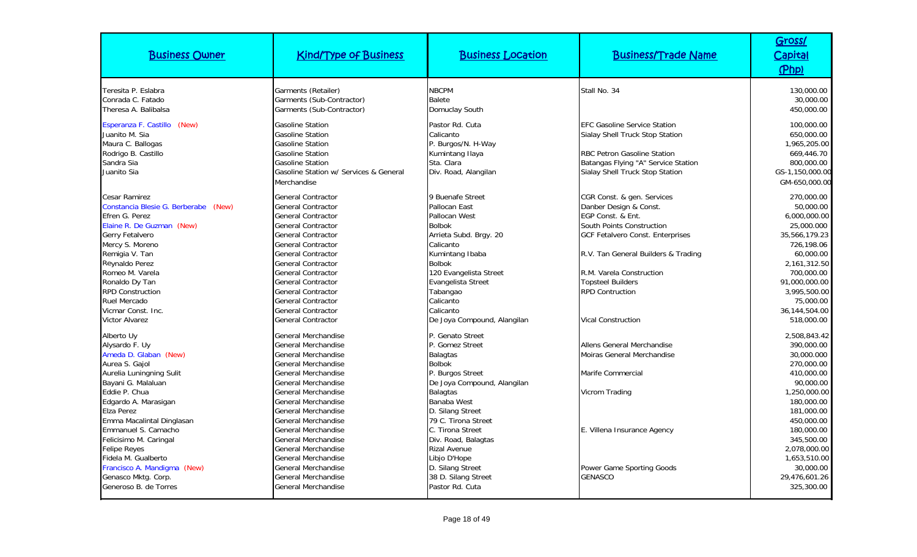| Business Owner | Kind/Type of Business | Business Location | Business/Trade Name | Gross/ Capital (Php) |
|---|---|---|---|---|
| Teresita P. Eslabra | Garments (Retailer) | NBCPM | Stall No. 34 | 130,000.00 |
| Conrada C. Fatado | Garments (Sub-Contractor) | Balete | | 30,000.00 |
| Theresa A. Balibalsa | Garments (Sub-Contractor) | Domuclay South | | 450,000.00 |
| Esperanza F. Castillo (New) | Gasoline Station | Pastor Rd. Cuta | EFC Gasoline Service Station | 100,000.00 |
| Juanito M. Sia | Gasoline Station | Calicanto | Sialay Shell Truck Stop Station | 650,000.00 |
| Maura C. Ballogas | Gasoline Station | P. Burgos/N. H-Way | | 1,965,205.00 |
| Rodrigo B. Castillo | Gasoline Station | Kumintang Ilaya | RBC Petron Gasoline Station | 669,446.70 |
| Sandra Sia | Gasoline Station | Sta. Clara | Batangas Flying "A" Service Station | 800,000.00 |
| Juanito Sia | Gasoline Station w/ Services & General Merchandise | Div. Road, Alangilan | Sialay Shell Truck Stop Station | GS-1,150,000.00 GM-650,000.00 |
| Cesar Ramirez | General Contractor | 9 Buenafe Street | CGR Const. & gen. Services | 270,000.00 |
| Constancia Blesie G. Berberabe (New) | General Contractor | Pallocan East | Danber Design & Const. | 50,000.00 |
| Efren G. Perez | General Contractor | Pallocan West | EGP Const. & Ent. | 6,000,000.00 |
| Elaine R. De Guzman (New) | General Contractor | Bolbok | South Points Construction | 25,000.000 |
| Gerry Fetalvero | General Contractor | Arrieta Subd. Brgy. 20 | GCF Fetalvero Const. Enterprises | 35,566,179.23 |
| Mercy S. Moreno | General Contractor | Calicanto | | 726,198.06 |
| Remigia V. Tan | General Contractor | Kumintang Ibaba | R.V. Tan General Builders & Trading | 60,000.00 |
| Reynaldo Perez | General Contractor | Bolbok | | 2,161,312.50 |
| Romeo M. Varela | General Contractor | 120 Evangelista Street | R.M. Varela Construction | 700,000.00 |
| Ronaldo Dy Tan | General Contractor | Evangelista Street | Topsteel Builders | 91,000,000.00 |
| RPD Construction | General Contractor | Tabangao | RPD Contruction | 3,995,500.00 |
| Ruel Mercado | General Contractor | Calicanto | | 75,000.00 |
| Vicmar Const. Inc. | General Contractor | Calicanto | | 36,144,504.00 |
| Victor Alvarez | General Contractor | De Joya Compound, Alangilan | Vical Construction | 518,000.00 |
| Alberto Uy | General Merchandise | P. Genato Street | | 2,508,843.42 |
| Alysardo F. Uy | General Merchandise | P. Gomez Street | Allens General Merchandise | 390,000.00 |
| Ameda D. Glaban (New) | General Merchandise | Balagtas | Moiras General Merchandise | 30,000.000 |
| Aurea S. Gajol | General Merchandise | Bolbok | | 270,000.00 |
| Aurelia Luningning Sulit | General Merchandise | P. Burgos Street | Marife Commercial | 410,000.00 |
| Bayani G. Malaluan | General Merchandise | De Joya Compound, Alangilan | | 90,000.00 |
| Eddie P. Chua | General Merchandise | Balagtas | Vicrom Trading | 1,250,000.00 |
| Edgardo A. Marasigan | General Merchandise | Banaba West | | 180,000.00 |
| Elza Perez | General Merchandise | D. Silang Street | | 181,000.00 |
| Emma Macalintal Dinglasan | General Merchandise | 79 C. Tirona Street | | 450,000.00 |
| Emmanuel S. Camacho | General Merchandise | C. Tirona Street | E. Villena Insurance Agency | 180,000.00 |
| Felicisimo M. Caringal | General Merchandise | Div. Road, Balagtas | | 345,500.00 |
| Felipe Reyes | General Merchandise | Rizal Avenue | | 2,078,000.00 |
| Fidela M. Gualberto | General Merchandise | Libjo D'Hope | | 1,653,510.00 |
| Francisco A. Mandigma (New) | General Merchandise | D. Silang Street | Power Game Sporting Goods | 30,000.00 |
| Genasco Mktg. Corp. | General Merchandise | 38 D. Silang Street | GENASCO | 29,476,601.26 |
| Generoso B. de Torres | General Merchandise | Pastor Rd. Cuta | | 325,300.00 |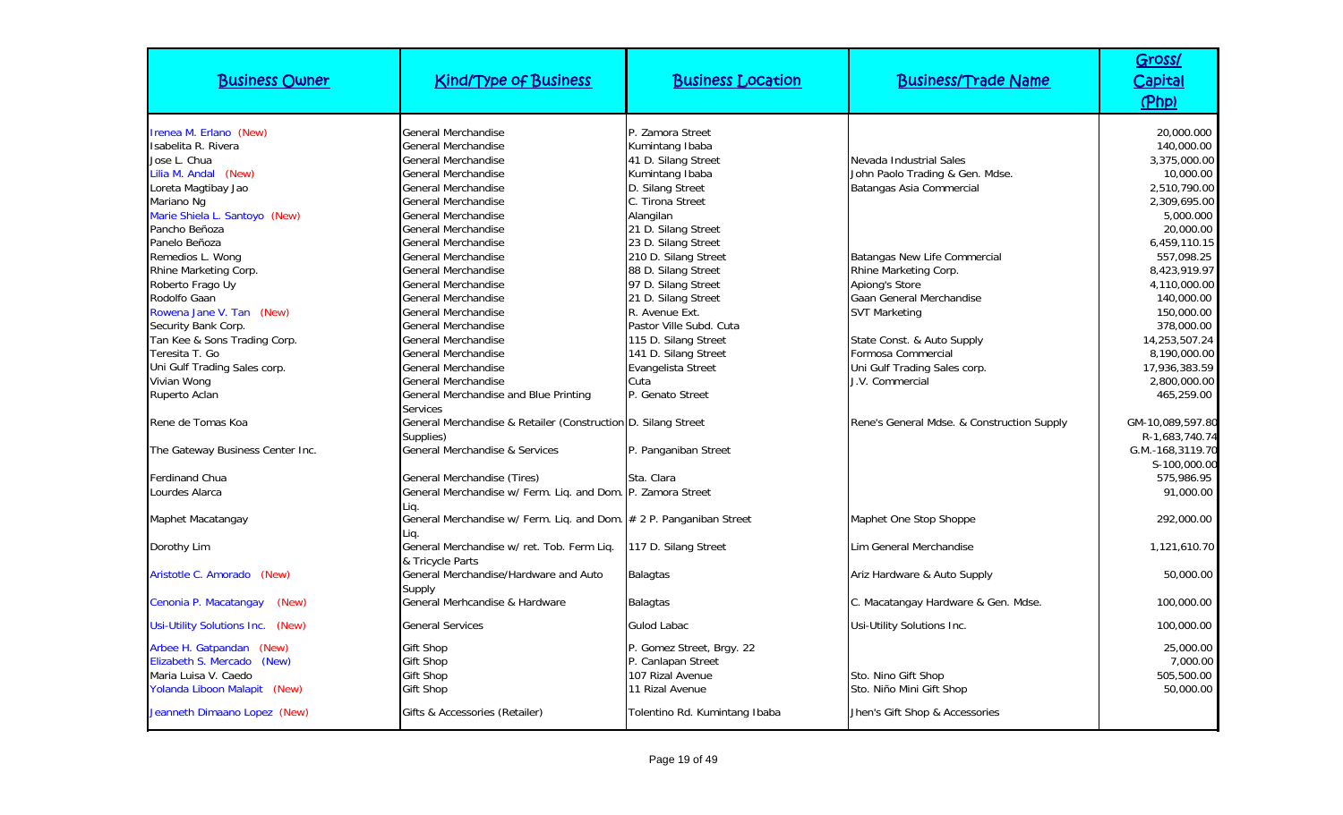| Business Owner | Kind/Type of Business | Business Location | Business/Trade Name | Gross/ Capital (Php) |
|---|---|---|---|---|
| Irenea M. Erlano (New) | General Merchandise | P. Zamora Street | | 20,000.000 |
| Isabelita R. Rivera | General Merchandise | Kumintang Ibaba | | 140,000.00 |
| Jose L. Chua | General Merchandise | 41 D. Silang Street | Nevada Industrial Sales | 3,375,000.00 |
| Lilia M. Andal (New) | General Merchandise | Kumintang Ibaba | John Paolo Trading & Gen. Mdse. | 10,000.00 |
| Loreta Magtibay Jao | General Merchandise | D. Silang Street | Batangas Asia Commercial | 2,510,790.00 |
| Mariano Ng | General Merchandise | C. Tirona Street | | 2,309,695.00 |
| Marie Shiela L. Santoyo (New) | General Merchandise | Alangilan | | 5,000.000 |
| Pancho Beñoza | General Merchandise | 21 D. Silang Street | | 20,000.00 |
| Panelo Beñoza | General Merchandise | 23 D. Silang Street | | 6,459,110.15 |
| Remedios L. Wong | General Merchandise | 210 D. Silang Street | Batangas New Life Commercial | 557,098.25 |
| Rhine Marketing Corp. | General Merchandise | 88 D. Silang Street | Rhine Marketing Corp. | 8,423,919.97 |
| Roberto Frago Uy | General Merchandise | 97 D. Silang Street | Apiong's Store | 4,110,000.00 |
| Rodolfo Gaan | General Merchandise | 21 D. Silang Street | Gaan General Merchandise | 140,000.00 |
| Rowena Jane V. Tan (New) | General Merchandise | R. Avenue Ext. | SVT Marketing | 150,000.00 |
| Security Bank Corp. | General Merchandise | Pastor Ville Subd. Cuta | | 378,000.00 |
| Tan Kee & Sons Trading Corp. | General Merchandise | 115 D. Silang Street | State Const. & Auto Supply | 14,253,507.24 |
| Teresita T. Go | General Merchandise | 141 D. Silang Street | Formosa Commercial | 8,190,000.00 |
| Uni Gulf Trading Sales corp. | General Merchandise | Evangelista Street | Uni Gulf Trading Sales corp. | 17,936,383.59 |
| Vivian Wong | General Merchandise | Cuta | J.V. Commercial | 2,800,000.00 |
| Ruperto Aclan | General Merchandise and Blue Printing Services | P. Genato Street | | 465,259.00 |
| Rene de Tomas Koa | General Merchandise & Retailer (Construction Supplies) | D. Silang Street | Rene's General Mdse. & Construction Supply | GM-10,089,597.80 R-1,683,740.74 |
| The Gateway Business Center Inc. | General Merchandise & Services | P. Panganiban Street | | G.M.-168,3119.70 S-100,000.00 |
| Ferdinand Chua | General Merchandise (Tires) | Sta. Clara | | 575,986.95 |
| Lourdes Alarca | General Merchandise w/ Ferm. Liq. and Dom. Liq. | P. Zamora Street | | 91,000.00 |
| Maphet Macatangay | General Merchandise w/ Ferm. Liq. and Dom. Liq. | # 2 P. Panganiban Street | Maphet One Stop Shoppe | 292,000.00 |
| Dorothy Lim | General Merchandise w/ ret. Tob. Ferm Liq. & Tricycle Parts | 117 D. Silang Street | Lim General Merchandise | 1,121,610.70 |
| Aristotle C. Amorado (New) | General Merchandise/Hardware and Auto Supply | Balagtas | Ariz Hardware & Auto Supply | 50,000.00 |
| Cenonia P. Macatangay (New) | General Merhcandise & Hardware | Balagtas | C. Macatangay Hardware & Gen. Mdse. | 100,000.00 |
| Usi-Utility Solutions Inc. (New) | General Services | Gulod Labac | Usi-Utility Solutions Inc. | 100,000.00 |
| Arbee H. Gatpandan (New) | Gift Shop | P. Gomez Street, Brgy. 22 | | 25,000.00 |
| Elizabeth S. Mercado (New) | Gift Shop | P. Canlapan Street | | 7,000.00 |
| Maria Luisa V. Caedo | Gift Shop | 107 Rizal Avenue | Sto. Nino Gift Shop | 505,500.00 |
| Yolanda Liboon Malapit (New) | Gift Shop | 11 Rizal Avenue | Sto. Niño Mini Gift Shop | 50,000.00 |
| Jeanneth Dimaano Lopez (New) | Gifts & Accessories (Retailer) | Tolentino Rd. Kumintang Ibaba | Jhen's Gift Shop & Accessories | |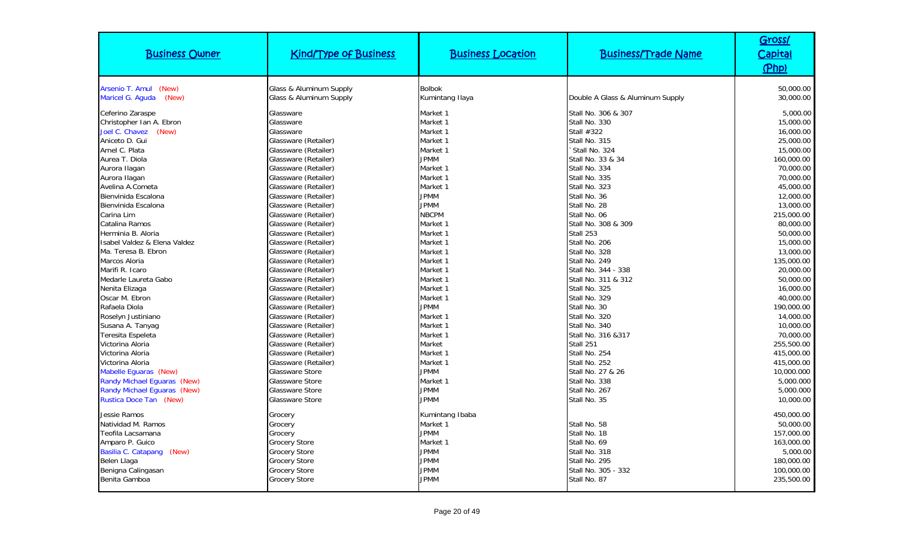| Business Owner | Kind/Type of Business | Business Location | Business/Trade Name | Gross/ Capital (Php) |
|---|---|---|---|---|
| Arsenio T. Amul (New) | Glass & Aluminum Supply | Bolbok | | 50,000.00 |
| Maricel G. Aguda (New) | Glass & Aluminum Supply | Kumintang Ilaya | Double A Glass & Aluminum Supply | 30,000.00 |
| Ceferino Zaraspe | Glassware | Market 1 | Stall No. 306 & 307 | 5,000.00 |
| Christopher Ian A. Ebron | Glassware | Market 1 | Stall No. 330 | 15,000.00 |
| Joel C. Chavez (New) | Glassware | Market 1 | Stall #322 | 16,000.00 |
| Aniceto D. Gui | Glassware (Retailer) | Market 1 | Stall No. 315 | 25,000.00 |
| Arnel C. Plata | Glassware (Retailer) | Market 1 | `Stall No. 324 | 15,000.00 |
| Aurea T. Diola | Glassware (Retailer) | JPMM | Stall No. 33 & 34 | 160,000.00 |
| Aurora Ilagan | Glassware (Retailer) | Market 1 | Stall No. 334 | 70,000.00 |
| Aurora Ilagan | Glassware (Retailer) | Market 1 | Stall No. 335 | 70,000.00 |
| Avelina A.Cometa | Glassware (Retailer) | Market 1 | Stall No. 323 | 45,000.00 |
| Bienvinida Escalona | Glassware (Retailer) | JPMM | Stall No. 36 | 12,000.00 |
| Bienvinida Escalona | Glassware (Retailer) | JPMM | Stall No. 28 | 13,000.00 |
| Carina Lim | Glassware (Retailer) | NBCPM | Stall No. 06 | 215,000.00 |
| Catalina Ramos | Glassware (Retailer) | Market 1 | Stall No. 308 & 309 | 80,000.00 |
| Herminia B. Aloria | Glassware (Retailer) | Market 1 | Stall 253 | 50,000.00 |
| Isabel Valdez & Elena Valdez | Glassware (Retailer) | Market 1 | Stall No. 206 | 15,000.00 |
| Ma. Teresa B. Ebron | Glassware (Retailer) | Market 1 | Stall No. 328 | 13,000.00 |
| Marcos Aloria | Glassware (Retailer) | Market 1 | Stall No. 249 | 135,000.00 |
| Marifi R. Icaro | Glassware (Retailer) | Market 1 | Stall No. 344 - 338 | 20,000.00 |
| Medarle Laureta Gabo | Glassware (Retailer) | Market 1 | Stall No. 311 & 312 | 50,000.00 |
| Nenita Elizaga | Glassware (Retailer) | Market 1 | Stall No. 325 | 16,000.00 |
| Oscar M. Ebron | Glassware (Retailer) | Market 1 | Stall No. 329 | 40,000.00 |
| Rafaela Diola | Glassware (Retailer) | JPMM | Stall No. 30 | 190,000.00 |
| Roselyn Justiniano | Glassware (Retailer) | Market 1 | Stall No. 320 | 14,000.00 |
| Susana A. Tanyag | Glassware (Retailer) | Market 1 | Stall No. 340 | 10,000.00 |
| Teresita Espeleta | Glassware (Retailer) | Market 1 | Stall No. 316 &317 | 70,000.00 |
| Victorina Aloria | Glassware (Retailer) | Market | Stall 251 | 255,500.00 |
| Victorina Aloria | Glassware (Retailer) | Market 1 | Stall No. 254 | 415,000.00 |
| Victorina Aloria | Glassware (Retailer) | Market 1 | Stall No. 252 | 415,000.00 |
| Mabelle Eguaras (New) | Glassware Store | JPMM | Stall No. 27 & 26 | 10,000.000 |
| Randy Michael Eguaras (New) | Glassware Store | Market 1 | Stall No. 338 | 5,000.000 |
| Randy Michael Eguaras (New) | Glassware Store | JPMM | Stall No. 267 | 5,000.000 |
| Rustica Doce Tan (New) | Glassware Store | JPMM | Stall No. 35 | 10,000.000 |
| Jessie Ramos | Grocery | Kumintang Ibaba | | 450,000.00 |
| Natividad M. Ramos | Grocery | Market 1 | Stall No. 58 | 50,000.00 |
| Teofila Lacsamana | Grocery | JPMM | Stall No. 18 | 157,000.00 |
| Amparo P. Guico | Grocery Store | Market 1 | Stall No. 69 | 163,000.00 |
| Basilia C. Catapang (New) | Grocery Store | JPMM | Stall No. 318 | 5,000.00 |
| Belen Llaga | Grocery Store | JPMM | Stall No. 295 | 180,000.00 |
| Benigna Calingasan | Grocery Store | JPMM | Stall No. 305 - 332 | 100,000.00 |
| Benita Gamboa | Grocery Store | JPMM | Stall No. 87 | 235,500.00 |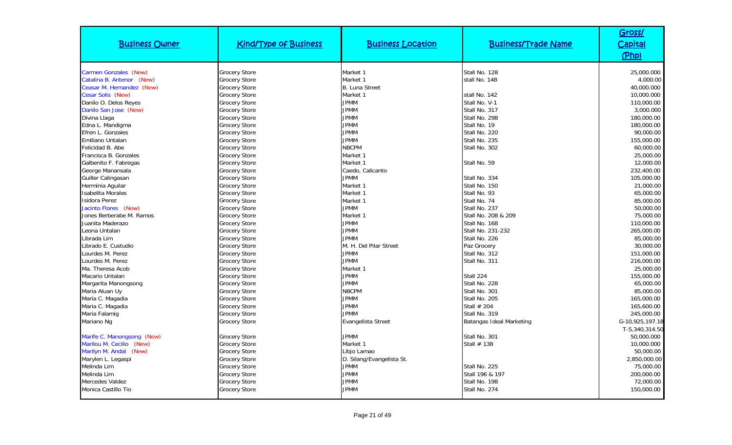| Business Owner | Kind/Type of Business | Business Location | Business/Trade Name | Gross/ Capital (Php) |
|---|---|---|---|---|
| Carmen Gonzales (New) | Grocery Store | Market 1 | Stall No. 128 | 25,000.000 |
| Catalina B. Antenor (New) | Grocery Store | Market 1 | stall No. 148 | 4,000.00 |
| Ceasar M. Hernandez (New) | Grocery Store | B. Luna Street | | 40,000.000 |
| Cesar Solis (New) | Grocery Store | Market 1 | stall No. 142 | 10,000.000 |
| Danilo O. Delos Reyes | Grocery Store | JPMM | Stall No. V-1 | 110,000.00 |
| Danilo San Jose (New) | Grocery Store | JPMM | Stall No. 317 | 3,000.000 |
| Divina Llaga | Grocery Store | JPMM | Stall No. 298 | 180,000.00 |
| Edna L. Mandigma | Grocery Store | JPMM | Stall No. 19 | 180,000.00 |
| Efren L. Gonzales | Grocery Store | JPMM | Stall No. 220 | 90,000.00 |
| Emiliano Untalan | Grocery Store | JPMM | Stall No. 235 | 155,000.00 |
| Felicidad B. Abe | Grocery Store | NBCPM | Stall No. 302 | 60,000.00 |
| Francisca B. Gonzales | Grocery Store | Market 1 | | 25,000.00 |
| Galbenito F. Fabregas | Grocery Store | Market 1 | Stall No. 59 | 12,000.00 |
| George Manansala | Grocery Store | Caedo, Calicanto | | 232,400.00 |
| Guiller Calingasan | Grocery Store | JPMM | Stall No. 334 | 105,000.00 |
| Herminia Aguilar | Grocery Store | Market 1 | Stall No. 150 | 21,000.00 |
| Isabelita Morales | Grocery Store | Market 1 | Stall No. 93 | 65,000.00 |
| Isidora Perez | Grocery Store | Market 1 | Stall No. 74 | 85,000.00 |
| Jacinto Flores (New) | Grocery Store | JPMM | Stall No. 237 | 50,000.00 |
| Jones Berberabe M. Ramos | Grocery Store | Market 1 | Stall No. 208 & 209 | 75,000.00 |
| Juanita Maderazo | Grocery Store | JPMM | Stall No. 168 | 110,000.00 |
| Leona Untalan | Grocery Store | JPMM | Stall No. 231-232 | 265,000.00 |
| Librada Lim | Grocery Store | JPMM | Stall No. 226 | 85,000.00 |
| Librado E. Custudio | Grocery Store | M. H. Del Pilar Street | Paz Grocery | 30,000.00 |
| Lourdes M. Perez | Grocery Store | JPMM | Stall No. 312 | 151,000.00 |
| Lourdes M. Perez | Grocery Store | JPMM | Stall No. 311 | 216,000.00 |
| Ma. Theresa Acob | Grocery Store | Market 1 | | 25,000.00 |
| Macario Untalan | Grocery Store | JPMM | Stall 224 | 155,000.00 |
| Margarita Manongsong | Grocery Store | JPMM | Stall No. 228 | 65,000.00 |
| Maria Aluan Uy | Grocery Store | NBCPM | Stall No. 301 | 85,000.00 |
| Maria C. Magadia | Grocery Store | JPMM | Stall No. 205 | 165,000.00 |
| Maria C. Magadia | Grocery Store | JPMM | Stall # 204 | 165,600.00 |
| Maria Falamig | Grocery Store | JPMM | Stall No. 319 | 245,000.00 |
| Mariano Ng | Grocery Store | Evangelista Street | Batangas Ideal Marketing | G-10,925,197.18<br>T-5,340,314.50 |
| Marife C. Manongsong (New) | Grocery Store | JPMM | Stall No. 301 | 50,000.000 |
| Marilou M. Cecilio (New) | Grocery Store | Market 1 | Stall # 138 | 10,000.000 |
| Marilyn M. Andal (New) | Grocery Store | Libjo Lamao | | 50,000.00 |
| Marylen L. Legaspi | Grocery Store | D. Silang/Evangelista St. | | 2,850,000.00 |
| Melinda Lim | Grocery Store | JPMM | Stall No. 225 | 75,000.00 |
| Melinda Lim | Grocery Store | JPMM | Stall 196 & 197 | 200,000.00 |
| Mercedes Valdez | Grocery Store | JPMM | Stall No. 198 | 72,000.00 |
| Monica Castillo Tio | Grocery Store | JPMM | Stall No. 274 | 150,000.00 |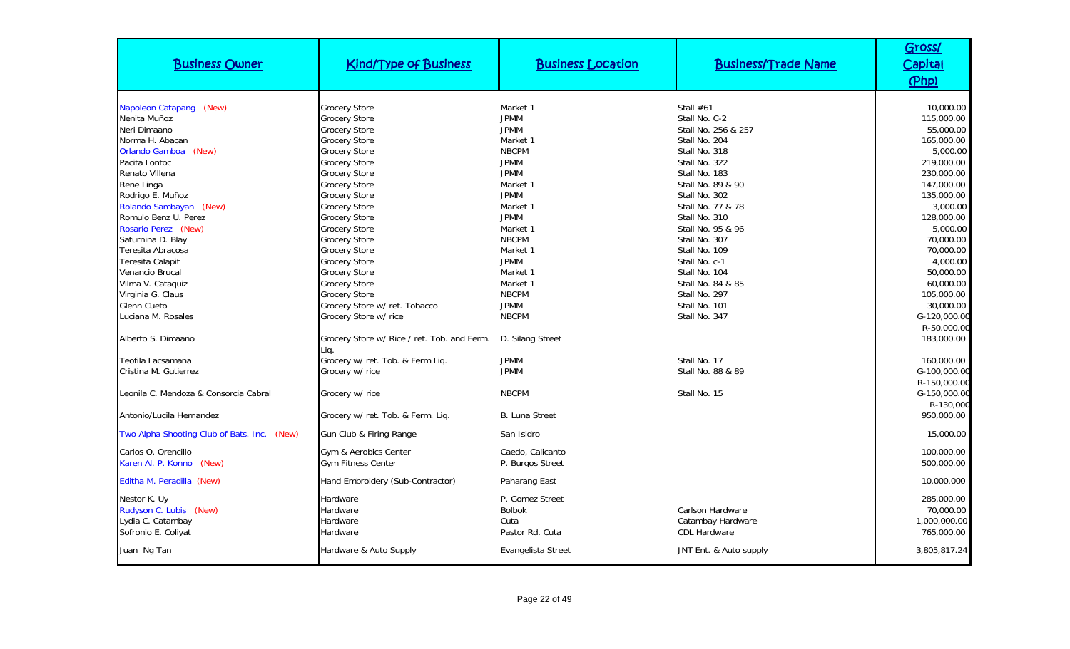| Business Owner | Kind/Type of Business | Business Location | Business/Trade Name | Gross/ Capital (Php) |
|---|---|---|---|---|
| Napoleon Catapang (New) | Grocery Store | Market 1 | Stall #61 | 10,000.00 |
| Nenita Muñoz | Grocery Store | JPMM | Stall No. C-2 | 115,000.00 |
| Neri Dimaano | Grocery Store | JPMM | Stall No. 256 & 257 | 55,000.00 |
| Norma H. Abacan | Grocery Store | Market 1 | Stall No. 204 | 165,000.00 |
| Orlando Gamboa (New) | Grocery Store | NBCPM | Stall No. 318 | 5,000.00 |
| Pacita Lontoc | Grocery Store | JPMM | Stall No. 322 | 219,000.00 |
| Renato Villena | Grocery Store | JPMM | Stall No. 183 | 230,000.00 |
| Rene Linga | Grocery Store | Market 1 | Stall No. 89 & 90 | 147,000.00 |
| Rodrigo E. Muñoz | Grocery Store | JPMM | Stall No. 302 | 135,000.00 |
| Rolando Sambayan (New) | Grocery Store | Market 1 | Stall No. 77 & 78 | 3,000.00 |
| Romulo Benz U. Perez | Grocery Store | JPMM | Stall No. 310 | 128,000.00 |
| Rosario Perez (New) | Grocery Store | Market 1 | Stall No. 95 & 96 | 5,000.00 |
| Saturnina D. Blay | Grocery Store | NBCPM | Stall No. 307 | 70,000.00 |
| Teresita Abracosa | Grocery Store | Market 1 | Stall No. 109 | 70,000.00 |
| Teresita Calapit | Grocery Store | JPMM | Stall No. c-1 | 4,000.00 |
| Venancio Brucal | Grocery Store | Market 1 | Stall No. 104 | 50,000.00 |
| Vilma V. Cataquiz | Grocery Store | Market 1 | Stall No. 84 & 85 | 60,000.00 |
| Virginia G. Claus | Grocery Store | NBCPM | Stall No. 297 | 105,000.00 |
| Glenn Cueto | Grocery Store w/ ret. Tobacco | JPMM | Stall No. 101 | 30,000.00 |
| Luciana M. Rosales | Grocery Store w/ rice | NBCPM | Stall No. 347 | G-120,000.00 R-50.000.00 |
| Alberto S. Dimaano | Grocery Store w/ Rice / ret. Tob. and Ferm. Liq. | D. Silang Street | | 183,000.00 |
| Teofila Lacsamana | Grocery w/ ret. Tob. & Ferm Liq. | JPMM | Stall No. 17 | 160,000.00 |
| Cristina M. Gutierrez | Grocery w/ rice | JPMM | Stall No. 88 & 89 | G-100,000.00 R-150,000.00 |
| Leonila C. Mendoza & Consorcia Cabral | Grocery w/ rice | NBCPM | Stall No. 15 | G-150,000.00 R-130,000 |
| Antonio/Lucila Hernandez | Grocery w/ ret. Tob. & Ferm. Liq. | B. Luna Street | | 950,000.00 |
| Two Alpha Shooting Club of Bats. Inc. (New) | Gun Club & Firing Range | San Isidro | | 15,000.00 |
| Carlos O. Orencillo | Gym & Aerobics Center | Caedo, Calicanto | | 100,000.00 |
| Karen Al. P. Konno (New) | Gym Fitness Center | P. Burgos Street | | 500,000.00 |
| Editha M. Peradilla (New) | Hand Embroidery (Sub-Contractor) | Paharang East | | 10,000.000 |
| Nestor K. Uy | Hardware | P. Gomez Street | | 285,000.00 |
| Rudyson C. Lubis (New) | Hardware | Bolbok | Carlson Hardware | 70,000.00 |
| Lydia C. Catambay | Hardware | Cuta | Catambay Hardware | 1,000,000.00 |
| Sofronio E. Coliyat | Hardware | Pastor Rd. Cuta | CDL Hardware | 765,000.00 |
| Juan Ng Tan | Hardware & Auto Supply | Evangelista Street | JNT Ent. & Auto supply | 3,805,817.24 |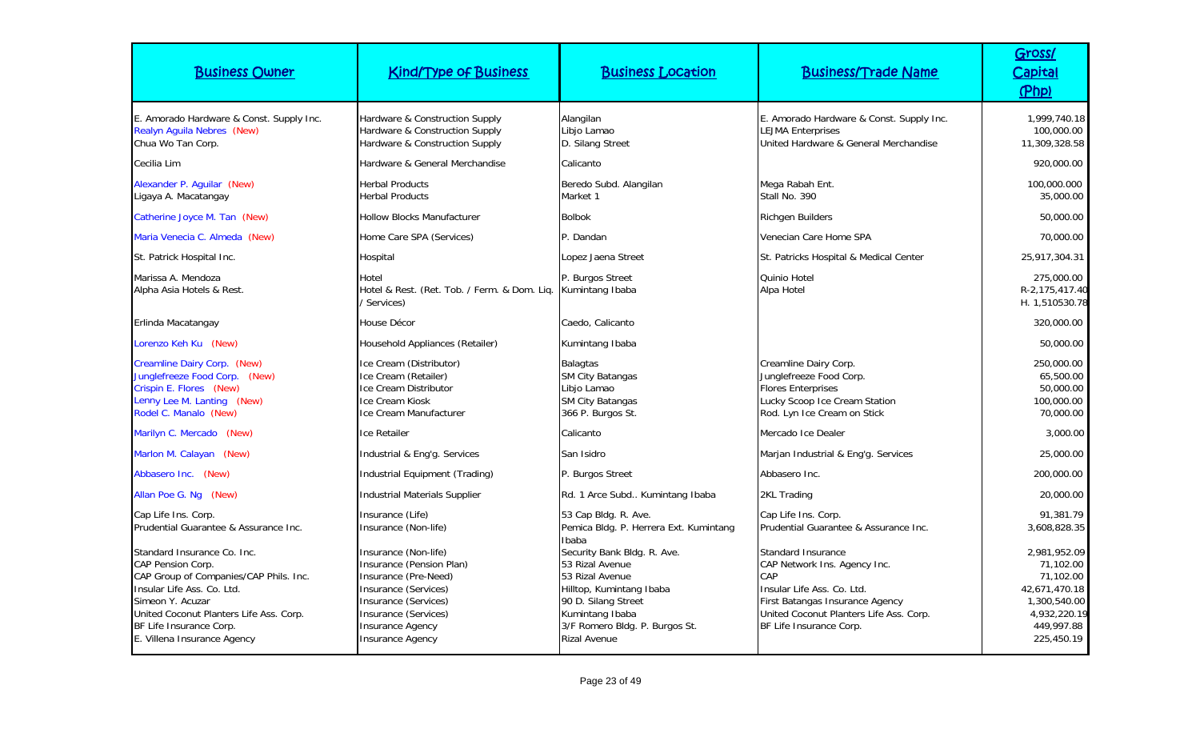| Business Owner | Kind/Type of Business | Business Location | Business/Trade Name | Gross/ Capital (Php) |
|---|---|---|---|---|
| E. Amorado Hardware & Const. Supply Inc. | Hardware & Construction Supply | Alangilan | E. Amorado Hardware & Const. Supply Inc. | 1,999,740.18 |
| Realyn Aguila Nebres (New) | Hardware & Construction Supply | Libjo Lamao | LEJMA Enterprises | 100,000.00 |
| Chua Wo Tan Corp. | Hardware & Construction Supply | D. Silang Street | United Hardware & General Merchandise | 11,309,328.58 |
| Cecilia Lim | Hardware & General Merchandise | Calicanto | | 920,000.00 |
| Alexander P. Aguilar (New) | Herbal Products | Beredo Subd. Alangilan | Mega Rabah Ent. | 100,000.000 |
| Ligaya A. Macatangay | Herbal Products | Market 1 | Stall No. 390 | 35,000.00 |
| Catherine Joyce M. Tan (New) | Hollow Blocks Manufacturer | Bolbok | Richgen Builders | 50,000.00 |
| Maria Venecia C. Almeda (New) | Home Care SPA (Services) | P. Dandan | Venecian Care Home SPA | 70,000.00 |
| St. Patrick Hospital Inc. | Hospital | Lopez Jaena Street | St. Patricks Hospital & Medical Center | 25,917,304.31 |
| Marissa A. Mendoza | Hotel | P. Burgos Street | Quinio Hotel | 275,000.00 |
| Alpha Asia Hotels & Rest. | Hotel & Rest. (Ret. Tob. / Ferm. & Dom. Liq. / Services) | Kumintang Ibaba | Alpa Hotel | R-2,175,417.40 H. 1,510530.78 |
| Erlinda Macatangay | House Décor | Caedo, Calicanto | | 320,000.00 |
| Lorenzo Keh Ku (New) | Household Appliances (Retailer) | Kumintang Ibaba | | 50,000.00 |
| Creamline Dairy Corp. (New) | Ice Cream (Distributor) | Balagtas | Creamline Dairy Corp. | 250,000.00 |
| Junglefreeze Food Corp. (New) | Ice Cream (Retailer) | SM City Batangas | Junglefreeze Food Corp. | 65,500.00 |
| Crispin E. Flores (New) | Ice Cream Distributor | Libjo Lamao | Flores Enterprises | 50,000.00 |
| Lenny Lee M. Lanting (New) | Ice Cream Kiosk | SM City Batangas | Lucky Scoop Ice Cream Station | 100,000.00 |
| Rodel C. Manalo (New) | Ice Cream Manufacturer | 366 P. Burgos St. | Rod. Lyn Ice Cream on Stick | 70,000.00 |
| Marilyn C. Mercado (New) | Ice Retailer | Calicanto | Mercado Ice Dealer | 3,000.00 |
| Marlon M. Calayan (New) | Industrial & Eng'g. Services | San Isidro | Marjan Industrial & Eng'g. Services | 25,000.00 |
| Abbasero Inc. (New) | Industrial Equipment (Trading) | P. Burgos Street | Abbasero Inc. | 200,000.00 |
| Allan Poe G. Ng (New) | Industrial Materials Supplier | Rd. 1 Arce Subd.. Kumintang Ibaba | 2KL Trading | 20,000.00 |
| Cap Life Ins. Corp. | Insurance (Life) | 53 Cap Bldg. R. Ave. | Cap Life Ins. Corp. | 91,381.79 |
| Prudential Guarantee & Assurance Inc. | Insurance (Non-life) | Pemica Bldg. P. Herrera Ext. Kumintang Ibaba | Prudential Guarantee & Assurance Inc. | 3,608,828.35 |
| Standard Insurance Co. Inc. | Insurance (Non-life) | Security Bank Bldg. R. Ave. | Standard Insurance | 2,981,952.09 |
| CAP Pension Corp. | Insurance (Pension Plan) | 53 Rizal Avenue | CAP Network Ins. Agency Inc. | 71,102.00 |
| CAP Group of Companies/CAP Phils. Inc. | Insurance (Pre-Need) | 53 Rizal Avenue | CAP | 71,102.00 |
| Insular Life Ass. Co. Ltd. | Insurance (Services) | Hilltop, Kumintang Ibaba | Insular Life Ass. Co. Ltd. | 42,671,470.18 |
| Simeon Y. Acuzar | Insurance (Services) | 90 D. Silang Street | First Batangas Insurance Agency | 1,300,540.00 |
| United Coconut Planters Life Ass. Corp. | Insurance (Services) | Kumintang Ibaba | United Coconut Planters Life Ass. Corp. | 4,932,220.19 |
| BF Life Insurance Corp. | Insurance Agency | 3/F Romero Bldg. P. Burgos St. | BF Life Insurance Corp. | 449,997.88 |
| E. Villena Insurance Agency | Insurance Agency | Rizal Avenue | | 225,450.19 |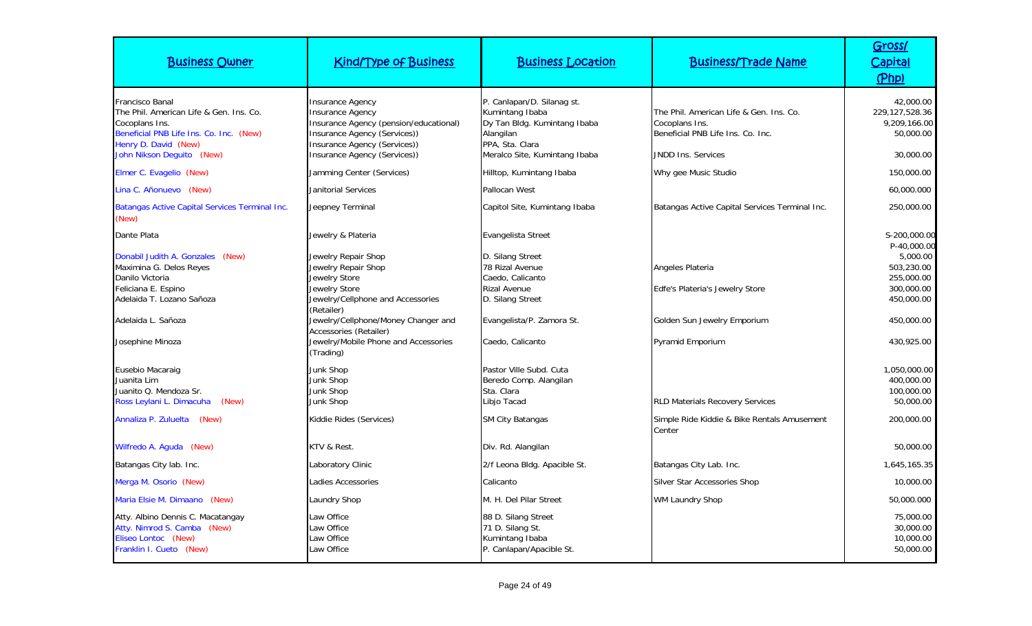| Business Owner | Kind/Type of Business | Business Location | Business/Trade Name | Gross/ Capital (Php) |
|---|---|---|---|---|
| Francisco Banal | Insurance Agency | P. Canlapan/D. Silanag st. | | 42,000.00 |
| The Phil. American Life & Gen. Ins. Co. | Insurance Agency | Kumintang Ibaba | The Phil. American Life & Gen. Ins. Co. | 229,127,528.36 |
| Cocoplans Ins. | Insurance Agency (pension/educational) | Dy Tan Bldg. Kumintang Ibaba | Cocoplans Ins. | 9,209,166.00 |
| Beneficial PNB Life Ins. Co. Inc. (New) | Insurance Agency (Services)) | Alangilan | Beneficial PNB Life Ins. Co. Inc. | 50,000.00 |
| Henry D. David (New) | Insurance Agency (Services)) | PPA, Sta. Clara | | |
| John Nikson Deguito (New) | Insurance Agency (Services)) | Meralco Site, Kumintang Ibaba | JNDD Ins. Services | 30,000.00 |
| Elmer C. Evagelio (New) | Jamming Center (Services) | Hilltop, Kumintang Ibaba | Why gee Music Studio | 150,000.00 |
| Lina C. Añonuevo (New) | Janitorial Services | Pallocan West | | 60,000.000 |
| Batangas Active Capital Services Terminal Inc. (New) | Jeepney Terminal | Capitol Site, Kumintang Ibaba | Batangas Active Capital Services Terminal Inc. | 250,000.00 |
| Dante Plata | Jewelry & Plateria | Evangelista Street | | S-200,000.00 P-40,000.00 |
| Donabil Judith A. Gonzales (New) | Jewelry Repair Shop | D. Silang Street | | 5,000.00 |
| Maximina G. Delos Reyes | Jewelry Repair Shop | 78 Rizal Avenue | Angeles Plateria | 503,230.00 |
| Danilo Victoria | Jewelry Store | Caedo, Calicanto | | 255,000.00 |
| Feliciana E. Espino | Jewelry Store | Rizal Avenue | Edfe's Plateria's Jewelry Store | 300,000.00 |
| Adelaida T. Lozano Sañoza | Jewelry/Cellphone and Accessories (Retailer) | D. Silang Street | | 450,000.00 |
| Adelaida L. Sañoza | Jewelry/Cellphone/Money Changer and Accessories (Retailer) | Evangelista/P. Zamora St. | Golden Sun Jewelry Emporium | 450,000.00 |
| Josephine Minoza | Jewelry/Mobile Phone and Accessories (Trading) | Caedo, Calicanto | Pyramid Emporium | 430,925.00 |
| Eusebio Macaraig | Junk Shop | Pastor Ville Subd. Cuta | | 1,050,000.00 |
| Juanita Lim | Junk Shop | Beredo Comp. Alangilan | | 400,000.00 |
| Juanito Q. Mendoza Sr. | Junk Shop | Sta. Clara | | 100,000.00 |
| Ross Leylani L. Dimacuha (New) | Junk Shop | Libjo Tacad | RLD Materials Recovery Services | 50,000.00 |
| Annaliza P. Zuluelta (New) | Kiddie Rides (Services) | SM City Batangas | Simple Ride Kiddie & Bike Rentals Amusement Center | 200,000.00 |
| Wilfredo A. Aguda (New) | KTV & Rest. | Div. Rd. Alangilan | | 50,000.00 |
| Batangas City lab. Inc. | Laboratory Clinic | 2/f Leona Bldg. Apacible St. | Batangas City Lab. Inc. | 1,645,165.35 |
| Merga M. Osorio (New) | Ladies Accessories | Calicanto | Silver Star Accessories Shop | 10,000.00 |
| Maria Elsie M. Dimaano (New) | Laundry Shop | M. H. Del Pilar Street | WM Laundry Shop | 50,000.000 |
| Atty. Albino Dennis C. Macatangay | Law Office | 88 D. Silang Street | | 75,000.00 |
| Atty. Nimrod S. Camba (New) | Law Office | 71 D. Silang St. | | 30,000.00 |
| Eliseo Lontoc (New) | Law Office | Kumintang Ibaba | | 10,000.00 |
| Franklin I. Cueto (New) | Law Office | P. Canlapan/Apacible St. | | 50,000.00 |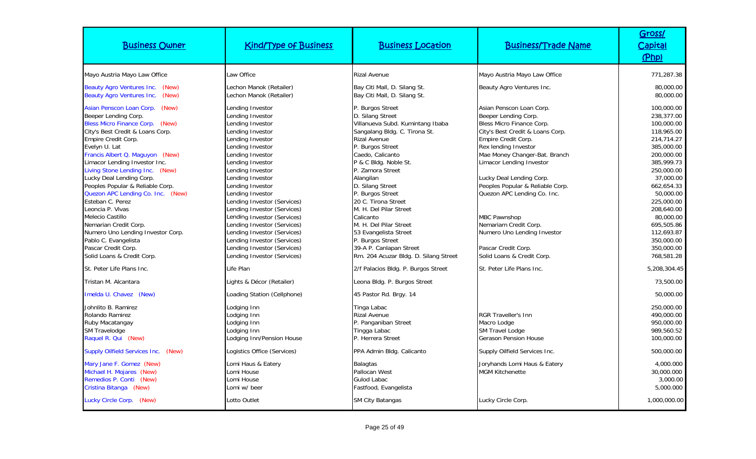| Business Owner | Kind/Type of Business | Business Location | Business/Trade Name | Gross/ Capital (Php) |
|---|---|---|---|---|
| Mayo Austria Mayo Law Office | Law Office | Rizal Avenue | Mayo Austria Mayo Law Office | 771,287.38 |
| Beauty Agro Ventures Inc. (New) | Lechon Manok (Retailer) | Bay Citi Mall, D. Silang St. | Beauty Agro Ventures Inc. | 80,000.00 |
| Beauty Agro Ventures Inc. (New) | Lechon Manok (Retailer) | Bay Citi Mall, D. Silang St. | | 80,000.00 |
| Asian Penscon Loan Corp. (New) | Lending Investor | P. Burgos Street | Asian Penscon Loan Corp. | 100,000.00 |
| Beeper Lending Corp. | Lending Investor | D. Silang Street | Beeper Lending Corp. | 238,377.00 |
| Bless Micro Finance Corp. (New) | Lending Investor | Villanueva Subd. Kumintang Ibaba | Bless Micro Finance Corp. | 100,000.00 |
| City's Best Credit & Loans Corp. | Lending Investor | Sangalang Bldg. C. Tirona St. | City's Best Credit & Loans Corp. | 118,965.00 |
| Empire Credit Corp. | Lending Investor | Rizal Avenue | Empire Credit Corp. | 214,714.27 |
| Evelyn U. Lat | Lending Investor | P. Burgos Street | Rex lending Investor | 385,000.00 |
| Francis Albert Q. Maguyon (New) | Lending Investor | Caedo, Calicanto | Mae Money Changer-Bat. Branch | 200,000.00 |
| Limacor Lending Investor Inc. | Lending Investor | P & C Bldg. Noble St. | Limacor Lending Investor | 385,999.73 |
| Living Stone Lending Inc. (New) | Lending Investor | P. Zamora Street | | 250,000.00 |
| Lucky Deal Lending Corp. | Lending Investor | Alangilan | Lucky Deal Lending Corp. | 37,000.00 |
| Peoples Popular & Reliable Corp. | Lending Investor | D. Silang Street | Peoples Popular & Reliable Corp. | 662,654.33 |
| Quezon APC Lending Co. Inc. (New) | Lending Investor | P. Burgos Street | Quezon APC Lending Co. Inc. | 50,000.00 |
| Esteban C. Perez | Lending Investor (Services) | 20 C. Tirona Street | | 225,000.00 |
| Leoncia P. Vivas | Lending Investor (Services) | M. H. Del Pilar Street | | 208,640.00 |
| Melecio Castillo | Lending Investor (Services) | Calicanto | MBC Pawnshop | 80,000.00 |
| Nemarian Credit Corp. | Lending Investor (Services) | M. H. Del Pilar Street | Nemariam Credit Corp. | 695,505.86 |
| Numero Uno Lending Investor Corp. | Lending Investor (Services) | 53 Evangelista Street | Numero Uno Lending Investor | 112,693.87 |
| Pablo C. Evangelista | Lending Investor (Services) | P. Burgos Street | | 350,000.00 |
| Pascar Credit Corp. | Lending Investor (Services) | 39-A P. Canlapan Street | Pascar Credit Corp. | 350,000.00 |
| Solid Loans & Credit Corp. | Lending Investor (Services) | Rm. 204 Acuzar Bldg. D. Silang Street | Solid Loans & Credit Corp. | 768,581.28 |
| St. Peter Life Plans Inc. | Life Plan | 2/f Palacios Bldg. P. Burgos Street | St. Peter Life Plans Inc. | 5,208,304.45 |
| Tristan M. Alcantara | Lights & Décor (Retailer) | Leona Bldg. P. Burgos Street | | 73,500.00 |
| Imelda U. Chavez (New) | Loading Station (Cellphone) | 45 Pastor Rd. Brgy. 14 | | 50,000.00 |
| Johnlito B. Ramirez | Lodging Inn | Tinga Labac | | 250,000.00 |
| Rolando Ramirez | Lodging Inn | Rizal Avenue | RGR Traveller's Inn | 490,000.00 |
| Ruby Macatangay | Lodging Inn | P. Panganiban Street | Macro Lodge | 950,000.00 |
| SM Travelodge | Lodging Inn | Tingga Labac | SM Travel Lodge | 989,560.52 |
| Raquel R. Qui (New) | Lodging Inn/Pension House | P. Herrera Street | Gerason Pension House | 100,000.00 |
| Supply Oilfield Services Inc. (New) | Logistics Office (Services) | PPA Admin Bldg. Calicanto | Supply Oilfield Services Inc. | 500,000.00 |
| Mary Jane F. Gomez (New) | Lomi Haus & Eatery | Balagtas | Joryhands Lomi Haus & Eatery | 4,000.000 |
| Michael H. Mojares (New) | Lomi House | Pallocan West | MGM Kitchenette | 30,000.000 |
| Remedios P. Conti (New) | Lomi House | Gulod Labac | | 3,000.00 |
| Cristina Bitanga (New) | Lomi w/ beer | Fastfood, Evangelista | | 5,000.000 |
| Lucky Circle Corp. (New) | Lotto Outlet | SM City Batangas | Lucky Circle Corp. | 1,000,000.00 |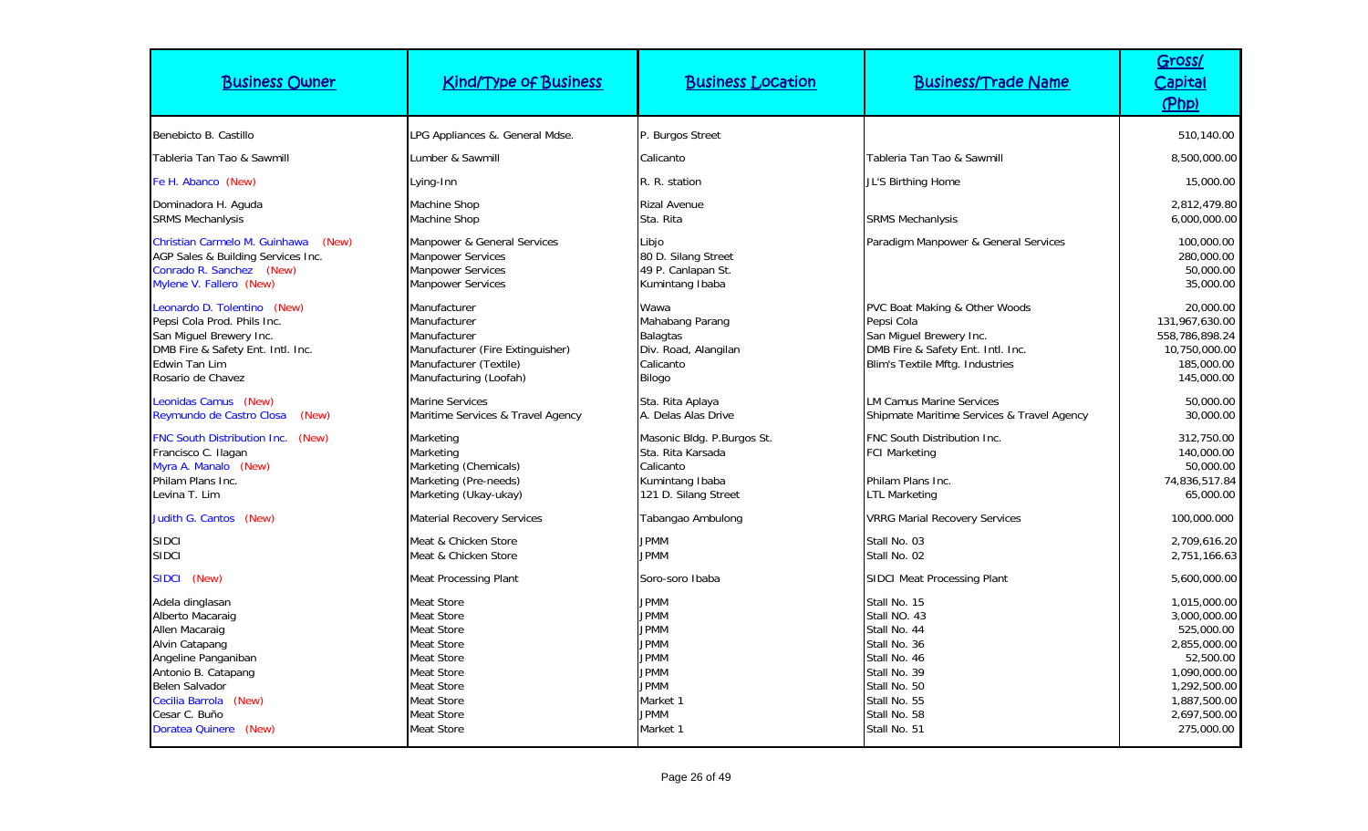| Business Owner | Kind/Type of Business | Business Location | Business/Trade Name | Gross/ Capital (Php) |
|---|---|---|---|---|
| Benebicto B. Castillo | LPG Appliances &. General Mdse. | P. Burgos Street | | 510,140.00 |
| Tableria Tan Tao & Sawmill | Lumber & Sawmill | Calicanto | Tableria Tan Tao & Sawmill | 8,500,000.00 |
| Fe H. Abanco (New) | Lying-Inn | R. R. station | JL'S Birthing Home | 15,000.00 |
| Dominadora H. Aguda | Machine Shop | Rizal Avenue | | 2,812,479.80 |
| SRMS Mechanlysis | Machine Shop | Sta. Rita | SRMS Mechanlysis | 6,000,000.00 |
| Christian Carmelo M. Guinhawa (New) | Manpower & General Services | Libjo | Paradigm Manpower & General Services | 100,000.00 |
| AGP Sales & Building Services Inc. | Manpower Services | 80 D. Silang Street | | 280,000.00 |
| Conrado R. Sanchez (New) | Manpower Services | 49 P. Canlapan St. | | 50,000.00 |
| Mylene V. Fallero (New) | Manpower Services | Kumintang Ibaba | | 35,000.00 |
| Leonardo D. Tolentino (New) | Manufacturer | Wawa | PVC Boat Making & Other Woods | 20,000.00 |
| Pepsi Cola Prod. Phils Inc. | Manufacturer | Mahabang Parang | Pepsi Cola | 131,967,630.00 |
| San Miguel Brewery Inc. | Manufacturer | Balagtas | San Miguel Brewery Inc. | 558,786,898.24 |
| DMB Fire & Safety Ent. Intl. Inc. | Manufacturer (Fire Extinguisher) | Div. Road, Alangilan | DMB Fire & Safety Ent. Intl. Inc. | 10,750,000.00 |
| Edwin Tan Lim | Manufacturer (Textile) | Calicanto | Blim's Textile Mftg. Industries | 185,000.00 |
| Rosario de Chavez | Manufacturing (Loofah) | Bilogo | | 145,000.00 |
| Leonidas Camus (New) | Marine Services | Sta. Rita Aplaya | LM Camus Marine Services | 50,000.00 |
| Reymundo de Castro Closa (New) | Maritime Services & Travel Agency | A. Delas Alas Drive | Shipmate Maritime Services & Travel Agency | 30,000.00 |
| FNC South Distribution Inc. (New) | Marketing | Masonic Bldg. P.Burgos St. | FNC South Distribution Inc. | 312,750.00 |
| Francisco C. Ilagan | Marketing | Sta. Rita Karsada | FCI Marketing | 140,000.00 |
| Myra A. Manalo (New) | Marketing (Chemicals) | Calicanto | | 50,000.00 |
| Philam Plans Inc. | Marketing (Pre-needs) | Kumintang Ibaba | Philam Plans Inc. | 74,836,517.84 |
| Levina T. Lim | Marketing (Ukay-ukay) | 121 D. Silang Street | LTL Marketing | 65,000.00 |
| Judith G. Cantos (New) | Material Recovery Services | Tabangao Ambulong | VRRG Marial Recovery Services | 100,000.000 |
| SIDCI | Meat & Chicken Store | JPMM | Stall No. 03 | 2,709,616.20 |
| SIDCI | Meat & Chicken Store | JPMM | Stall No. 02 | 2,751,166.63 |
| SIDCI (New) | Meat Processing Plant | Soro-soro Ibaba | SIDCI Meat Processing Plant | 5,600,000.00 |
| Adela dinglasan | Meat Store | JPMM | Stall No. 15 | 1,015,000.00 |
| Alberto Macaraig | Meat Store | JPMM | Stall NO. 43 | 3,000,000.00 |
| Allen Macaraig | Meat Store | JPMM | Stall No. 44 | 525,000.00 |
| Alvin Catapang | Meat Store | JPMM | Stall No. 36 | 2,855,000.00 |
| Angeline Panganiban | Meat Store | JPMM | Stall No. 46 | 52,500.00 |
| Antonio B. Catapang | Meat Store | JPMM | Stall No. 39 | 1,090,000.00 |
| Belen Salvador | Meat Store | JPMM | Stall No. 50 | 1,292,500.00 |
| Cecilia Barrola (New) | Meat Store | Market 1 | Stall No. 55 | 1,887,500.00 |
| Cesar C. Buño | Meat Store | JPMM | Stall No. 58 | 2,697,500.00 |
| Doratea Quinere (New) | Meat Store | Market 1 | Stall No. 51 | 275,000.00 |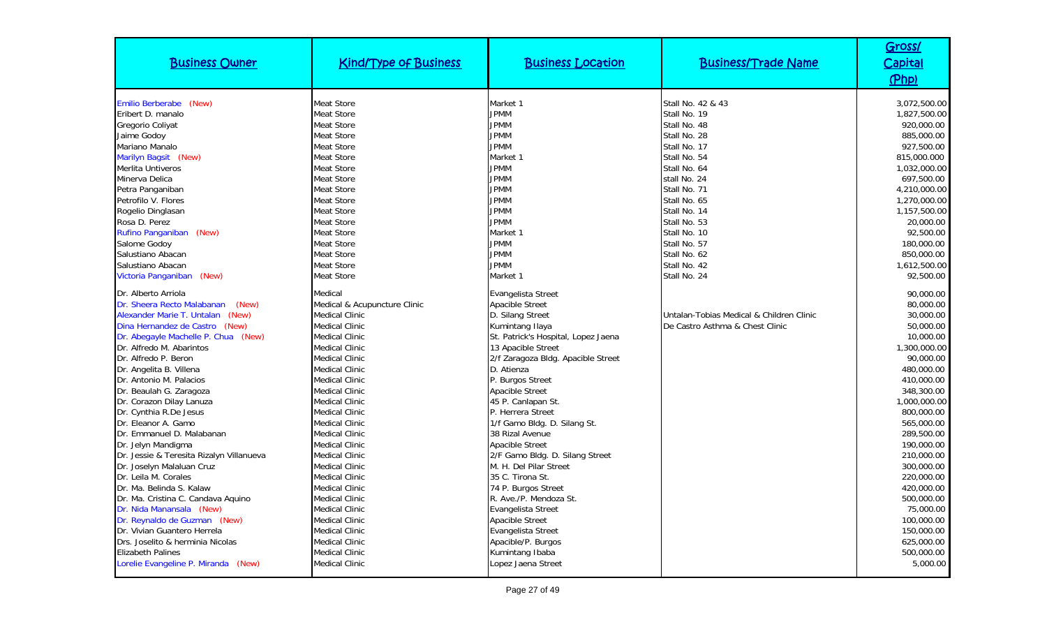| Business Owner | Kind/Type of Business | Business Location | Business/Trade Name | Gross/ Capital (Php) |
|---|---|---|---|---|
| Emilio Berberabe (New) | Meat Store | Market 1 | Stall No. 42 & 43 | 3,072,500.00 |
| Eribert D. manalo | Meat Store | JPMM | Stall No. 19 | 1,827,500.00 |
| Gregorio Coliyat | Meat Store | JPMM | Stall No. 48 | 920,000.00 |
| Jaime Godoy | Meat Store | JPMM | Stall No. 28 | 885,000.00 |
| Mariano Manalo | Meat Store | JPMM | Stall No. 17 | 927,500.00 |
| Marilyn Bagsit (New) | Meat Store | Market 1 | Stall No. 54 | 815,000.000 |
| Merlita Untiveros | Meat Store | JPMM | Stall No. 64 | 1,032,000.00 |
| Minerva Delica | Meat Store | JPMM | stall No. 24 | 697,500.00 |
| Petra Panganiban | Meat Store | JPMM | Stall No. 71 | 4,210,000.00 |
| Petrofilo V. Flores | Meat Store | JPMM | Stall No. 65 | 1,270,000.00 |
| Rogelio Dinglasan | Meat Store | JPMM | Stall No. 14 | 1,157,500.00 |
| Rosa D. Perez | Meat Store | JPMM | Stall No. 53 | 20,000.00 |
| Rufino Panganiban (New) | Meat Store | Market 1 | Stall No. 10 | 92,500.00 |
| Salome Godoy | Meat Store | JPMM | Stall No. 57 | 180,000.00 |
| Salustiano Abacan | Meat Store | JPMM | Stall No. 62 | 850,000.00 |
| Salustiano Abacan | Meat Store | JPMM | Stall No. 42 | 1,612,500.00 |
| Victoria Panganiban (New) | Meat Store | Market 1 | Stall No. 24 | 92,500.00 |
| Dr. Alberto Arriola | Medical | Evangelista Street | | 90,000.00 |
| Dr. Sheera Recto Malabanan (New) | Medical & Acupuncture Clinic | Apacible Street | | 80,000.00 |
| Alexander Marie T. Untalan (New) | Medical Clinic | D. Silang Street | Untalan-Tobias Medical & Children Clinic | 30,000.00 |
| Dina Hernandez de Castro (New) | Medical Clinic | Kumintang Ilaya | De Castro Asthma & Chest Clinic | 50,000.00 |
| Dr. Abegayle Machelle P. Chua (New) | Medical Clinic | St. Patrick's Hospital, Lopez Jaena | | 10,000.00 |
| Dr. Alfredo M. Abarintos | Medical Clinic | 13 Apacible Street | | 1,300,000.00 |
| Dr. Alfredo P. Beron | Medical Clinic | 2/f Zaragoza Bldg. Apacible Street | | 90,000.00 |
| Dr. Angelita B. Villena | Medical Clinic | D. Atienza | | 480,000.00 |
| Dr. Antonio M. Palacios | Medical Clinic | P. Burgos Street | | 410,000.00 |
| Dr. Beaulah G. Zaragoza | Medical Clinic | Apacible Street | | 348,300.00 |
| Dr. Corazon Dilay Lanuza | Medical Clinic | 45 P. Canlapan St. | | 1,000,000.00 |
| Dr. Cynthia R.De Jesus | Medical Clinic | P. Herrera Street | | 800,000.00 |
| Dr. Eleanor A. Gamo | Medical Clinic | 1/f Gamo Bldg. D. Silang St. | | 565,000.00 |
| Dr. Emmanuel D. Malabanan | Medical Clinic | 38 Rizal Avenue | | 289,500.00 |
| Dr. Jelyn Mandigma | Medical Clinic | Apacible Street | | 190,000.00 |
| Dr. Jessie & Teresita Rizalyn Villanueva | Medical Clinic | 2/F Gamo Bldg. D. Silang Street | | 210,000.00 |
| Dr. Joselyn Malaluan Cruz | Medical Clinic | M. H. Del Pilar Street | | 300,000.00 |
| Dr. Leila M. Corales | Medical Clinic | 35 C. Tirona St. | | 220,000.00 |
| Dr. Ma. Belinda S. Kalaw | Medical Clinic | 74 P. Burgos Street | | 420,000.00 |
| Dr. Ma. Cristina C. Candava Aquino | Medical Clinic | R. Ave./P. Mendoza St. | | 500,000.00 |
| Dr. Nida Manansala (New) | Medical Clinic | Evangelista Street | | 75,000.00 |
| Dr. Reynaldo de Guzman (New) | Medical Clinic | Apacible Street | | 100,000.00 |
| Dr. Vivian Guantero Herrela | Medical Clinic | Evangelista Street | | 150,000.00 |
| Drs. Joselito & herminia Nicolas | Medical Clinic | Apacible/P. Burgos | | 625,000.00 |
| Elizabeth Palines | Medical Clinic | Kumintang Ibaba | | 500,000.00 |
| Lorelie Evangeline P. Miranda (New) | Medical Clinic | Lopez Jaena Street | | 5,000.00 |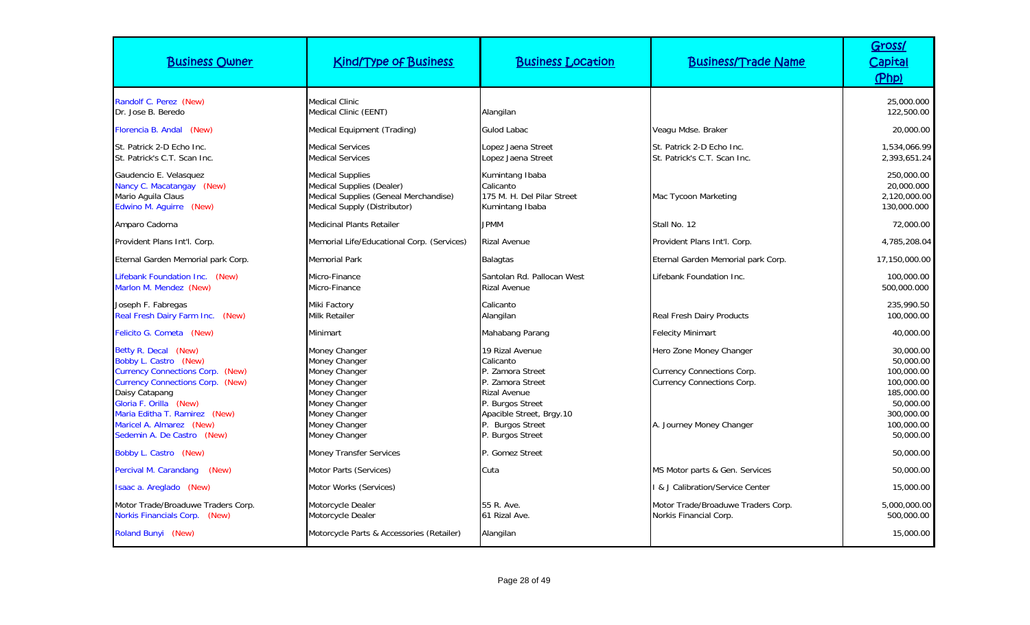| Business Owner | Kind/Type of Business | Business Location | Business/Trade Name | Gross/ Capital (Php) |
|---|---|---|---|---|
| Randolf C. Perez (New) | Medical Clinic | | | 25,000.000 |
| Dr. Jose B. Beredo | Medical Clinic (EENT) | Alangilan | | 122,500.00 |
| Florencia B. Andal (New) | Medical Equipment (Trading) | Gulod Labac | Veagu Mdse. Braker | 20,000.00 |
| St. Patrick 2-D Echo Inc. | Medical Services | Lopez Jaena Street | St. Patrick 2-D Echo Inc. | 1,534,066.99 |
| St. Patrick's C.T. Scan Inc. | Medical Services | Lopez Jaena Street | St. Patrick's C.T. Scan Inc. | 2,393,651.24 |
| Gaudencio E. Velasquez | Medical Supplies | Kumintang Ibaba | | 250,000.00 |
| Nancy C. Macatangay (New) | Medical Supplies (Dealer) | Calicanto | | 20,000.000 |
| Mario Aguila Claus | Medical Supplies (Geneal Merchandise) | 175 M. H. Del Pilar Street | Mac Tycoon Marketing | 2,120,000.00 |
| Edwino M. Aguirre (New) | Medical Supply (Distributor) | Kumintang Ibaba | | 130,000.000 |
| Amparo Cadorna | Medicinal Plants Retailer | JPMM | Stall No. 12 | 72,000.00 |
| Provident Plans Int'l. Corp. | Memorial Life/Educational Corp. (Services) | Rizal Avenue | Provident Plans Int'l. Corp. | 4,785,208.04 |
| Eternal Garden Memorial park Corp. | Memorial Park | Balagtas | Eternal Garden Memorial park Corp. | 17,150,000.00 |
| Lifebank Foundation Inc. (New) | Micro-Finance | Santolan Rd. Pallocan West | Lifebank Foundation Inc. | 100,000.00 |
| Marlon M. Mendez (New) | Micro-Finance | Rizal Avenue | | 500,000.000 |
| Joseph F. Fabregas | Miki Factory | Calicanto | | 235,990.50 |
| Real Fresh Dairy Farm Inc. (New) | Milk Retailer | Alangilan | Real Fresh Dairy Products | 100,000.00 |
| Felicito G. Cometa (New) | Minimart | Mahabang Parang | Felecity Minimart | 40,000.00 |
| Betty R. Decal (New) | Money Changer | 19 Rizal Avenue | Hero Zone Money Changer | 30,000.00 |
| Bobby L. Castro (New) | Money Changer | Calicanto | | 50,000.00 |
| Currency Connections Corp. (New) | Money Changer | P. Zamora Street | Currency Connections Corp. | 100,000.00 |
| Currency Connections Corp. (New) | Money Changer | P. Zamora Street | Currency Connections Corp. | 100,000.00 |
| Daisy Catapang | Money Changer | Rizal Avenue | | 185,000.00 |
| Gloria F. Orilla (New) | Money Changer | P. Burgos Street | | 50,000.00 |
| Maria Editha T. Ramirez (New) | Money Changer | Apacible Street, Brgy.10 | | 300,000.00 |
| Maricel A. Almarez (New) | Money Changer | P. Burgos Street | A. Journey Money Changer | 100,000.00 |
| Sedemin A. De Castro (New) | Money Changer | P. Burgos Street | | 50,000.00 |
| Bobby L. Castro (New) | Money Transfer Services | P. Gomez Street | | 50,000.00 |
| Percival M. Carandang (New) | Motor Parts (Services) | Cuta | MS Motor parts & Gen. Services | 50,000.00 |
| Isaac a. Areglado (New) | Motor Works (Services) | | I & J Calibration/Service Center | 15,000.00 |
| Motor Trade/Broaduwe Traders Corp. | Motorcycle Dealer | 55 R. Ave. | Motor Trade/Broaduwe Traders Corp. | 5,000,000.00 |
| Norkis Financials Corp. (New) | Motorcycle Dealer | 61 Rizal Ave. | Norkis Financial Corp. | 500,000.00 |
| Roland Bunyi (New) | Motorcycle Parts & Accessories (Retailer) | Alangilan | | 15,000.00 |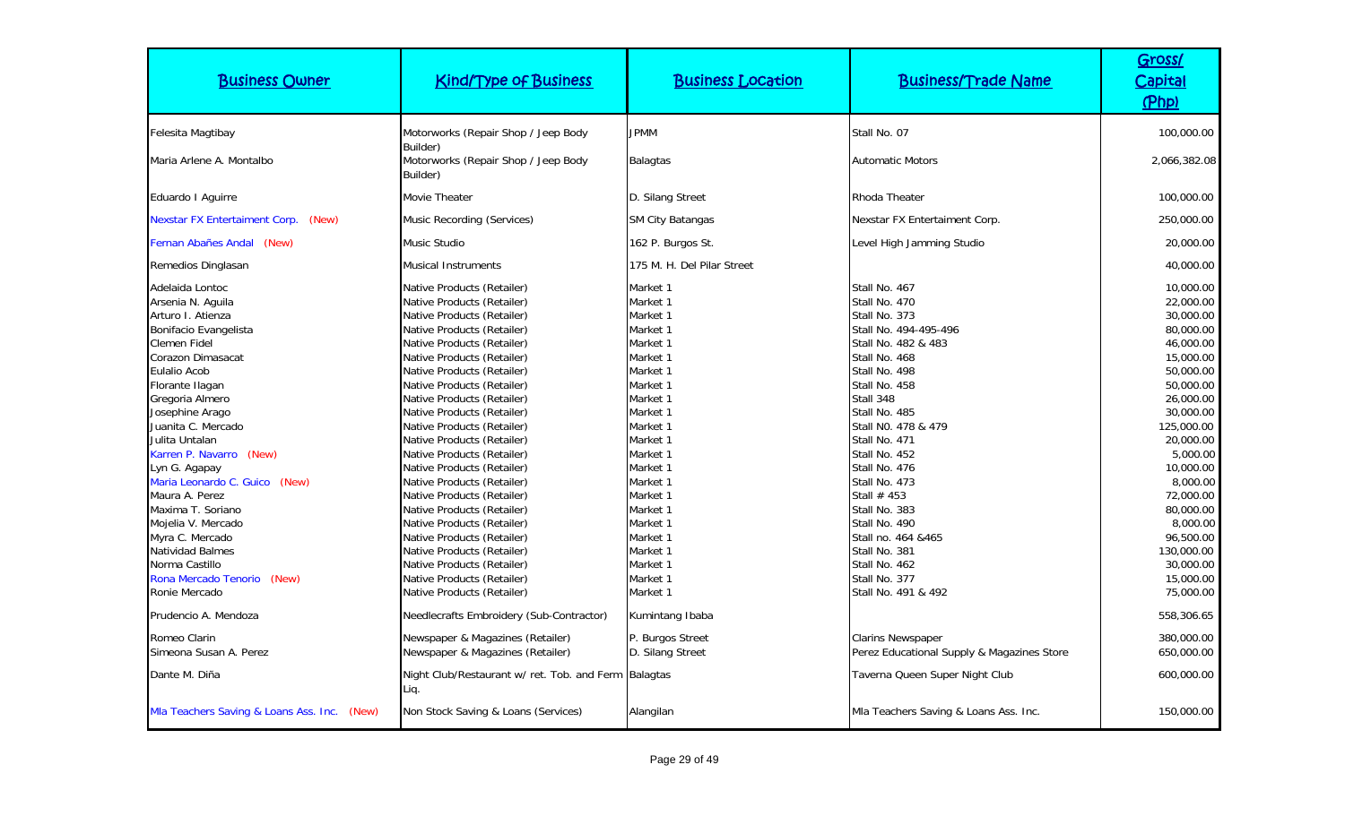| Business Owner | Kind/Type of Business | Business Location | Business/Trade Name | Gross/ Capital (Php) |
|---|---|---|---|---|
| Felesita Magtibay | Motorworks (Repair Shop / Jeep Body Builder) | JPMM | Stall No. 07 | 100,000.00 |
| Maria Arlene A. Montalbo | Motorworks (Repair Shop / Jeep Body Builder) | Balagtas | Automatic Motors | 2,066,382.08 |
| Eduardo I Aguirre | Movie Theater | D. Silang Street | Rhoda Theater | 100,000.00 |
| Nexstar FX Entertaiment Corp. (New) | Music Recording (Services) | SM City Batangas | Nexstar FX Entertaiment Corp. | 250,000.00 |
| Fernan Abañes Andal (New) | Music Studio | 162 P. Burgos St. | Level High Jamming Studio | 20,000.00 |
| Remedios Dinglasan | Musical Instruments | 175 M. H. Del Pilar Street | | 40,000.00 |
| Adelaida Lontoc | Native Products (Retailer) | Market 1 | Stall No. 467 | 10,000.00 |
| Arsenia N. Aguila | Native Products (Retailer) | Market 1 | Stall No. 470 | 22,000.00 |
| Arturo I. Atienza | Native Products (Retailer) | Market 1 | Stall No. 373 | 30,000.00 |
| Bonifacio Evangelista | Native Products (Retailer) | Market 1 | Stall No. 494-495-496 | 80,000.00 |
| Clemen Fidel | Native Products (Retailer) | Market 1 | Stall No. 482 & 483 | 46,000.00 |
| Corazon Dimasacat | Native Products (Retailer) | Market 1 | Stall No. 468 | 15,000.00 |
| Eulalio Acob | Native Products (Retailer) | Market 1 | Stall No. 498 | 50,000.00 |
| Florante Ilagan | Native Products (Retailer) | Market 1 | Stall No. 458 | 50,000.00 |
| Gregoria Almero | Native Products (Retailer) | Market 1 | Stall 348 | 26,000.00 |
| Josephine Arago | Native Products (Retailer) | Market 1 | Stall No. 485 | 30,000.00 |
| Juanita C. Mercado | Native Products (Retailer) | Market 1 | Stall N0. 478 & 479 | 125,000.00 |
| Julita Untalan | Native Products (Retailer) | Market 1 | Stall No. 471 | 20,000.00 |
| Karren P. Navarro (New) | Native Products (Retailer) | Market 1 | Stall No. 452 | 5,000.00 |
| Lyn G. Agapay | Native Products (Retailer) | Market 1 | Stall No. 476 | 10,000.00 |
| Maria Leonardo C. Guico (New) | Native Products (Retailer) | Market 1 | Stall No. 473 | 8,000.00 |
| Maura A. Perez | Native Products (Retailer) | Market 1 | Stall # 453 | 72,000.00 |
| Maxima T. Soriano | Native Products (Retailer) | Market 1 | Stall No. 383 | 80,000.00 |
| Mojelia V. Mercado | Native Products (Retailer) | Market 1 | Stall No. 490 | 8,000.00 |
| Myra C. Mercado | Native Products (Retailer) | Market 1 | Stall no. 464 &465 | 96,500.00 |
| Natividad Balmes | Native Products (Retailer) | Market 1 | Stall No. 381 | 130,000.00 |
| Norma Castillo | Native Products (Retailer) | Market 1 | Stall No. 462 | 30,000.00 |
| Rona Mercado Tenorio (New) | Native Products (Retailer) | Market 1 | Stall No. 377 | 15,000.00 |
| Ronie Mercado | Native Products (Retailer) | Market 1 | Stall No. 491 & 492 | 75,000.00 |
| Prudencio A. Mendoza | Needlecrafts Embroidery (Sub-Contractor) | Kumintang Ibaba | | 558,306.65 |
| Romeo Clarin | Newspaper & Magazines (Retailer) | P. Burgos Street | Clarins Newspaper | 380,000.00 |
| Simeona Susan A. Perez | Newspaper & Magazines (Retailer) | D. Silang Street | Perez Educational Supply & Magazines Store | 650,000.00 |
| Dante M. Diña | Night Club/Restaurant w/ ret. Tob. and Ferm Liq. | Balagtas | Taverna Queen Super Night Club | 600,000.00 |
| Mla Teachers Saving & Loans Ass. Inc. (New) | Non Stock Saving & Loans (Services) | Alangilan | Mla Teachers Saving & Loans Ass. Inc. | 150,000.00 |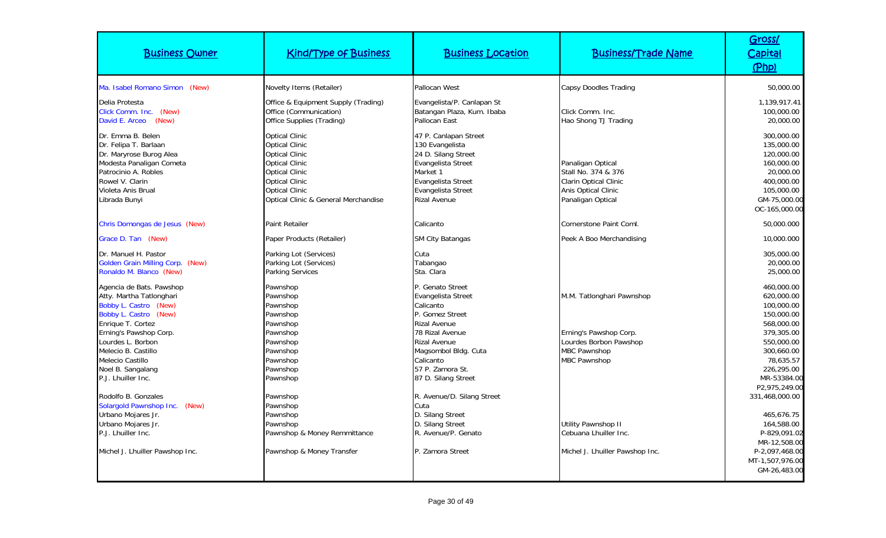| Business Owner | Kind/Type of Business | Business Location | Business/Trade Name | Gross/ Capital (Php) |
|---|---|---|---|---|
| Ma. Isabel Romano Simon (New) | Novelty Items (Retailer) | Pallocan West | Capsy Doodles Trading | 50,000.00 |
| Delia Protesta | Office & Equipment Supply (Trading) | Evangelista/P. Canlapan St | | 1,139,917.41 |
| Click Comm. Inc. (New) | Office (Communication) | Batangan Plaza, Kum. Ibaba | Click Comm. Inc. | 100,000.00 |
| David E. Arceo (New) | Office Supplies (Trading) | Pallocan East | Hao Shong TJ Trading | 20,000.00 |
| Dr. Emma B. Belen | Optical Clinic | 47 P. Canlapan Street | | 300,000.00 |
| Dr. Felipa T. Barlaan | Optical Clinic | 130 Evangelista | | 135,000.00 |
| Dr. Maryrose Burog Alea | Optical Clinic | 24 D. Silang Street | | 120,000.00 |
| Modesta Panaligan Cometa | Optical Clinic | Evangelista Street | Panaligan Optical | 160,000.00 |
| Patrocinio A. Robles | Optical Clinic | Market 1 | Stall No. 374 & 376 | 20,000.00 |
| Rowel V. Clarin | Optical Clinic | Evangelista Street | Clarin Optical Clinic | 400,000.00 |
| Violeta Anis Brual | Optical Clinic | Evangelista Street | Anis Optical Clinic | 105,000.00 |
| Librada Bunyi | Optical Clinic & General Merchandise | Rizal Avenue | Panaligan Optical | GM-75,000.00<br>OC-165,000.00 |
| Chris Domongas de Jesus (New) | Paint Retailer | Calicanto | Cornerstone Paint Coml. | 50,000.000 |
| Grace D. Tan (New) | Paper Products (Retailer) | SM City Batangas | Peek A Boo Merchandising | 10,000.000 |
| Dr. Manuel H. Pastor | Parking Lot (Services) | Cuta | | 305,000.00 |
| Golden Grain Milling Corp. (New) | Parking Lot (Services) | Tabangao | | 20,000.00 |
| Ronaldo M. Blanco (New) | Parking Services | Sta. Clara | | 25,000.00 |
| Agencia de Bats. Pawshop | Pawnshop | P. Genato Street | | 460,000.00 |
| Atty. Martha Tatlonghari | Pawnshop | Evangelista Street | M.M. Tatlonghari Pawnshop | 620,000.00 |
| Bobby L. Castro (New) | Pawnshop | Calicanto | | 100,000.00 |
| Bobby L. Castro (New) | Pawnshop | P. Gomez Street | | 150,000.00 |
| Enrique T. Cortez | Pawnshop | Rizal Avenue | | 568,000.00 |
| Erning's Pawshop Corp. | Pawnshop | 78 Rizal Avenue | Erning's Pawshop Corp. | 379,305.00 |
| Lourdes L. Borbon | Pawnshop | Rizal Avenue | Lourdes Borbon Pawshop | 550,000.00 |
| Melecio B. Castillo | Pawnshop | Magsombol Bldg. Cuta | MBC Pawnshop | 300,660.00 |
| Melecio Castillo | Pawnshop | Calicanto | MBC Pawnshop | 78,635.57 |
| Noel B. Sangalang | Pawnshop | 57 P. Zamora St. | | 226,295.00 |
| P.J. Lhuiller Inc. | Pawnshop | 87 D. Silang Street | | MR-53384.00<br>P2,975,249.00 |
| Rodolfo B. Gonzales | Pawnshop | R. Avenue/D. Silang Street | | 331,468,000.00 |
| Solargold Pawnshop Inc. (New) | Pawnshop | Cuta | | |
| Urbano Mojares Jr. | Pawnshop | D. Silang Street | | 465,676.75 |
| Urbano Mojares Jr. | Pawnshop | D. Silang Street | Utility Pawnshop II | 164,588.00 |
| P.J. Lhuiller Inc. | Pawnshop & Money Remmittance | R. Avenue/P. Genato | Cebuana Lhuiller Inc. | P-829,091.02<br>MR-12,508.00 |
| Michel J. Lhuiller Pawshop Inc. | Pawnshop & Money Transfer | P. Zamora Street | Michel J. Lhuiller Pawshop Inc. | P-2,097,468.00<br>MT-1,507,976.00<br>GM-26,483.00 |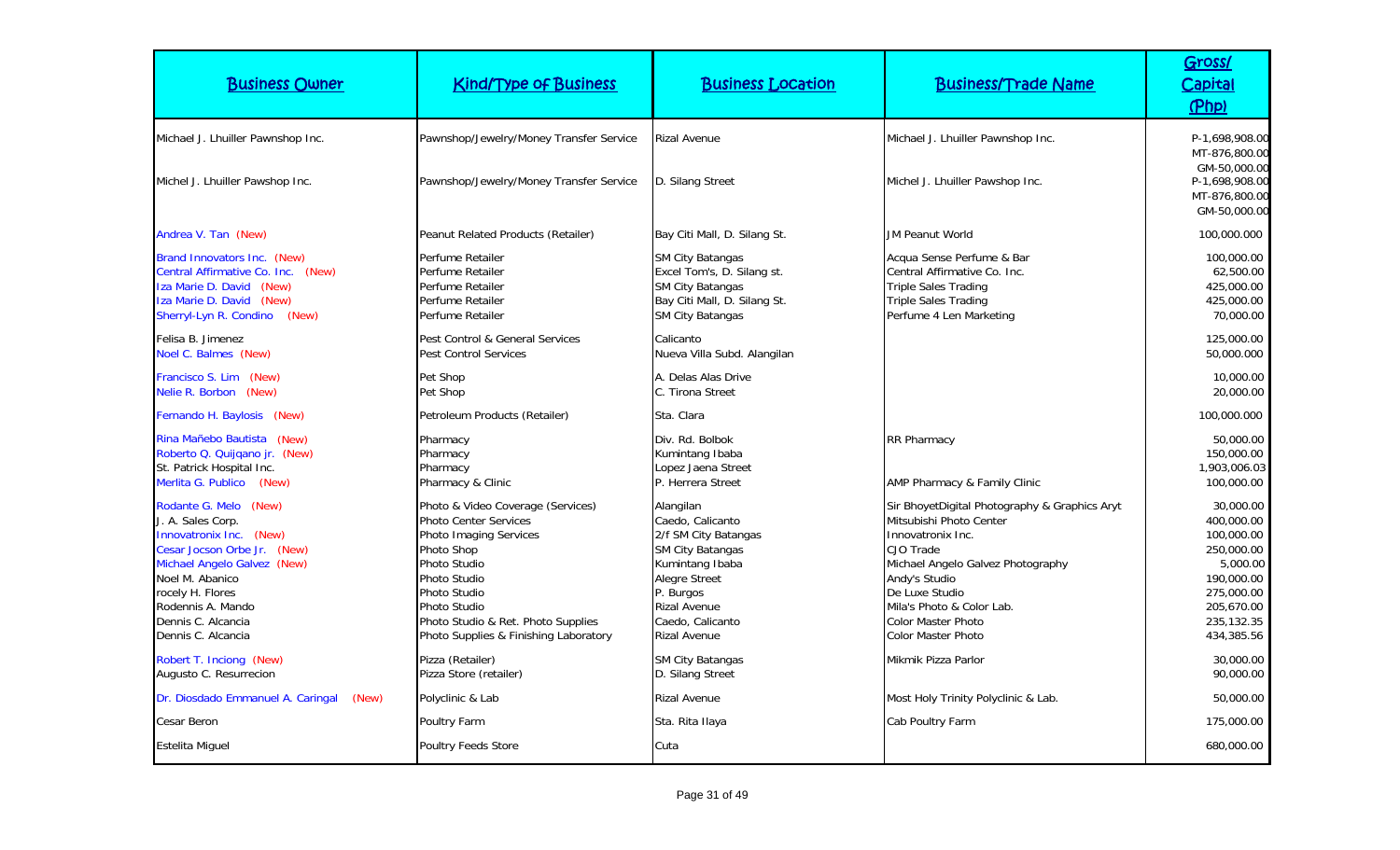| Business Owner | Kind/Type of Business | Business Location | Business/Trade Name | Gross/ Capital (Php) |
|---|---|---|---|---|
| Michael J. Lhuiller Pawnshop Inc. | Pawnshop/Jewelry/Money Transfer Service | Rizal Avenue | Michael J. Lhuiller Pawnshop Inc. | P-1,698,908.00 MT-876,800.00 GM-50,000.00 |
| Michel J. Lhuiller Pawshop Inc. | Pawnshop/Jewelry/Money Transfer Service | D. Silang Street | Michel J. Lhuiller Pawshop Inc. | P-1,698,908.00 MT-876,800.00 GM-50,000.00 |
| Andrea V. Tan (New) | Peanut Related Products (Retailer) | Bay Citi Mall, D. Silang St. | JM Peanut World | 100,000.000 |
| Brand Innovators Inc. (New) | Perfume Retailer | SM City Batangas | Acqua Sense Perfume & Bar | 100,000.00 |
| Central Affirmative Co. Inc. (New) | Perfume Retailer | Excel Tom's, D. Silang st. | Central Affirmative Co. Inc. | 62,500.00 |
| Iza Marie D. David (New) | Perfume Retailer | SM City Batangas | Triple Sales Trading | 425,000.00 |
| Iza Marie D. David (New) | Perfume Retailer | Bay Citi Mall, D. Silang St. | Triple Sales Trading | 425,000.00 |
| Sherryl-Lyn R. Condino (New) | Perfume Retailer | SM City Batangas | Perfume 4 Len Marketing | 70,000.00 |
| Felisa B. Jimenez | Pest Control & General Services | Calicanto | | 125,000.00 |
| Noel C. Balmes (New) | Pest Control Services | Nueva Villa Subd. Alangilan | | 50,000.000 |
| Francisco S. Lim (New) | Pet Shop | A. Delas Alas Drive | | 10,000.00 |
| Nelie R. Borbon (New) | Pet Shop | C. Tirona Street | | 20,000.00 |
| Fernando H. Baylosis (New) | Petroleum Products (Retailer) | Sta. Clara | | 100,000.000 |
| Rina Mañebo Bautista (New) | Pharmacy | Div. Rd. Bolbok | RR Pharmacy | 50,000.00 |
| Roberto Q. Quijqano jr. (New) | Pharmacy | Kumintang Ibaba | | 150,000.00 |
| St. Patrick Hospital Inc. | Pharmacy | Lopez Jaena Street | | 1,903,006.03 |
| Merlita G. Publico (New) | Pharmacy & Clinic | P. Herrera Street | AMP Pharmacy & Family Clinic | 100,000.00 |
| Rodante G. Melo (New) | Photo & Video Coverage (Services) | Alangilan | Sir BhoyetDigital Photography & Graphics Aryt | 30,000.00 |
| J. A. Sales Corp. | Photo Center Services | Caedo, Calicanto | Mitsubishi Photo Center | 400,000.00 |
| Innovatronix Inc. (New) | Photo Imaging Services | 2/f SM City Batangas | Innovatronix Inc. | 100,000.00 |
| Cesar Jocson Orbe Jr. (New) | Photo Shop | SM City Batangas | CJO Trade | 250,000.00 |
| Michael Angelo Galvez (New) | Photo Studio | Kumintang Ibaba | Michael Angelo Galvez Photography | 5,000.00 |
| Noel M. Abanico | Photo Studio | Alegre Street | Andy's Studio | 190,000.00 |
| rocely H. Flores | Photo Studio | P. Burgos | De Luxe Studio | 275,000.00 |
| Rodennis A. Mando | Photo Studio | Rizal Avenue | Mila's Photo & Color Lab. | 205,670.00 |
| Dennis C. Alcancia | Photo Studio & Ret. Photo Supplies | Caedo, Calicanto | Color Master Photo | 235,132.35 |
| Dennis C. Alcancia | Photo Supplies & Finishing Laboratory | Rizal Avenue | Color Master Photo | 434,385.56 |
| Robert T. Inciong (New) | Pizza (Retailer) | SM City Batangas | Mikmik Pizza Parlor | 30,000.00 |
| Augusto C. Resurrecion | Pizza Store (retailer) | D. Silang Street | | 90,000.00 |
| Dr. Diosdado Emmanuel A. Caringal (New) | Polyclinic & Lab | Rizal Avenue | Most Holy Trinity Polyclinic & Lab. | 50,000.00 |
| Cesar Beron | Poultry Farm | Sta. Rita Ilaya | Cab Poultry Farm | 175,000.00 |
| Estelita Miguel | Poultry Feeds Store | Cuta | | 680,000.00 |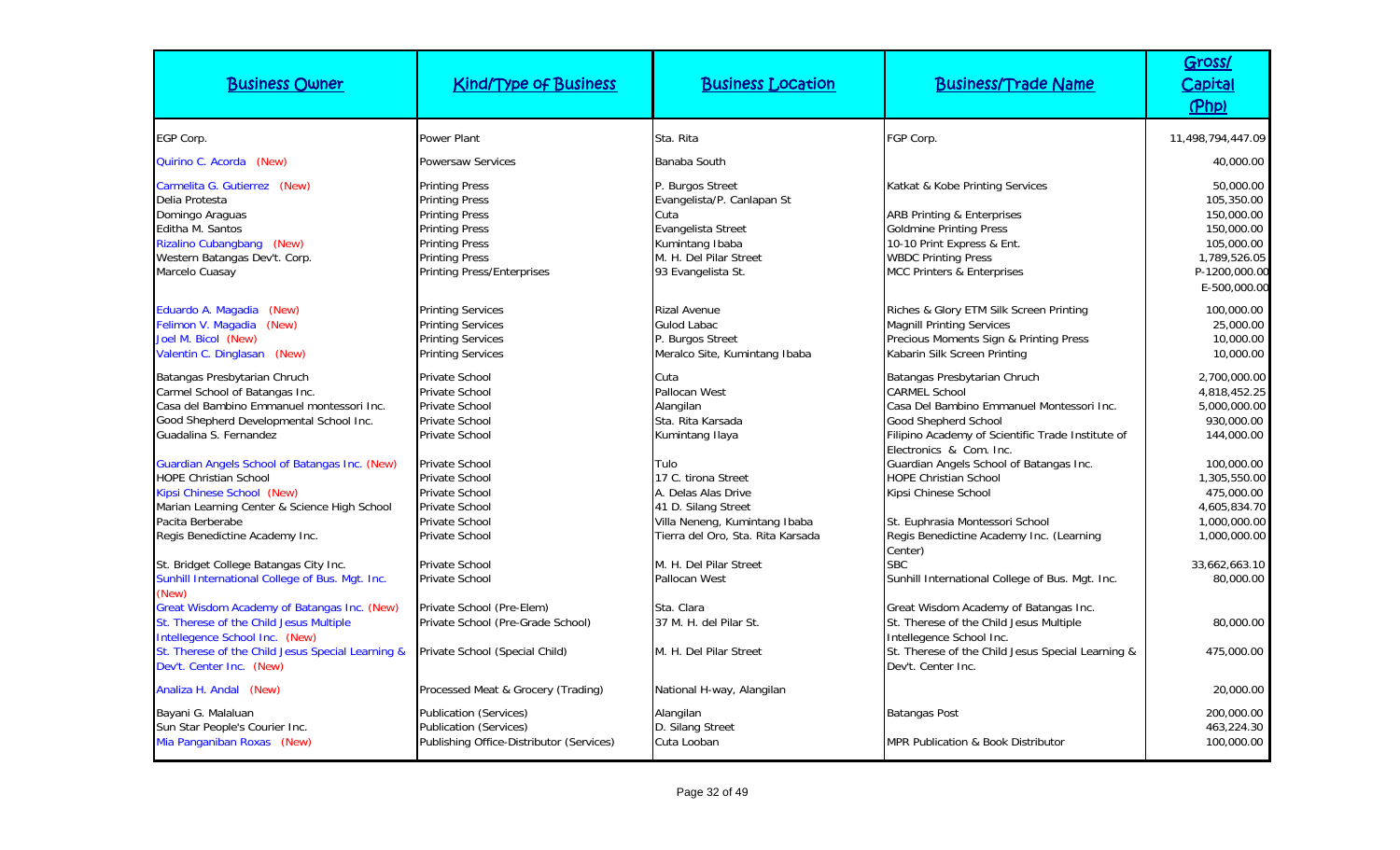| Business Owner | Kind/Type of Business | Business Location | Business/Trade Name | Gross/ Capital (Php) |
|---|---|---|---|---|
| EGP Corp. | Power Plant | Sta. Rita | FGP Corp. | 11,498,794,447.09 |
| Quirino C. Acorda (New) | Powersaw Services | Banaba South | | 40,000.00 |
| Carmelita G. Gutierrez (New) | Printing Press | P. Burgos Street | Katkat & Kobe Printing Services | 50,000.00 |
| Delia Protesta | Printing Press | Evangelista/P. Canlapan St | | 105,350.00 |
| Domingo Araguas | Printing Press | Cuta | ARB Printing & Enterprises | 150,000.00 |
| Editha M. Santos | Printing Press | Evangelista Street | Goldmine Printing Press | 150,000.00 |
| Rizalino Cubangbang (New) | Printing Press | Kumintang Ibaba | 10-10 Print Express & Ent. | 105,000.00 |
| Western Batangas Dev't. Corp. | Printing Press | M. H. Del Pilar Street | WBDC Printing Press | 1,789,526.05 |
| Marcelo Cuasay | Printing Press/Enterprises | 93 Evangelista St. | MCC Printers & Enterprises | P-1200,000.00 E-500,000.00 |
| Eduardo A. Magadia (New) | Printing Services | Rizal Avenue | Riches & Glory ETM Silk Screen Printing | 100,000.00 |
| Felimon V. Magadia (New) | Printing Services | Gulod Labac | Magnill Printing Services | 25,000.00 |
| Joel M. Bicol (New) | Printing Services | P. Burgos Street | Precious Moments Sign & Printing Press | 10,000.00 |
| Valentin C. Dinglasan (New) | Printing Services | Meralco Site, Kumintang Ibaba | Kabarin Silk Screen Printing | 10,000.00 |
| Batangas Presbyterian Chruch | Private School | Cuta | Batangas Presbyterian Chruch | 2,700,000.00 |
| Carmel School of Batangas Inc. | Private School | Pallocan West | CARMEL School | 4,818,452.25 |
| Casa del Bambino Emmanuel montessori Inc. | Private School | Alangilan | Casa Del Bambino Emmanuel Montessori Inc. | 5,000,000.00 |
| Good Shepherd Developmental School Inc. | Private School | Sta. Rita Karsada | Good Shepherd School | 930,000.00 |
| Guadalina S. Fernandez | Private School | Kumintang Ilaya | Filipino Academy of Scientific Trade Institute of Electronics & Com. Inc. | 144,000.00 |
| Guardian Angels School of Batangas Inc. (New) | Private School | Tulo | Guardian Angels School of Batangas Inc. | 100,000.00 |
| HOPE Christian School | Private School | 17 C. tirona Street | HOPE Christian School | 1,305,550.00 |
| Kipsi Chinese School (New) | Private School | A. Delas Alas Drive | Kipsi Chinese School | 475,000.00 |
| Marian Learning Center & Science High School | Private School | 41 D. Silang Street | | 4,605,834.70 |
| Pacita Berberabe | Private School | Villa Neneng, Kumintang Ibaba | St. Euphrasia Montessori School | 1,000,000.00 |
| Regis Benedictine Academy Inc. | Private School | Tierra del Oro, Sta. Rita Karsada | Regis Benedictine Academy Inc. (Learning Center) | 1,000,000.00 |
| St. Bridget College Batangas City Inc. | Private School | M. H. Del Pilar Street | SBC | 33,662,663.10 |
| Sunhill International College of Bus. Mgt. Inc. (New) | Private School | Pallocan West | Sunhill International College of Bus. Mgt. Inc. | 80,000.00 |
| Great Wisdom Academy of Batangas Inc. (New) | Private School (Pre-Elem) | Sta. Clara | Great Wisdom Academy of Batangas Inc. | |
| St. Therese of the Child Jesus Multiple Intellegence School Inc. (New) | Private School (Pre-Grade School) | 37 M. H. del Pilar St. | St. Therese of the Child Jesus Multiple Intellegence School Inc. | 80,000.00 |
| St. Therese of the Child Jesus Special Learning & Dev't. Center Inc. (New) | Private School (Special Child) | M. H. Del Pilar Street | St. Therese of the Child Jesus Special Learning & Dev't. Center Inc. | 475,000.00 |
| Analiza H. Andal (New) | Processed Meat & Grocery (Trading) | National H-way, Alangilan | | 20,000.00 |
| Bayani G. Malaluan | Publication (Services) | Alangilan | Batangas Post | 200,000.00 |
| Sun Star People's Courier Inc. | Publication (Services) | D. Silang Street | | 463,224.30 |
| Mia Panganiban Roxas (New) | Publishing Office-Distributor (Services) | Cuta Looban | MPR Publication & Book Distributor | 100,000.00 |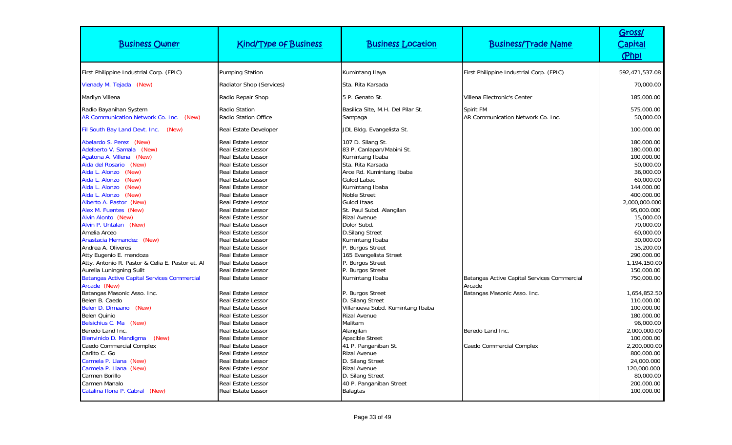| Business Owner | Kind/Type of Business | Business Location | Business/Trade Name | Gross/ Capital (Php) |
|---|---|---|---|---|
| First Philippine Industrial Corp. (FPIC) | Pumping Station | Kumintang Ilaya | First Philippine Industrial Corp. (FPIC) | 592,471,537.08 |
| Vienady M. Tejada (New) | Radiator Shop (Services) | Sta. Rita Karsada | | 70,000.00 |
| Marilyn Villena | Radio Repair Shop | 5 P. Genato St. | Villena Electronic's Center | 185,000.00 |
| Radio Bayanihan System | Radio Station | Basilica Site, M.H. Del Pilar St. | Spirit FM | 575,000.00 |
| AR Communication Network Co. Inc. (New) | Radio Station Office | Sampaga | AR Communication Network Co. Inc. | 50,000.00 |
| Fil South Bay Land Devt. Inc. (New) | Real Estate Developer | JDL Bldg. Evangelista St. | | 100,000.00 |
| Abelardo S. Perez (New) | Real Estate Lessor | 107 D. Silang St. | | 180,000.00 |
| Adelberto V. Samala (New) | Real Estate Lessor | 83 P. Canlapan/Mabini St. | | 180,000.00 |
| Agatona A. Villena (New) | Real Estate Lessor | Kumintang Ibaba | | 100,000.00 |
| Aida del Rosario (New) | Real Estate Lessor | Sta. Rita Karsada | | 50,000.00 |
| Aida L. Alonzo (New) | Real Estate Lessor | Arce Rd. Kumintang Ibaba | | 36,000.00 |
| Aida L. Alonzo (New) | Real Estate Lessor | Gulod Labac | | 60,000.00 |
| Aida L. Alonzo (New) | Real Estate Lessor | Kumintang Ibaba | | 144,000.00 |
| Aida L. Alonzo (New) | Real Estate Lessor | Noble Street | | 400,000.00 |
| Alberto A. Pastor (New) | Real Estate Lessor | Gulod Itaas | | 2,000,000.000 |
| Alex M. Fuentes (New) | Real Estate Lessor | St. Paul Subd. Alangilan | | 95,000.000 |
| Alvin Alonto (New) | Real Estate Lessor | Rizal Avenue | | 15,000.00 |
| Alvin P. Untalan (New) | Real Estate Lessor | Dolor Subd. | | 70,000.00 |
| Amelia Arceo | Real Estate Lessor | D.Silang Street | | 60,000.00 |
| Anastacia Hernandez (New) | Real Estate Lessor | Kumintang Ibaba | | 30,000.00 |
| Andrea A. Oliveros | Real Estate Lessor | P. Burgos Street | | 15,200.00 |
| Atty Eugenio E. mendoza | Real Estate Lessor | 165 Evangelista Street | | 290,000.00 |
| Atty. Antonio R. Pastor & Celia E. Pastor et. Al | Real Estate Lessor | P. Burgos Street | | 1,194,150.00 |
| Aurelia Luningning Sulit | Real Estate Lessor | P. Burgos Street | | 150,000.00 |
| Batangas Active Capital Services Commercial Arcade (New) | Real Estate Lessor | Kumintang Ibaba | Batangas Active Capital Services Commercial Arcade | 750,000.00 |
| Batangas Masonic Asso. Inc. | Real Estate Lessor | P. Burgos Street | Batangas Masonic Asso. Inc. | 1,654,852.50 |
| Belen B. Caedo | Real Estate Lessor | D. Silang Street | | 110,000.00 |
| Belen D. Dimaano (New) | Real Estate Lessor | Villanueva Subd. Kumintang Ibaba | | 100,000.00 |
| Belen Quinio | Real Estate Lessor | Rizal Avenue | | 180,000.00 |
| Belsichius C. Ma (New) | Real Estate Lessor | Malitam | | 96,000.00 |
| Beredo Land Inc. | Real Estate Lessor | Alangilan | Beredo Land Inc. | 2,000,000.00 |
| Bienvinido D. Mandigma (New) | Real Estate Lessor | Apacible Street | | 100,000.00 |
| Caedo Commercial Complex | Real Estate Lessor | 41 P. Panganiban St. | Caedo Commercial Complex | 2,200,000.00 |
| Carlito C. Go | Real Estate Lessor | Rizal Avenue | | 800,000.00 |
| Carmela P. Llana (New) | Real Estate Lessor | D. Silang Street | | 24,000.000 |
| Carmela P. Llana (New) | Real Estate Lessor | Rizal Avenue | | 120,000.000 |
| Carmen Borillo | Real Estate Lessor | D. Silang Street | | 80,000.00 |
| Carmen Manalo | Real Estate Lessor | 40 P. Panganiban Street | | 200,000.00 |
| Catalina Ilona P. Cabral (New) | Real Estate Lessor | Balagtas | | 100,000.00 |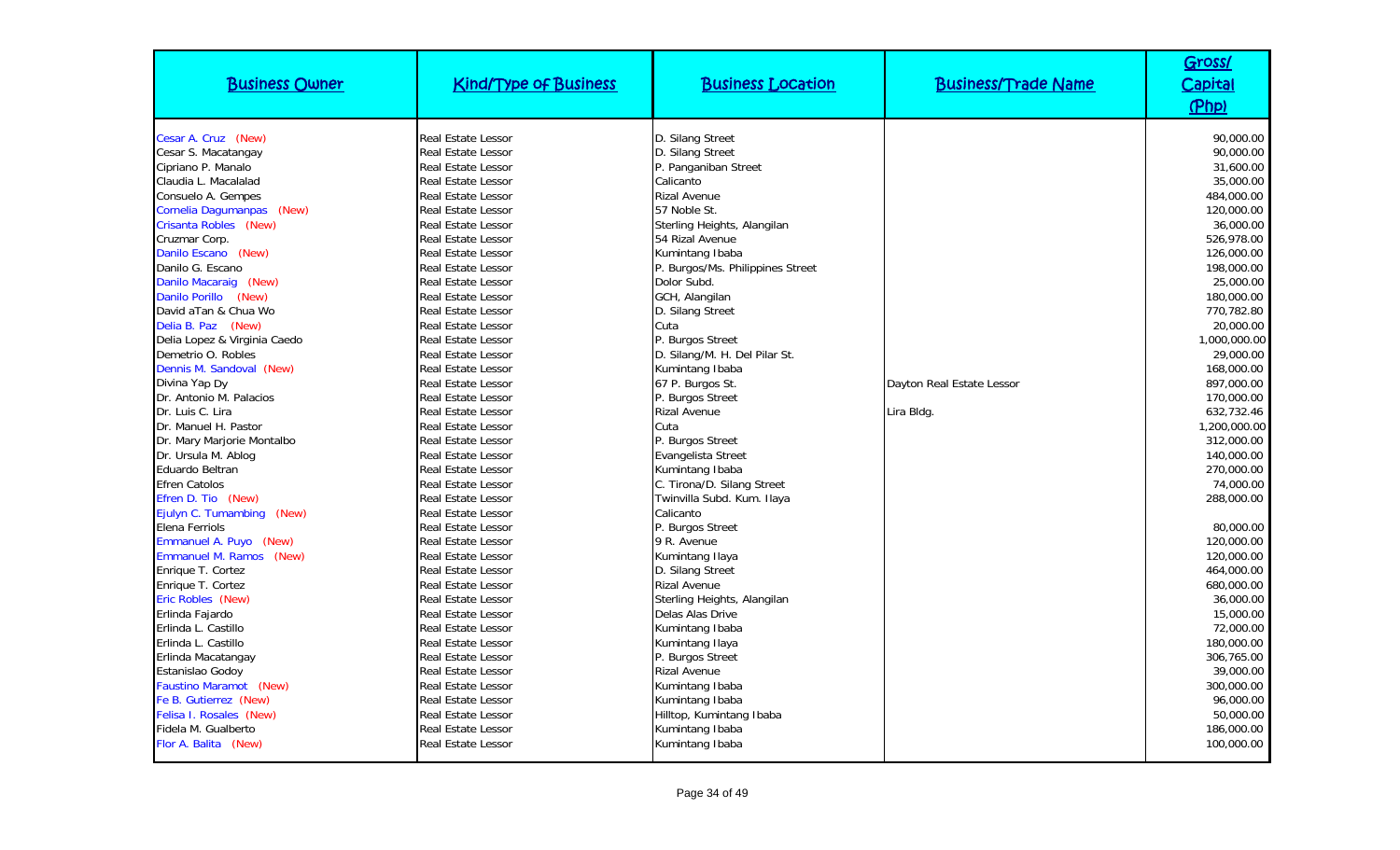| Business Owner | Kind/Type of Business | Business Location | Business/Trade Name | Gross/ Capital (Php) |
|---|---|---|---|---|
| Cesar A. Cruz (New) | Real Estate Lessor | D. Silang Street | | 90,000.00 |
| Cesar S. Macatangay | Real Estate Lessor | D. Silang Street | | 90,000.00 |
| Cipriano P. Manalo | Real Estate Lessor | P. Panganiban Street | | 31,600.00 |
| Claudia L. Macalalad | Real Estate Lessor | Calicanto | | 35,000.00 |
| Consuelo A. Gempes | Real Estate Lessor | Rizal Avenue | | 484,000.00 |
| Cornelia Dagumanpas (New) | Real Estate Lessor | 57 Noble St. | | 120,000.00 |
| Crisanta Robles (New) | Real Estate Lessor | Sterling Heights, Alangilan | | 36,000.00 |
| Cruzmar Corp. | Real Estate Lessor | 54 Rizal Avenue | | 526,978.00 |
| Danilo Escano (New) | Real Estate Lessor | Kumintang Ibaba | | 126,000.00 |
| Danilo G. Escano | Real Estate Lessor | P. Burgos/Ms. Philippines Street | | 198,000.00 |
| Danilo Macaraig (New) | Real Estate Lessor | Dolor Subd. | | 25,000.00 |
| Danilo Porillo (New) | Real Estate Lessor | GCH, Alangilan | | 180,000.00 |
| David aTan & Chua Wo | Real Estate Lessor | D. Silang Street | | 770,782.80 |
| Delia B. Paz (New) | Real Estate Lessor | Cuta | | 20,000.00 |
| Delia Lopez & Virginia Caedo | Real Estate Lessor | P. Burgos Street | | 1,000,000.00 |
| Demetrio O. Robles | Real Estate Lessor | D. Silang/M. H. Del Pilar St. | | 29,000.00 |
| Dennis M. Sandoval (New) | Real Estate Lessor | Kumintang Ibaba | | 168,000.00 |
| Divina Yap Dy | Real Estate Lessor | 67 P. Burgos St. | Dayton Real Estate Lessor | 897,000.00 |
| Dr. Antonio M. Palacios | Real Estate Lessor | P. Burgos Street | | 170,000.00 |
| Dr. Luis C. Lira | Real Estate Lessor | Rizal Avenue | Lira Bldg. | 632,732.46 |
| Dr. Manuel H. Pastor | Real Estate Lessor | Cuta | | 1,200,000.00 |
| Dr. Mary Marjorie Montalbo | Real Estate Lessor | P. Burgos Street | | 312,000.00 |
| Dr. Ursula M. Ablog | Real Estate Lessor | Evangelista Street | | 140,000.00 |
| Eduardo Beltran | Real Estate Lessor | Kumintang Ibaba | | 270,000.00 |
| Efren Catolos | Real Estate Lessor | C. Tirona/D. Silang Street | | 74,000.00 |
| Efren D. Tio (New) | Real Estate Lessor | Twinvilla Subd. Kum. Ilaya | | 288,000.00 |
| Ejulyn C. Tumambing (New) | Real Estate Lessor | Calicanto | | |
| Elena Ferriols | Real Estate Lessor | P. Burgos Street | | 80,000.00 |
| Emmanuel A. Puyo (New) | Real Estate Lessor | 9 R. Avenue | | 120,000.00 |
| Emmanuel M. Ramos (New) | Real Estate Lessor | Kumintang Ilaya | | 120,000.00 |
| Enrique T. Cortez | Real Estate Lessor | D. Silang Street | | 464,000.00 |
| Enrique T. Cortez | Real Estate Lessor | Rizal Avenue | | 680,000.00 |
| Eric Robles (New) | Real Estate Lessor | Sterling Heights, Alangilan | | 36,000.00 |
| Erlinda Fajardo | Real Estate Lessor | Delas Alas Drive | | 15,000.00 |
| Erlinda L. Castillo | Real Estate Lessor | Kumintang Ibaba | | 72,000.00 |
| Erlinda L. Castillo | Real Estate Lessor | Kumintang Ilaya | | 180,000.00 |
| Erlinda Macatangay | Real Estate Lessor | P. Burgos Street | | 306,765.00 |
| Estanislao Godoy | Real Estate Lessor | Rizal Avenue | | 39,000.00 |
| Faustino Maramot (New) | Real Estate Lessor | Kumintang Ibaba | | 300,000.00 |
| Fe B. Gutierrez (New) | Real Estate Lessor | Kumintang Ibaba | | 96,000.00 |
| Felisa I. Rosales (New) | Real Estate Lessor | Hilltop, Kumintang Ibaba | | 50,000.00 |
| Fidela M. Gualberto | Real Estate Lessor | Kumintang Ibaba | | 186,000.00 |
| Flor A. Balita (New) | Real Estate Lessor | Kumintang Ibaba | | 100,000.00 |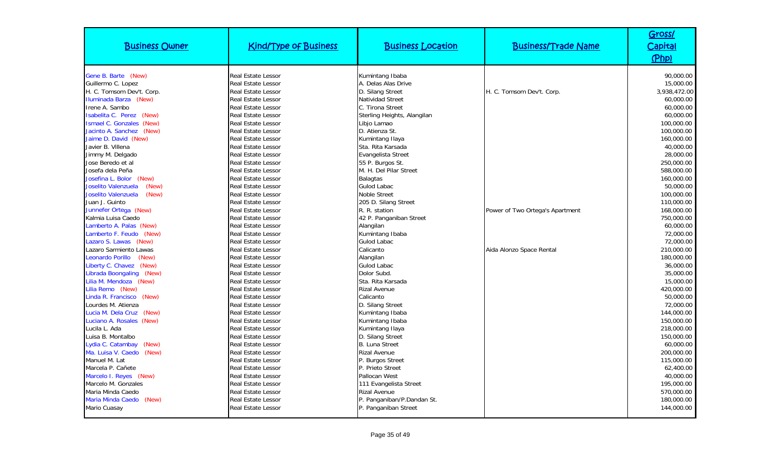| Business Owner | Kind/Type of Business | Business Location | Business/Trade Name | Gross/ Capital (Php) |
|---|---|---|---|---|
| Gene B. Barte (New) | Real Estate Lessor | Kumintang Ibaba | | 90,000.00 |
| Guillermo C. Lopez | Real Estate Lessor | A. Delas Alas Drive | | 15,000.00 |
| H. C. Tomsom Dev't. Corp. | Real Estate Lessor | D. Silang Street | H. C. Tomsom Dev't. Corp. | 3,938,472.00 |
| Iluminada Barza (New) | Real Estate Lessor | Natividad Street | | 60,000.00 |
| Irene A. Sambo | Real Estate Lessor | C. Tirona Street | | 60,000.00 |
| Isabelita C. Perez (New) | Real Estate Lessor | Sterling Heights, Alangilan | | 60,000.00 |
| Ismael C. Gonzales (New) | Real Estate Lessor | Libjo Lamao | | 100,000.00 |
| Jacinto A. Sanchez (New) | Real Estate Lessor | D. Atienza St. | | 100,000.00 |
| Jaime D. David (New) | Real Estate Lessor | Kumintang Ilaya | | 160,000.00 |
| Javier B. Villena | Real Estate Lessor | Sta. Rita Karsada | | 40,000.00 |
| Jimmy M. Delgado | Real Estate Lessor | Evangelista Street | | 28,000.00 |
| Jose Beredo et al | Real Estate Lessor | 55 P. Burgos St. | | 250,000.00 |
| Josefa dela Peña | Real Estate Lessor | M. H. Del Pilar Street | | 588,000.00 |
| Josefina L. Bolor (New) | Real Estate Lessor | Balagtas | | 160,000.00 |
| Joselito Valenzuela (New) | Real Estate Lessor | Gulod Labac | | 50,000.00 |
| Joselito Valenzuela (New) | Real Estate Lessor | Noble Street | | 100,000.00 |
| Juan J. Guinto | Real Estate Lessor | 205 D. Silang Street | | 110,000.00 |
| Junnefer Ortega (New) | Real Estate Lessor | R. R. station | Power of Two Ortega's Apartment | 168,000.00 |
| Kalmia Luisa Caedo | Real Estate Lessor | 42 P. Panganiban Street | | 750,000.00 |
| Lamberto A. Palas (New) | Real Estate Lessor | Alangilan | | 60,000.00 |
| Lamberto F. Feudo (New) | Real Estate Lessor | Kumintang Ibaba | | 72,000.00 |
| Lazaro S. Lawas (New) | Real Estate Lessor | Gulod Labac | | 72,000.00 |
| Lazaro Sarmiento Lawas | Real Estate Lessor | Calicanto | Aida Alonzo Space Rental | 210,000.00 |
| Leonardo Porillo (New) | Real Estate Lessor | Alangilan | | 180,000.00 |
| Liberty C. Chavez (New) | Real Estate Lessor | Gulod Labac | | 36,000.00 |
| Librada Boongaling (New) | Real Estate Lessor | Dolor Subd. | | 35,000.00 |
| Lilia M. Mendoza (New) | Real Estate Lessor | Sta. Rita Karsada | | 15,000.00 |
| Lilia Remo (New) | Real Estate Lessor | Rizal Avenue | | 420,000.00 |
| Linda R. Francisco (New) | Real Estate Lessor | Calicanto | | 50,000.00 |
| Lourdes M. Atienza | Real Estate Lessor | D. Silang Street | | 72,000.00 |
| Lucia M. Dela Cruz (New) | Real Estate Lessor | Kumintang Ibaba | | 144,000.00 |
| Luciano A. Rosales (New) | Real Estate Lessor | Kumintang Ibaba | | 150,000.00 |
| Lucila L. Ada | Real Estate Lessor | Kumintang Ilaya | | 218,000.00 |
| Luisa B. Montalbo | Real Estate Lessor | D. Silang Street | | 150,000.00 |
| Lydia C. Catambay (New) | Real Estate Lessor | B. Luna Street | | 60,000.00 |
| Ma. Luisa V. Caedo (New) | Real Estate Lessor | Rizal Avenue | | 200,000.00 |
| Manuel M. Lat | Real Estate Lessor | P. Burgos Street | | 115,000.00 |
| Marcela P. Cañete | Real Estate Lessor | P. Prieto Street | | 62,400.00 |
| Marcelo I. Reyes (New) | Real Estate Lessor | Pallocan West | | 40,000.00 |
| Marcelo M. Gonzales | Real Estate Lessor | 111 Evangelista Street | | 195,000.00 |
| Maria Minda Caedo | Real Estate Lessor | Rizal Avenue | | 570,000.00 |
| Maria Minda Caedo (New) | Real Estate Lessor | P. Panganiban/P.Dandan St. | | 180,000.00 |
| Mario Cuasay | Real Estate Lessor | P. Panganiban Street | | 144,000.00 |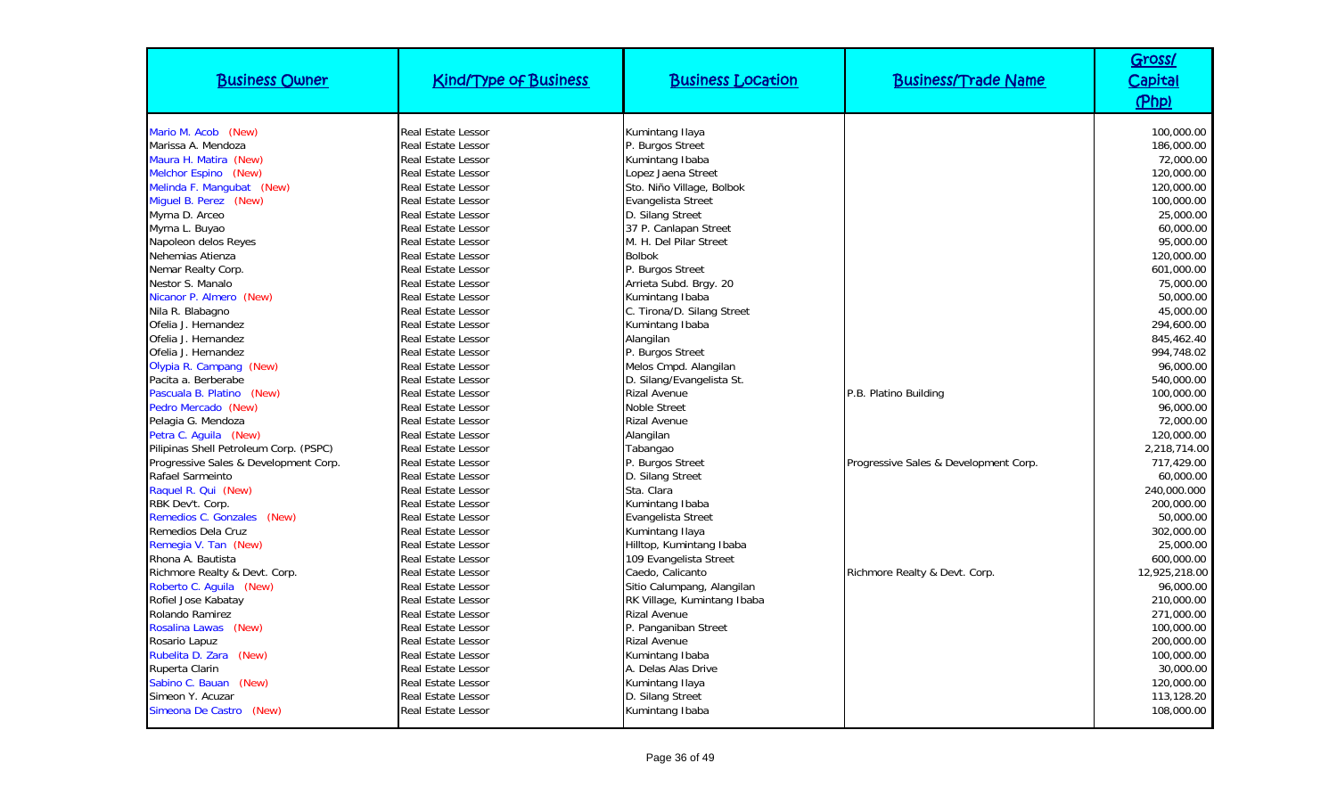| Business Owner | Kind/Type of Business | Business Location | Business/Trade Name | Gross/ Capital (Php) |
| --- | --- | --- | --- | --- |
| Mario M. Acob (New) | Real Estate Lessor | Kumintang Ilaya | | 100,000.00 |
| Marissa A. Mendoza | Real Estate Lessor | P. Burgos Street | | 186,000.00 |
| Maura H. Matira (New) | Real Estate Lessor | Kumintang Ibaba | | 72,000.00 |
| Melchor Espino (New) | Real Estate Lessor | Lopez Jaena Street | | 120,000.00 |
| Melinda F. Mangubat (New) | Real Estate Lessor | Sto. Niño Village, Bolbok | | 120,000.00 |
| Miguel B. Perez (New) | Real Estate Lessor | Evangelista Street | | 100,000.00 |
| Myrna D. Arceo | Real Estate Lessor | D. Silang Street | | 25,000.00 |
| Myrna L. Buyao | Real Estate Lessor | 37 P. Canlapan Street | | 60,000.00 |
| Napoleon delos Reyes | Real Estate Lessor | M. H. Del Pilar Street | | 95,000.00 |
| Nehemias Atienza | Real Estate Lessor | Bolbok | | 120,000.00 |
| Nemar Realty Corp. | Real Estate Lessor | P. Burgos Street | | 601,000.00 |
| Nestor S. Manalo | Real Estate Lessor | Arrieta Subd. Brgy. 20 | | 75,000.00 |
| Nicanor P. Almero (New) | Real Estate Lessor | Kumintang Ibaba | | 50,000.00 |
| Nila R. Blabagno | Real Estate Lessor | C. Tirona/D. Silang Street | | 45,000.00 |
| Ofelia J. Hernandez | Real Estate Lessor | Kumintang Ibaba | | 294,600.00 |
| Ofelia J. Hernandez | Real Estate Lessor | Alangilan | | 845,462.40 |
| Ofelia J. Hernandez | Real Estate Lessor | P. Burgos Street | | 994,748.02 |
| Olypia R. Campang (New) | Real Estate Lessor | Melos Cmpd. Alangilan | | 96,000.00 |
| Pacita a. Berberabe | Real Estate Lessor | D. Silang/Evangelista St. | | 540,000.00 |
| Pascuala B. Platino (New) | Real Estate Lessor | Rizal Avenue | P.B. Platino Building | 100,000.00 |
| Pedro Mercado (New) | Real Estate Lessor | Noble Street | | 96,000.00 |
| Pelagia G. Mendoza | Real Estate Lessor | Rizal Avenue | | 72,000.00 |
| Petra C. Aguila (New) | Real Estate Lessor | Alangilan | | 120,000.00 |
| Pilipinas Shell Petroleum Corp. (PSPC) | Real Estate Lessor | Tabangao | | 2,218,714.00 |
| Progressive Sales & Development Corp. | Real Estate Lessor | P. Burgos Street | Progressive Sales & Development Corp. | 717,429.00 |
| Rafael Sarmeinto | Real Estate Lessor | D. Silang Street | | 60,000.00 |
| Raquel R. Qui (New) | Real Estate Lessor | Sta. Clara | | 240,000.000 |
| RBK Dev't. Corp. | Real Estate Lessor | Kumintang Ibaba | | 200,000.00 |
| Remedios C. Gonzales (New) | Real Estate Lessor | Evangelista Street | | 50,000.00 |
| Remedios Dela Cruz | Real Estate Lessor | Kumintang Ilaya | | 302,000.00 |
| Remegia V. Tan (New) | Real Estate Lessor | Hilltop, Kumintang Ibaba | | 25,000.00 |
| Rhona A. Bautista | Real Estate Lessor | 109 Evangelista Street | | 600,000.00 |
| Richmore Realty & Devt. Corp. | Real Estate Lessor | Caedo, Calicanto | Richmore Realty & Devt. Corp. | 12,925,218.00 |
| Roberto C. Aguila (New) | Real Estate Lessor | Sitio Calumpang, Alangilan | | 96,000.00 |
| Rofiel Jose Kabatay | Real Estate Lessor | RK Village, Kumintang Ibaba | | 210,000.00 |
| Rolando Ramirez | Real Estate Lessor | Rizal Avenue | | 271,000.00 |
| Rosalina Lawas (New) | Real Estate Lessor | P. Panganiban Street | | 100,000.00 |
| Rosario Lapuz | Real Estate Lessor | Rizal Avenue | | 200,000.00 |
| Rubelita D. Zara (New) | Real Estate Lessor | Kumintang Ibaba | | 100,000.00 |
| Ruperta Clarin | Real Estate Lessor | A. Delas Alas Drive | | 30,000.00 |
| Sabino C. Bauan (New) | Real Estate Lessor | Kumintang Ilaya | | 120,000.00 |
| Simeon Y. Acuzar | Real Estate Lessor | D. Silang Street | | 113,128.20 |
| Simeona De Castro (New) | Real Estate Lessor | Kumintang Ibaba | | 108,000.00 |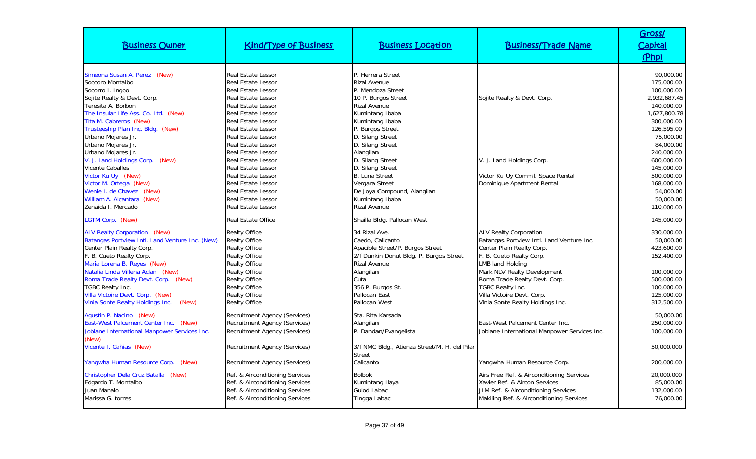| Business Owner | Kind/Type of Business | Business Location | Business/Trade Name | Gross/ Capital (Php) |
|---|---|---|---|---|
| Simeona Susan A. Perez (New) | Real Estate Lessor | P. Herrera Street | | 90,000.00 |
| Soccoro Montalbo | Real Estate Lessor | Rizal Avenue | | 175,000.00 |
| Socorro I. Ingco | Real Estate Lessor | P. Mendoza Street | | 100,000.00 |
| Sojite Realty & Devt. Corp. | Real Estate Lessor | 10 P. Burgos Street | Sojite Realty & Devt. Corp. | 2,932,687.45 |
| Teresita A. Borbon | Real Estate Lessor | Rizal Avenue | | 140,000.00 |
| The Insular Life Ass. Co. Ltd. (New) | Real Estate Lessor | Kumintang Ibaba | | 1,627,800.78 |
| Tita M. Cabreros (New) | Real Estate Lessor | Kumintang Ibaba | | 300,000.00 |
| Trusteeship Plan Inc. Bldg. (New) | Real Estate Lessor | P. Burgos Street | | 126,595.00 |
| Urbano Mojares Jr. | Real Estate Lessor | D. Silang Street | | 75,000.00 |
| Urbano Mojares Jr. | Real Estate Lessor | D. Silang Street | | 84,000.00 |
| Urbano Mojares Jr. | Real Estate Lessor | Alangilan | | 240,000.00 |
| V. J. Land Holdings Corp. (New) | Real Estate Lessor | D. Silang Street | V. J. Land Holdings Corp. | 600,000.00 |
| Vicente Caballes | Real Estate Lessor | D. Silang Street | | 145,000.00 |
| Victor Ku Uy (New) | Real Estate Lessor | B. Luna Street | Victor Ku Uy Comm'l. Space Rental | 500,000.00 |
| Victor M. Ortega (New) | Real Estate Lessor | Vergara Street | Dominique Apartment Rental | 168,000.00 |
| Wenie I. de Chavez (New) | Real Estate Lessor | De Joya Compound, Alangilan | | 54,000.00 |
| William A. Alcantara (New) | Real Estate Lessor | Kumintang Ibaba | | 50,000.00 |
| Zenaida I. Mercado | Real Estate Lessor | Rizal Avenue | | 110,000.00 |
| LGTM Corp. (New) | Real Estate Office | Shailla Bldg. Pallocan West | | 145,000.00 |
| ALV Realty Corporation (New) | Realty Office | 34 Rizal Ave. | ALV Realty Corporation | 330,000.00 |
| Batangas Portview Intl. Land Venture Inc. (New) | Realty Office | Caedo, Calicanto | Batangas Portview Intl. Land Venture Inc. | 50,000.00 |
| Center Plain Realty Corp. | Realty Office | Apacible Street/P. Burgos Street | Center Plain Realty Corp. | 423,600.00 |
| F. B. Cueto Realty Corp. | Realty Office | 2/f Dunkin Donut Bldg. P. Burgos Street | F. B. Cueto Realty Corp. | 152,400.00 |
| Maria Lorena B. Reyes (New) | Realty Office | Rizal Avenue | LMB land Holding | |
| Natalia Linda Villena Aclan (New) | Realty Office | Alangilan | Mark NLV Realty Development | 100,000.00 |
| Roma Trade Realty Devt. Corp. (New) | Realty Office | Cuta | Roma Trade Realty Devt. Corp. | 500,000.00 |
| TGBC Realty Inc. | Realty Office | 356 P. Burgos St. | TGBC Realty Inc. | 100,000.00 |
| Villa Victoire Devt. Corp. (New) | Realty Office | Pallocan East | Villa Victoire Devt. Corp. | 125,000.00 |
| Vinia Sonte Realty Holdings Inc. (New) | Realty Office | Pallocan West | Vinia Sonte Realty Holdings Inc. | 312,500.00 |
| Agustin P. Nacino (New) | Recruitment Agency (Services) | Sta. Rita Karsada | | 50,000.00 |
| East-West Palcement Center Inc. (New) | Recruitment Agency (Services) | Alangilan | East-West Palcement Center Inc. | 250,000.00 |
| Joblane International Manpower Services Inc. (New) | Recruitment Agency (Services) | P. Dandan/Evangelista | Joblane International Manpower Services Inc. | 100,000.00 |
| Vicente I. Cañias (New) | Recruitment Agency (Services) | 3/f NMC Bldg., Atienza Street/M. H. del Pilar Street | | 50,000.000 |
| Yangwha Human Resource Corp. (New) | Recruitment Agency (Services) | Calicanto | Yangwha Human Resource Corp. | 200,000.00 |
| Christopher Dela Cruz Batalla (New) | Ref. & Airconditioning Services | Bolbok | Airs Free Ref. & Airconditioning Services | 20,000.000 |
| Edgardo T. Montalbo | Ref. & Airconditioning Services | Kumintang Ilaya | Xavier Ref. & Aircon Services | 85,000.00 |
| Juan Manalo | Ref. & Airconditioning Services | Gulod Labac | JLM Ref. & Airconditioning Services | 132,000.00 |
| Marissa G. torres | Ref. & Airconditioning Services | Tingga Labac | Makiling Ref. & Airconditioning Services | 76,000.00 |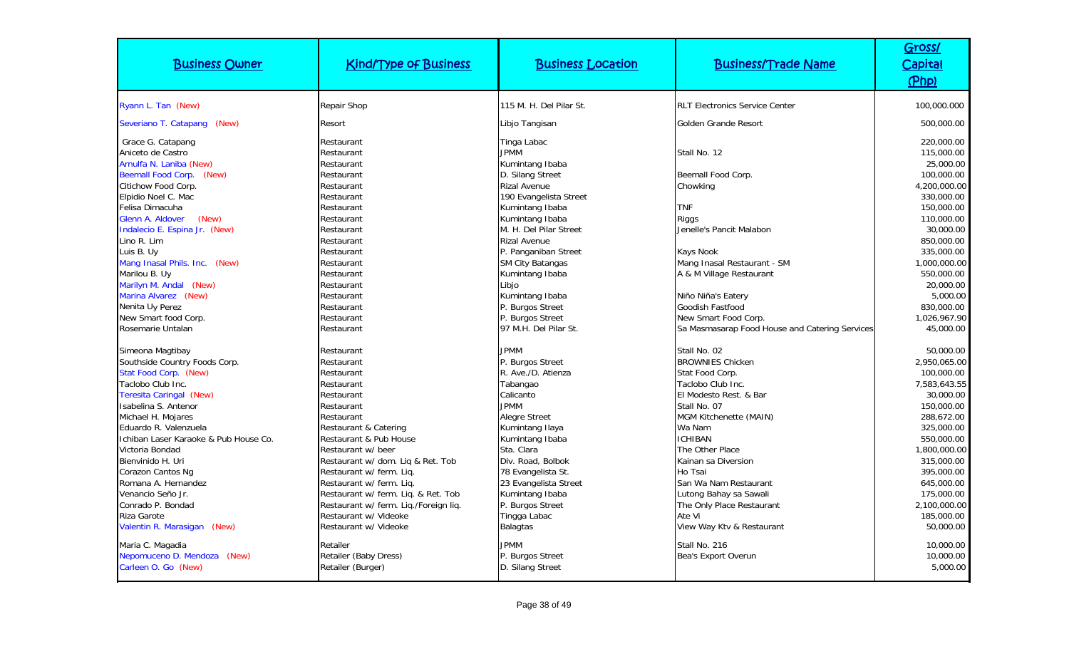| Business Owner | Kind/Type of Business | Business Location | Business/Trade Name | Gross/ Capital (Php) |
|---|---|---|---|---|
| Ryann L. Tan (New) | Repair Shop | 115 M. H. Del Pilar St. | RLT Electronics Service Center | 100,000.000 |
| Severiano T. Catapang (New) | Resort | Libjo Tangisan | Golden Grande Resort | 500,000.00 |
| Grace G. Catapang | Restaurant | Tinga Labac | | 220,000.00 |
| Aniceto de Castro | Restaurant | JPMM | Stall No. 12 | 115,000.00 |
| Arnulfa N. Laniba (New) | Restaurant | Kumintang Ibaba | | 25,000.00 |
| Beemall Food Corp. (New) | Restaurant | D. Silang Street | Beemall Food Corp. | 100,000.00 |
| Citichow Food Corp. | Restaurant | Rizal Avenue | Chowking | 4,200,000.00 |
| Elpidio Noel C. Mac | Restaurant | 190 Evangelista Street | | 330,000.00 |
| Felisa Dimacuha | Restaurant | Kumintang Ibaba | TNF | 150,000.00 |
| Glenn A. Aldover (New) | Restaurant | Kumintang Ibaba | Riggs | 110,000.00 |
| Indalecio E. Espina Jr. (New) | Restaurant | M. H. Del Pilar Street | Jenelle's Pancit Malabon | 30,000.00 |
| Lino R. Lim | Restaurant | Rizal Avenue | | 850,000.00 |
| Luis B. Uy | Restaurant | P. Panganiban Street | Kays Nook | 335,000.00 |
| Mang Inasal Phils. Inc. (New) | Restaurant | SM City Batangas | Mang Inasal Restaurant - SM | 1,000,000.00 |
| Marilou B. Uy | Restaurant | Kumintang Ibaba | A & M Village Restaurant | 550,000.00 |
| Marilyn M. Andal (New) | Restaurant | Libjo | | 20,000.00 |
| Marina Alvarez (New) | Restaurant | Kumintang Ibaba | Niño Niña's Eatery | 5,000.00 |
| Nenita Uy Perez | Restaurant | P. Burgos Street | Goodish Fastfood | 830,000.00 |
| New Smart food Corp. | Restaurant | P. Burgos Street | New Smart Food Corp. | 1,026,967.90 |
| Rosemarie Untalan | Restaurant | 97 M.H. Del Pilar St. | Sa Masmasarap Food House and Catering Services | 45,000.00 |
| Simeona Magtibay | Restaurant | JPMM | Stall No. 02 | 50,000.00 |
| Southside Country Foods Corp. | Restaurant | P. Burgos Street | BROWNIES Chicken | 2,950,065.00 |
| Stat Food Corp. (New) | Restaurant | R. Ave./D. Atienza | Stat Food Corp. | 100,000.00 |
| Taclobo Club Inc. | Restaurant | Tabangao | Taclobo Club Inc. | 7,583,643.55 |
| Teresita Caringal (New) | Restaurant | Calicanto | El Modesto Rest. & Bar | 30,000.00 |
| Isabelina S. Antenor | Restaurant | JPMM | Stall No. 07 | 150,000.00 |
| Michael H. Mojares | Restaurant | Alegre Street | MGM Kitchenette (MAIN) | 288,672.00 |
| Eduardo R. Valenzuela | Restaurant & Catering | Kumintang Ilaya | Wa Nam | 325,000.00 |
| Ichiban Laser Karaoke & Pub House Co. | Restaurant & Pub House | Kumintang Ibaba | ICHIBAN | 550,000.00 |
| Victoria Bondad | Restaurant w/ beer | Sta. Clara | The Other Place | 1,800,000.00 |
| Bienvinido H. Uri | Restaurant w/ dom. Liq & Ret. Tob | Div. Road, Bolbok | Kainan sa Diversion | 315,000.00 |
| Corazon Cantos Ng | Restaurant w/ ferm. Liq. | 78 Evangelista St. | Ho Tsai | 395,000.00 |
| Romana A. Hernandez | Restaurant w/ ferm. Liq. | 23 Evangelista Street | San Wa Nam Restaurant | 645,000.00 |
| Venancio Seño Jr. | Restaurant w/ ferm. Liq. & Ret. Tob | Kumintang Ibaba | Lutong Bahay sa Sawali | 175,000.00 |
| Conrado P. Bondad | Restaurant w/ ferm. Liq./Foreign liq. | P. Burgos Street | The Only Place Restaurant | 2,100,000.00 |
| Riza Garote | Restaurant w/ Videoke | Tingga Labac | Ate Vi | 185,000.00 |
| Valentin R. Marasigan (New) | Restaurant w/ Videoke | Balagtas | View Way Ktv & Restaurant | 50,000.00 |
| Maria C. Magadia | Retailer | JPMM | Stall No. 216 | 10,000.00 |
| Nepomuceno D. Mendoza (New) | Retailer (Baby Dress) | P. Burgos Street | Bea's Export Overun | 10,000.00 |
| Carleen O. Go (New) | Retailer (Burger) | D. Silang Street | | 5,000.00 |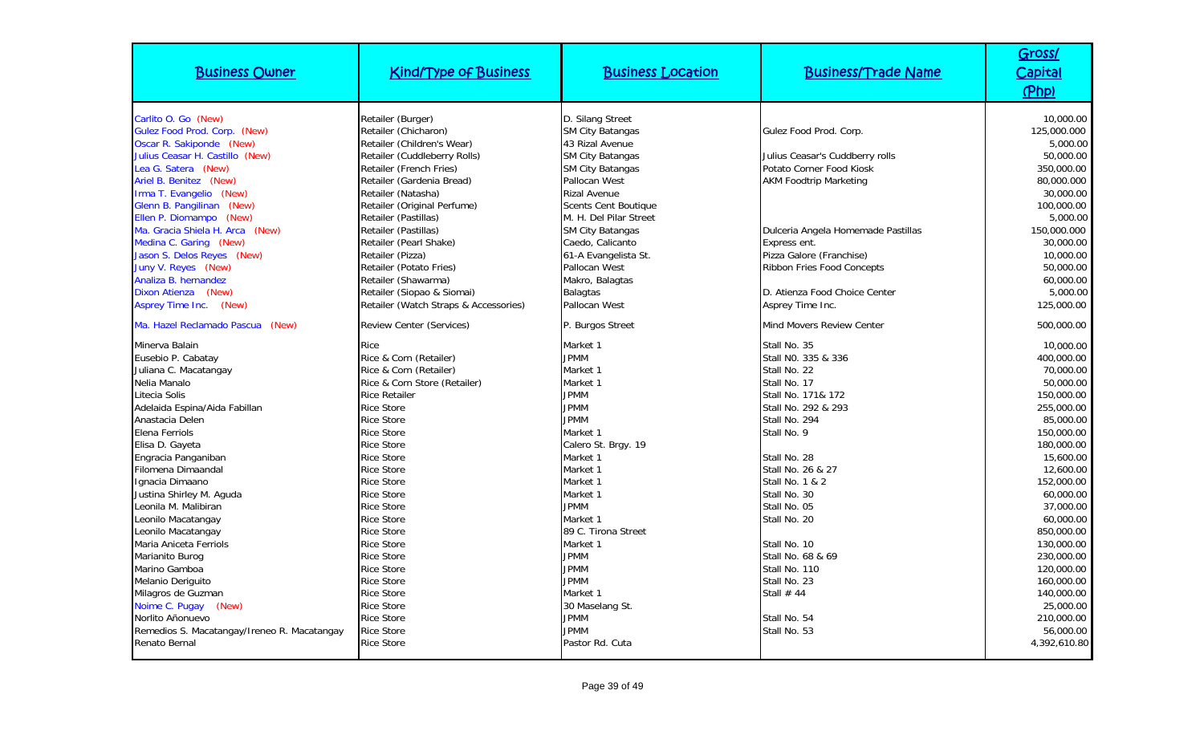| Business Owner | Kind/Type of Business | Business Location | Business/Trade Name | Gross/ Capital (Php) |
|---|---|---|---|---|
| Carlito O. Go (New) | Retailer (Burger) | D. Silang Street | | 10,000.00 |
| Gulez Food Prod. Corp. (New) | Retailer (Chicharon) | SM City Batangas | Gulez Food Prod. Corp. | 125,000.000 |
| Oscar R. Sakiponde (New) | Retailer (Children's Wear) | 43 Rizal Avenue | | 5,000.00 |
| Julius Ceasar H. Castillo (New) | Retailer (Cuddleberry Rolls) | SM City Batangas | Julius Ceasar's Cuddberry rolls | 50,000.00 |
| Lea G. Satera (New) | Retailer (French Fries) | SM City Batangas | Potato Corner Food Kiosk | 350,000.00 |
| Ariel B. Benitez (New) | Retailer (Gardenia Bread) | Pallocan West | AKM Foodtrip Marketing | 80,000.000 |
| Irma T. Evangelio (New) | Retailer (Natasha) | Rizal Avenue | | 30,000.00 |
| Glenn B. Pangilinan (New) | Retailer (Original Perfume) | Scents Cent Boutique | | 100,000.00 |
| Ellen P. Diomampo (New) | Retailer (Pastillas) | M. H. Del Pilar Street | | 5,000.00 |
| Ma. Gracia Shiela H. Arca (New) | Retailer (Pastillas) | SM City Batangas | Dulceria Angela Homemade Pastillas | 150,000.000 |
| Medina C. Garing (New) | Retailer (Pearl Shake) | Caedo, Calicanto | Express ent. | 30,000.00 |
| Jason S. Delos Reyes (New) | Retailer (Pizza) | 61-A Evangelista St. | Pizza Galore (Franchise) | 10,000.00 |
| Juny V. Reyes (New) | Retailer (Potato Fries) | Pallocan West | Ribbon Fries Food Concepts | 50,000.00 |
| Analiza B. hernandez | Retailer (Shawarma) | Makro, Balagtas | | 60,000.00 |
| Dixon Atienza (New) | Retailer (Siopao & Siomai) | Balagtas | D. Atienza Food Choice Center | 5,000.00 |
| Asprey Time Inc. (New) | Retailer (Watch Straps & Accessories) | Pallocan West | Asprey Time Inc. | 125,000.00 |
| Ma. Hazel Reclamado Pascua (New) | Review Center (Services) | P. Burgos Street | Mind Movers Review Center | 500,000.00 |
| Minerva Balain | Rice | Market 1 | Stall No. 35 | 10,000.00 |
| Eusebio P. Cabatay | Rice & Corn (Retailer) | JPMM | Stall N0. 335 & 336 | 400,000.00 |
| Juliana C. Macatangay | Rice & Corn (Retailer) | Market 1 | Stall No. 22 | 70,000.00 |
| Nelia Manalo | Rice & Corn Store (Retailer) | Market 1 | Stall No. 17 | 50,000.00 |
| Litecia Solis | Rice Retailer | JPMM | Stall No. 171& 172 | 150,000.00 |
| Adelaida Espina/Aida Fabillan | Rice Store | JPMM | Stall No. 292 & 293 | 255,000.00 |
| Anastacia Delen | Rice Store | JPMM | Stall No. 294 | 85,000.00 |
| Elena Ferriols | Rice Store | Market 1 | Stall No. 9 | 150,000.00 |
| Elisa D. Gayeta | Rice Store | Calero St. Brgy. 19 | | 180,000.00 |
| Engracia Panganiban | Rice Store | Market 1 | Stall No. 28 | 15,600.00 |
| Filomena Dimaandal | Rice Store | Market 1 | Stall No. 26 & 27 | 12,600.00 |
| Ignacia Dimaano | Rice Store | Market 1 | Stall No. 1 & 2 | 152,000.00 |
| Justina Shirley M. Aguda | Rice Store | Market 1 | Stall No. 30 | 60,000.00 |
| Leonila M. Malibiran | Rice Store | JPMM | Stall No. 05 | 37,000.00 |
| Leonilo Macatangay | Rice Store | Market 1 | Stall No. 20 | 60,000.00 |
| Leonilo Macatangay | Rice Store | 89 C. Tirona Street | | 850,000.00 |
| Maria Aniceta Ferriols | Rice Store | Market 1 | Stall No. 10 | 130,000.00 |
| Marianito Burog | Rice Store | JPMM | Stall No. 68 & 69 | 230,000.00 |
| Marino Gamboa | Rice Store | JPMM | Stall No. 110 | 120,000.00 |
| Melanio Deriguito | Rice Store | JPMM | Stall No. 23 | 160,000.00 |
| Milagros de Guzman | Rice Store | Market 1 | Stall # 44 | 140,000.00 |
| Noime C. Pugay (New) | Rice Store | 30 Maselang St. | | 25,000.00 |
| Norlito Añonuevo | Rice Store | JPMM | Stall No. 54 | 210,000.00 |
| Remedios S. Macatangay/Ireneo R. Macatangay | Rice Store | JPMM | Stall No. 53 | 56,000.00 |
| Renato Bernal | Rice Store | Pastor Rd. Cuta | | 4,392,610.80 |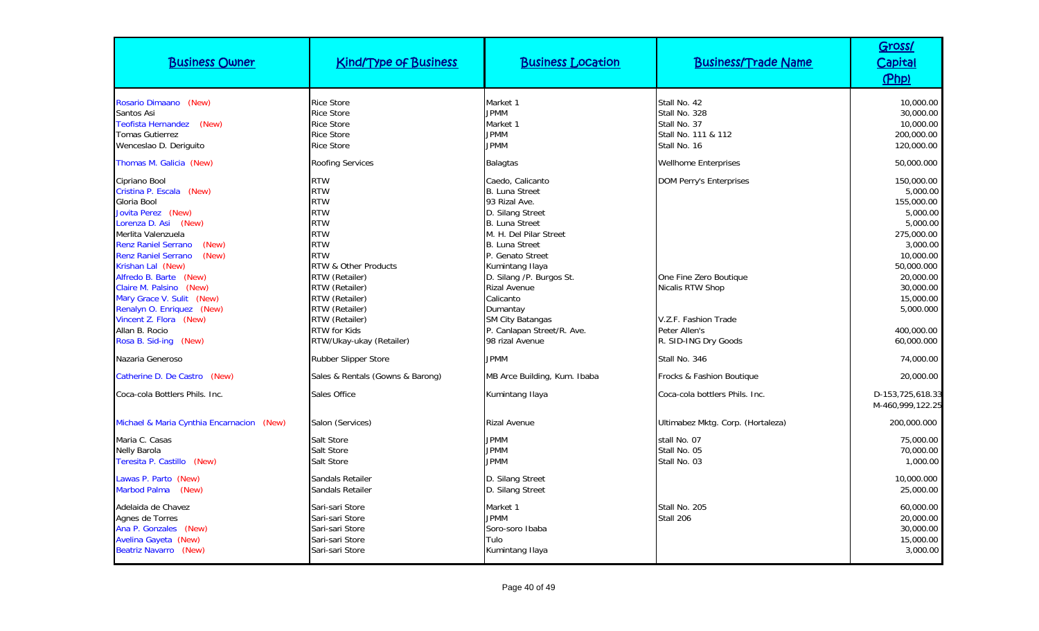| Business Owner | Kind/Type of Business | Business Location | Business/Trade Name | Gross/ Capital (Php) |
|---|---|---|---|---|
| Rosario Dimaano (New) | Rice Store | Market 1 | Stall No. 42 | 10,000.00 |
| Santos Asi | Rice Store | JPMM | Stall No. 328 | 30,000.00 |
| Teofista Hernandez (New) | Rice Store | Market 1 | Stall No. 37 | 10,000.00 |
| Tomas Gutierrez | Rice Store | JPMM | Stall No. 111 & 112 | 200,000.00 |
| Wenceslao D. Deriguito | Rice Store | JPMM | Stall No. 16 | 120,000.00 |
| Thomas M. Galicia (New) | Roofing Services | Balagtas | Wellhome Enterprises | 50,000.000 |
| Cipriano Bool | RTW | Caedo, Calicanto | DOM Perry's Enterprises | 150,000.00 |
| Cristina P. Escala (New) | RTW | B. Luna Street | | 5,000.00 |
| Gloria Bool | RTW | 93 Rizal Ave. | | 155,000.00 |
| Jovita Perez (New) | RTW | D. Silang Street | | 5,000.00 |
| Lorenza D. Asi (New) | RTW | B. Luna Street | | 5,000.00 |
| Merlita Valenzuela | RTW | M. H. Del Pilar Street | | 275,000.00 |
| Renz Raniel Serrano (New) | RTW | B. Luna Street | | 3,000.00 |
| Renz Raniel Serrano (New) | RTW | P. Genato Street | | 10,000.00 |
| Krishan Lal (New) | RTW & Other Products | Kumintang Ilaya | | 50,000.000 |
| Alfredo B. Barte (New) | RTW (Retailer) | D. Silang /P. Burgos St. | One Fine Zero Boutique | 20,000.00 |
| Claire M. Palsino (New) | RTW (Retailer) | Rizal Avenue | Nicalis RTW Shop | 30,000.00 |
| Mary Grace V. Sulit (New) | RTW (Retailer) | Calicanto | | 15,000.00 |
| Renalyn O. Enriquez (New) | RTW (Retailer) | Dumantay | | 5,000.00 |
| Vincent Z. Flora (New) | RTW (Retailer) | SM City Batangas | V.Z.F. Fashion Trade | |
| Allan B. Rocio | RTW for Kids | P. Canlapan Street/R. Ave. | Peter Allen's | 400,000.00 |
| Rosa B. Sid-ing (New) | RTW/Ukay-ukay (Retailer) | 98 rizal Avenue | R. SID-ING Dry Goods | 60,000.000 |
| Nazaria Generoso | Rubber Slipper Store | JPMM | Stall No. 346 | 74,000.00 |
| Catherine D. De Castro (New) | Sales & Rentals (Gowns & Barong) | MB Arce Building, Kum. Ibaba | Frocks & Fashion Boutique | 20,000.00 |
| Coca-cola Bottlers Phils. Inc. | Sales Office | Kumintang Ilaya | Coca-cola bottlers Phils. Inc. | D-153,725,618.33<br>M-460,999,122.25 |
| Michael & Maria Cynthia Encarnacion (New) | Salon (Services) | Rizal Avenue | Ultimabez Mktg. Corp. (Hortaleza) | 200,000.000 |
| Maria C. Casas | Salt Store | JPMM | stall No. 07 | 75,000.00 |
| Nelly Barola | Salt Store | JPMM | Stall No. 05 | 70,000.00 |
| Teresita P. Castillo (New) | Salt Store | JPMM | Stall No. 03 | 1,000.00 |
| Lawas P. Parto (New) | Sandals Retailer | D. Silang Street | | 10,000.000 |
| Marbod Palma (New) | Sandals Retailer | D. Silang Street | | 25,000.00 |
| Adelaida de Chavez | Sari-sari Store | Market 1 | Stall No. 205 | 60,000.00 |
| Agnes de Torres | Sari-sari Store | JPMM | Stall 206 | 20,000.00 |
| Ana P. Gonzales (New) | Sari-sari Store | Soro-soro Ibaba | | 30,000.00 |
| Avelina Gayeta (New) | Sari-sari Store | Tulo | | 15,000.00 |
| Beatriz Navarro (New) | Sari-sari Store | Kumintang Ilaya | | 3,000.00 |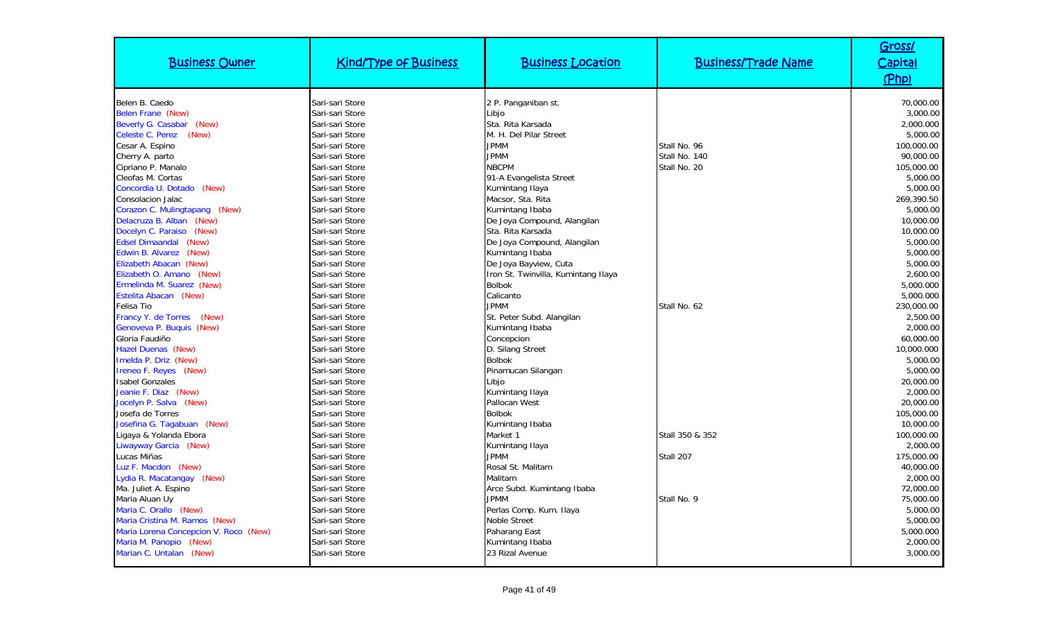| Business Owner | Kind/Type of Business | Business Location | Business/Trade Name | Gross/ Capital (Php) |
|---|---|---|---|---|
| Belen B. Caedo | Sari-sari Store | 2 P. Panganiban st. | | 70,000.00 |
| Belen Frane (New) | Sari-sari Store | Libjo | | 3,000.00 |
| Beverly G. Casabar (New) | Sari-sari Store | Sta. Rita Karsada | | 2,000.000 |
| Celeste C. Perez (New) | Sari-sari Store | M. H. Del Pilar Street | | 5,000.00 |
| Cesar A. Espino | Sari-sari Store | JPMM | Stall No. 96 | 100,000.00 |
| Cherry A. parto | Sari-sari Store | JPMM | Stall No. 140 | 90,000.00 |
| Cipriano P. Manalo | Sari-sari Store | NBCPM | Stall No. 20 | 105,000.00 |
| Cleofas M. Cortas | Sari-sari Store | 91-A Evangelista Street | | 5,000.00 |
| Concordia U. Dotado (New) | Sari-sari Store | Kumintang Ilaya | | 5,000.00 |
| Consolacion Jalac | Sari-sari Store | Macsor, Sta. Rita | | 269,390.50 |
| Corazon C. Mulingtapang (New) | Sari-sari Store | Kumintang Ibaba | | 5,000.00 |
| Delacruza B. Alban (New) | Sari-sari Store | De Joya Compound, Alangilan | | 10,000.00 |
| Docelyn C. Paraiso (New) | Sari-sari Store | Sta. Rita Karsada | | 10,000.00 |
| Edsel Dimaandal (New) | Sari-sari Store | De Joya Compound, Alangilan | | 5,000.00 |
| Edwin B. Alvarez (New) | Sari-sari Store | Kumintang Ibaba | | 5,000.00 |
| Elizabeth Abacan (New) | Sari-sari Store | De Joya Bayview, Cuta | | 5,000.00 |
| Elizabeth O. Amano (New) | Sari-sari Store | Iron St. Twinvilla, Kumintang Ilaya | | 2,600.00 |
| Ermelinda M. Suarez (New) | Sari-sari Store | Bolbok | | 5,000.000 |
| Estelita Abacan (New) | Sari-sari Store | Calicanto | | 5,000.000 |
| Felisa Tio | Sari-sari Store | JPMM | Stall No. 62 | 230,000.00 |
| Francy Y. de Torres (New) | Sari-sari Store | St. Peter Subd. Alangilan | | 2,500.00 |
| Genoveva P. Buquis (New) | Sari-sari Store | Kumintang Ibaba | | 2,000.00 |
| Gloria Faudiño | Sari-sari Store | Concepcion | | 60,000.00 |
| Hazel Duenas (New) | Sari-sari Store | D. Silang Street | | 10,000.000 |
| Imelda P. Driz (New) | Sari-sari Store | Bolbok | | 5,000.00 |
| Ireneo F. Reyes (New) | Sari-sari Store | Pinamucan Silangan | | 5,000.00 |
| Isabel Gonzales | Sari-sari Store | Libjo | | 20,000.00 |
| Jeanie F. Diaz (New) | Sari-sari Store | Kumintang Ilaya | | 2,000.00 |
| Jocelyn P. Salva (New) | Sari-sari Store | Pallocan West | | 20,000.00 |
| Josefa de Torres | Sari-sari Store | Bolbok | | 105,000.00 |
| Josefina G. Tagabuan (New) | Sari-sari Store | Kumintang Ibaba | | 10,000.00 |
| Ligaya & Yolanda Ebora | Sari-sari Store | Market 1 | Stall 350 & 352 | 100,000.00 |
| Liwayway Garcia (New) | Sari-sari Store | Kumintang Ilaya | | 2,000.00 |
| Lucas Miñas | Sari-sari Store | JPMM | Stall 207 | 175,000.00 |
| Luz F. Macdon (New) | Sari-sari Store | Rosal St. Malitam | | 40,000.00 |
| Lydia R. Macatangay (New) | Sari-sari Store | Malitam | | 2,000.00 |
| Ma. Juliet A. Espino | Sari-sari Store | Arce Subd. Kumintang Ibaba | | 72,000.00 |
| Maria Aluan Uy | Sari-sari Store | JPMM | Stall No. 9 | 75,000.00 |
| Maria C. Orallo (New) | Sari-sari Store | Perlas Comp. Kum. Ilaya | | 5,000.00 |
| Maria Cristina M. Ramos (New) | Sari-sari Store | Noble Street | | 5,000.00 |
| Maria Lorena Concepcion V. Roco (New) | Sari-sari Store | Paharang East | | 5,000.000 |
| Maria M. Panopio (New) | Sari-sari Store | Kumintang Ibaba | | 2,000.00 |
| Marian C. Untalan (New) | Sari-sari Store | 23 Rizal Avenue | | 3,000.00 |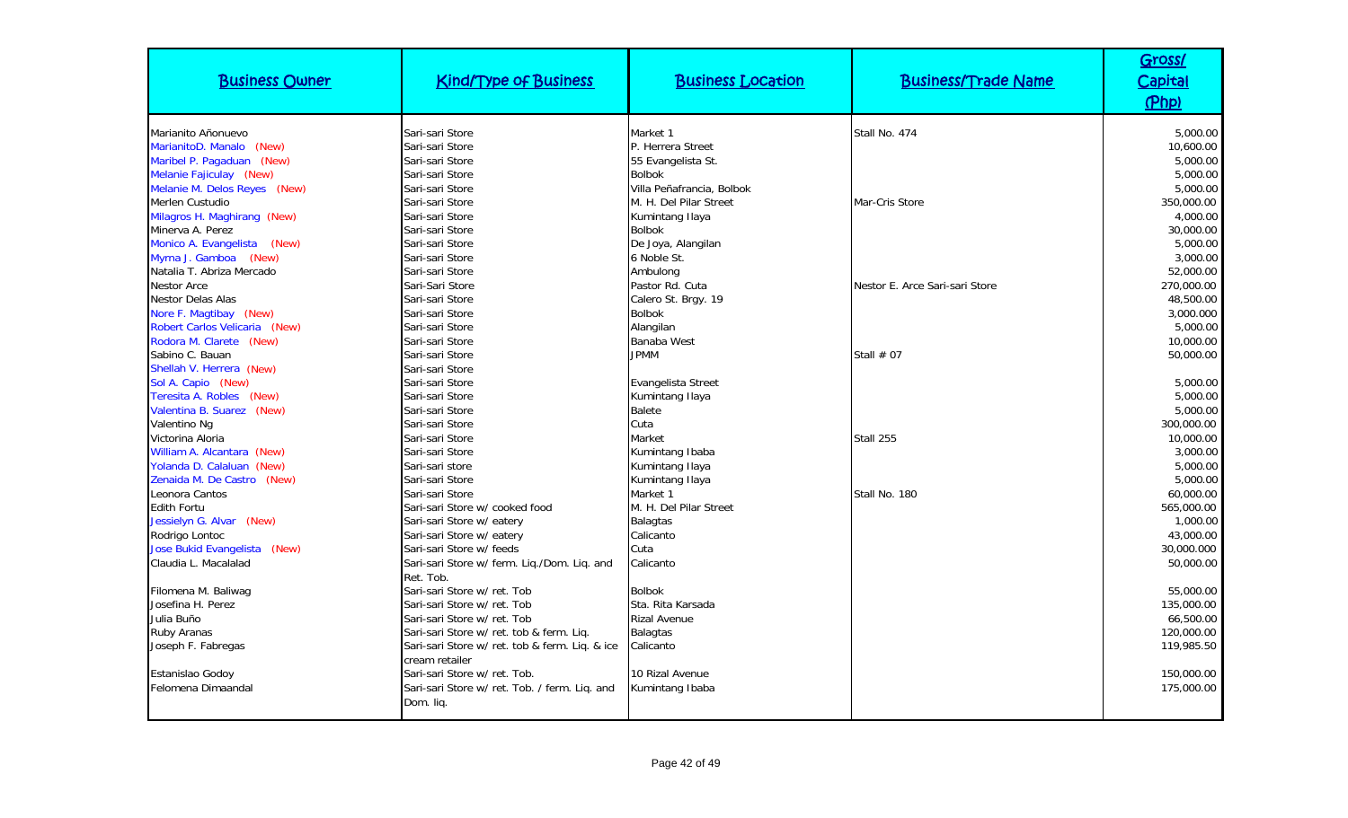| Business Owner | Kind/Type of Business | Business Location | Business/Trade Name | Gross/ Capital (Php) |
|---|---|---|---|---|
| Marianito Añonuevo | Sari-sari Store | Market 1 | Stall No. 474 | 5,000.00 |
| MarianitoD. Manalo (New) | Sari-sari Store | P. Herrera Street | | 10,600.00 |
| Maribel P. Pagaduan (New) | Sari-sari Store | 55 Evangelista St. | | 5,000.00 |
| Melanie Fajiculay (New) | Sari-sari Store | Bolbok | | 5,000.00 |
| Melanie M. Delos Reyes (New) | Sari-sari Store | Villa Peñafrancia, Bolbok | | 5,000.00 |
| Merlen Custudio | Sari-sari Store | M. H. Del Pilar Street | Mar-Cris Store | 350,000.00 |
| Milagros H. Maghirang (New) | Sari-sari Store | Kumintang Ilaya | | 4,000.00 |
| Minerva A. Perez | Sari-sari Store | Bolbok | | 30,000.00 |
| Monico A. Evangelista (New) | Sari-sari Store | De Joya, Alangilan | | 5,000.00 |
| Myrna J. Gamboa (New) | Sari-sari Store | 6 Noble St. | | 3,000.00 |
| Natalia T. Abriza Mercado | Sari-sari Store | Ambulong | | 52,000.00 |
| Nestor Arce | Sari-Sari Store | Pastor Rd. Cuta | Nestor E. Arce Sari-sari Store | 270,000.00 |
| Nestor Delas Alas | Sari-sari Store | Calero St. Brgy. 19 | | 48,500.00 |
| Nore F. Magtibay (New) | Sari-sari Store | Bolbok | | 3,000.000 |
| Robert Carlos Velicaria (New) | Sari-sari Store | Alangilan | | 5,000.00 |
| Rodora M. Clarete (New) | Sari-sari Store | Banaba West | | 10,000.00 |
| Sabino C. Bauan | Sari-sari Store | JPMM | Stall # 07 | 50,000.00 |
| Shellah V. Herrera (New) | Sari-sari Store | | | |
| Sol A. Capio (New) | Sari-sari Store | Evangelista Street | | 5,000.00 |
| Teresita A. Robles (New) | Sari-sari Store | Kumintang Ilaya | | 5,000.00 |
| Valentina B. Suarez (New) | Sari-sari Store | Balete | | 5,000.00 |
| Valentino Ng | Sari-sari Store | Cuta | | 300,000.00 |
| Victorina Aloria | Sari-sari Store | Market | Stall 255 | 10,000.00 |
| William A. Alcantara (New) | Sari-sari Store | Kumintang Ibaba | | 3,000.00 |
| Yolanda D. Calaluan (New) | Sari-sari store | Kumintang Ilaya | | 5,000.00 |
| Zenaida M. De Castro (New) | Sari-sari Store | Kumintang Ilaya | | 5,000.00 |
| Leonora Cantos | Sari-sari Store | Market 1 | Stall No. 180 | 60,000.00 |
| Edith Fortu | Sari-sari Store w/ cooked food | M. H. Del Pilar Street | | 565,000.00 |
| Jessielyn G. Alvar (New) | Sari-sari Store w/ eatery | Balagtas | | 1,000.00 |
| Rodrigo Lontoc | Sari-sari Store w/ eatery | Calicanto | | 43,000.00 |
| Jose Bukid Evangelista (New) | Sari-sari Store w/ feeds | Cuta | | 30,000.000 |
| Claudia L. Macalalad | Sari-sari Store w/ ferm. Liq./Dom. Liq. and Ret. Tob. | Calicanto | | 50,000.00 |
| Filomena M. Baliwag | Sari-sari Store w/ ret. Tob | Bolbok | | 55,000.00 |
| Josefina H. Perez | Sari-sari Store w/ ret. Tob | Sta. Rita Karsada | | 135,000.00 |
| Julia Buño | Sari-sari Store w/ ret. Tob | Rizal Avenue | | 66,500.00 |
| Ruby Aranas | Sari-sari Store w/ ret. tob & ferm. Liq. | Balagtas | | 120,000.00 |
| Joseph F. Fabregas | Sari-sari Store w/ ret. tob & ferm. Liq. & ice cream retailer | Calicanto | | 119,985.50 |
| Estanislao Godoy | Sari-sari Store w/ ret. Tob. | 10 Rizal Avenue | | 150,000.00 |
| Felomena Dimaandal | Sari-sari Store w/ ret. Tob. / ferm. Liq. and Dom. liq. | Kumintang Ibaba | | 175,000.00 |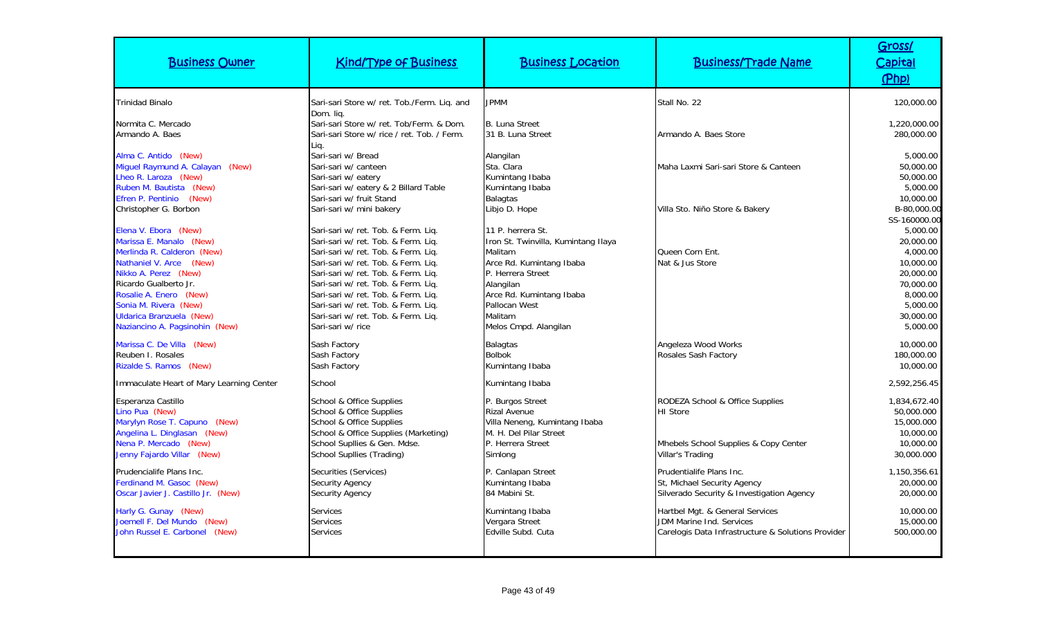| Business Owner | Kind/Type of Business | Business Location | Business/Trade Name | Gross/ Capital (Php) |
|---|---|---|---|---|
| Trinidad Binalo | Sari-sari Store w/ ret. Tob./Ferm. Liq. and Dom. liq. | JPMM | Stall No. 22 | 120,000.00 |
| Normita C. Mercado | Sari-sari Store w/ ret. Tob/Ferm. & Dom. | B. Luna Street | | 1,220,000.00 |
| Armando A. Baes | Sari-sari Store w/ rice / ret. Tob. / Ferm. Liq. | 31 B. Luna Street | Armando A. Baes Store | 280,000.00 |
| Alma C. Antido (New) | Sari-sari w/ Bread | Alangilan | | 5,000.00 |
| Miguel Raymund A. Calayan (New) | Sari-sari w/ canteen | Sta. Clara | Maha Laxmi Sari-sari Store & Canteen | 50,000.00 |
| Lheo R. Laroza (New) | Sari-sari w/ eatery | Kumintang Ibaba | | 50,000.00 |
| Ruben M. Bautista (New) | Sari-sari w/ eatery & 2 Billard Table | Kumintang Ibaba | | 5,000.00 |
| Efren P. Pentinio (New) | Sari-sari w/ fruit Stand | Balagtas | | 10,000.00 |
| Christopher G. Borbon | Sari-sari w/ mini bakery | Libjo D. Hope | Villa Sto. Niño Store & Bakery | B-80,000.00 SS-160000.00 |
| Elena V. Ebora (New) | Sari-sari w/ ret. Tob. & Ferm. Liq. | 11 P. herrera St. | | 5,000.00 |
| Marissa E. Manalo (New) | Sari-sari w/ ret. Tob. & Ferm. Liq. | Iron St. Twinvilla, Kumintang Ilaya | | 20,000.00 |
| Merlinda R. Calderon (New) | Sari-sari w/ ret. Tob. & Ferm. Liq. | Malitam | Queen Corn Ent. | 4,000.00 |
| Nathaniel V. Arce (New) | Sari-sari w/ ret. Tob. & Ferm. Liq. | Arce Rd. Kumintang Ibaba | Nat & Jus Store | 10,000.00 |
| Nikko A. Perez (New) | Sari-sari w/ ret. Tob. & Ferm. Liq. | P. Herrera Street | | 20,000.00 |
| Ricardo Gualberto Jr. | Sari-sari w/ ret. Tob. & Ferm. Liq. | Alangilan | | 70,000.00 |
| Rosalie A. Enero (New) | Sari-sari w/ ret. Tob. & Ferm. Liq. | Arce Rd. Kumintang Ibaba | | 8,000.00 |
| Sonia M. Rivera (New) | Sari-sari w/ ret. Tob. & Ferm. Liq. | Pallocan West | | 5,000.00 |
| Uldarica Branzuela (New) | Sari-sari w/ ret. Tob. & Ferm. Liq. | Malitam | | 30,000.00 |
| Naziancino A. Pagsinohin (New) | Sari-sari w/ rice | Melos Cmpd. Alangilan | | 5,000.00 |
| Marissa C. De Villa (New) | Sash Factory | Balagtas | Angeleza Wood Works | 10,000.00 |
| Reuben I. Rosales | Sash Factory | Bolbok | Rosales Sash Factory | 180,000.00 |
| Rizalde S. Ramos (New) | Sash Factory | Kumintang Ibaba | | 10,000.00 |
| Immaculate Heart of Mary Learning Center | School | Kumintang Ibaba | | 2,592,256.45 |
| Esperanza Castillo | School & Office Supplies | P. Burgos Street | RODEZA School & Office Supplies | 1,834,672.40 |
| Lino Pua (New) | School & Office Supplies | Rizal Avenue | HI Store | 50,000.000 |
| Marylyn Rose T. Capuno (New) | School & Office Supplies | Villa Neneng, Kumintang Ibaba | | 15,000.000 |
| Angelina L. Dinglasan (New) | School & Office Supplies (Marketing) | M. H. Del Pilar Street | | 10,000.00 |
| Nena P. Mercado (New) | School Supllies & Gen. Mdse. | P. Herrera Street | Mhebels School Supplies & Copy Center | 10,000.00 |
| Jenny Fajardo Villar (New) | School Supllies (Trading) | Simlong | Villar's Trading | 30,000.000 |
| Prudencialife Plans Inc. | Securities (Services) | P. Canlapan Street | Prudentialife Plans Inc. | 1,150,356.61 |
| Ferdinand M. Gasoc (New) | Security Agency | Kumintang Ibaba | St, Michael Security Agency | 20,000.00 |
| Oscar Javier J. Castillo Jr. (New) | Security Agency | 84 Mabini St. | Silverado Security & Investigation Agency | 20,000.00 |
| Harly G. Gunay (New) | Services | Kumintang Ibaba | Hartbel Mgt. & General Services | 10,000.00 |
| Joemell F. Del Mundo (New) | Services | Vergara Street | JDM Marine Ind. Services | 15,000.00 |
| John Russel E. Carbonel (New) | Services | Edville Subd. Cuta | Carelogis Data Infrastructure & Solutions Provider | 500,000.00 |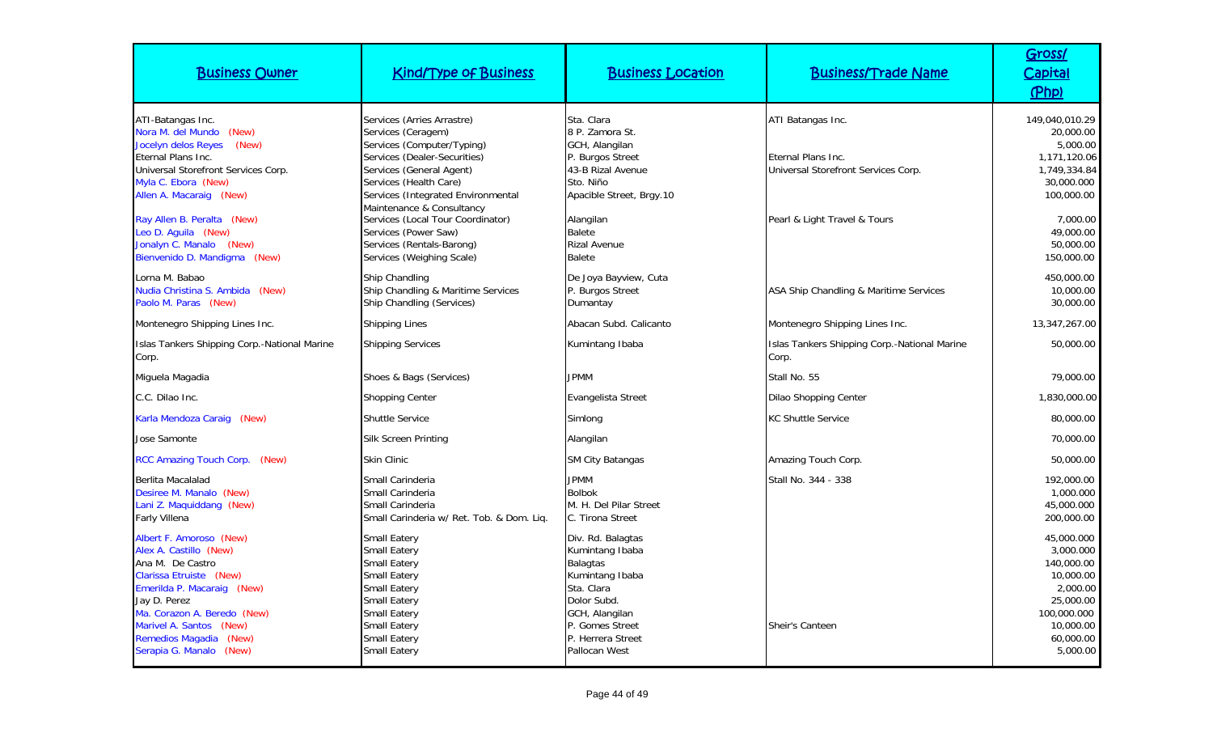| Business Owner | Kind/Type of Business | Business Location | Business/Trade Name | Gross/ Capital (Php) |
|---|---|---|---|---|
| ATI-Batangas Inc. | Services (Arries Arrastre) | Sta. Clara | ATI Batangas Inc. | 149,040,010.29 |
| Nora M. del Mundo (New) | Services (Ceragem) | 8 P. Zamora St. | | 20,000.00 |
| Jocelyn delos Reyes (New) | Services (Computer/Typing) | GCH, Alangilan | | 5,000.00 |
| Eternal Plans Inc. | Services (Dealer-Securities) | P. Burgos Street | Eternal Plans Inc. | 1,171,120.06 |
| Universal Storefront Services Corp. | Services (General Agent) | 43-B Rizal Avenue | Universal Storefront Services Corp. | 1,749,334.84 |
| Myla C. Ebora (New) | Services (Health Care) | Sto. Niño | | 30,000.000 |
| Allen A. Macaraig (New) | Services (Integrated Environmental Maintenance & Consultancy | Apacible Street, Brgy.10 | | 100,000.00 |
| Ray Allen B. Peralta (New) | Services (Local Tour Coordinator) | Alangilan | Pearl & Light Travel & Tours | 7,000.00 |
| Leo D. Aguila (New) | Services (Power Saw) | Balete | | 49,000.00 |
| Jonalyn C. Manalo (New) | Services (Rentals-Barong) | Rizal Avenue | | 50,000.00 |
| Bienvenido D. Mandigma (New) | Services (Weighing Scale) | Balete | | 150,000.00 |
| Lorna M. Babao | Ship Chandling | De Joya Bayview, Cuta | | 450,000.00 |
| Nudia Christina S. Ambida (New) | Ship Chandling & Maritime Services | P. Burgos Street | ASA Ship Chandling & Maritime Services | 10,000.00 |
| Paolo M. Paras (New) | Ship Chandling (Services) | Dumantay | | 30,000.00 |
| Montenegro Shipping Lines Inc. | Shipping Lines | Abacan Subd. Calicanto | Montenegro Shipping Lines Inc. | 13,347,267.00 |
| Islas Tankers Shipping Corp.-National Marine Corp. | Shipping Services | Kumintang Ibaba | Islas Tankers Shipping Corp.-National Marine Corp. | 50,000.00 |
| Miguela Magadia | Shoes & Bags (Services) | JPMM | Stall No. 55 | 79,000.00 |
| C.C. Dilao Inc. | Shopping Center | Evangelista Street | Dilao Shopping Center | 1,830,000.00 |
| Karla Mendoza Caraig (New) | Shuttle Service | Simlong | KC Shuttle Service | 80,000.00 |
| Jose Samonte | Silk Screen Printing | Alangilan | | 70,000.00 |
| RCC Amazing Touch Corp. (New) | Skin Clinic | SM City Batangas | Amazing Touch Corp. | 50,000.00 |
| Berlita Macalalad | Small Carinderia | JPMM | Stall No. 344 - 338 | 192,000.00 |
| Desiree M. Manalo (New) | Small Carinderia | Bolbok | | 1,000.000 |
| Lani Z. Maquiddang (New) | Small Carinderia | M. H. Del Pilar Street | | 45,000.000 |
| Farly Villena | Small Carinderia w/ Ret. Tob. & Dom. Liq. | C. Tirona Street | | 200,000.00 |
| Albert F. Amoroso (New) | Small Eatery | Div. Rd. Balagtas | | 45,000.000 |
| Alex A. Castillo (New) | Small Eatery | Kumintang Ibaba | | 3,000.000 |
| Ana M. De Castro | Small Eatery | Balagtas | | 140,000.00 |
| Clarissa Etruiste (New) | Small Eatery | Kumintang Ibaba | | 10,000.00 |
| Emerilda P. Macaraig (New) | Small Eatery | Sta. Clara | | 2,000.00 |
| Jay D. Perez | Small Eatery | Dolor Subd. | | 25,000.00 |
| Ma. Corazon A. Beredo (New) | Small Eatery | GCH, Alangilan | | 100,000.000 |
| Marivel A. Santos (New) | Small Eatery | P. Gomes Street | Sheir's Canteen | 10,000.00 |
| Remedios Magadia (New) | Small Eatery | P. Herrera Street | | 60,000.00 |
| Serapia G. Manalo (New) | Small Eatery | Pallocan West | | 5,000.00 |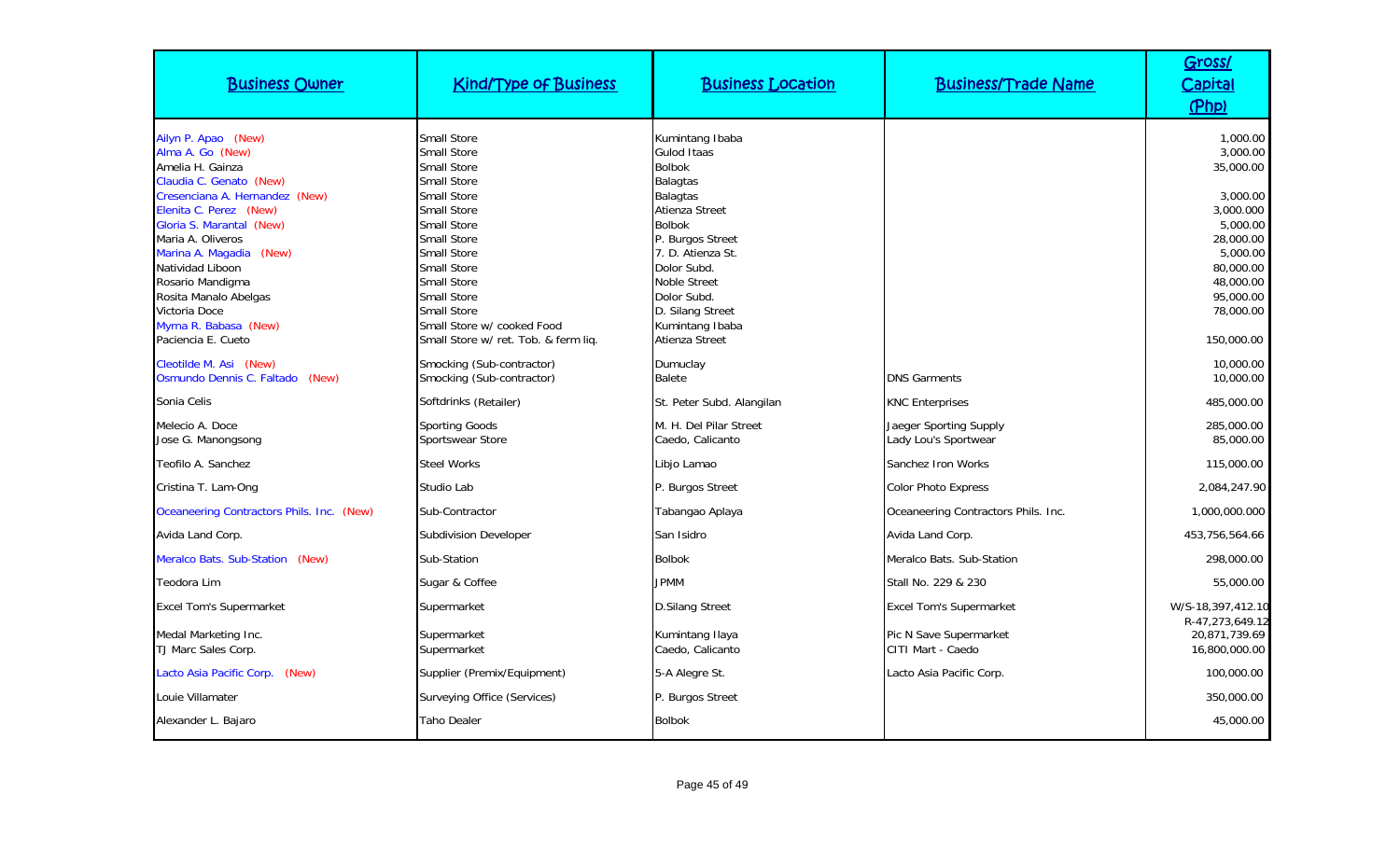| Business Owner | Kind/Type of Business | Business Location | Business/Trade Name | Gross/ Capital (Php) |
|---|---|---|---|---|
| Ailyn P. Apao (New) | Small Store | Kumintang Ibaba | | 1,000.00 |
| Alma A. Go (New) | Small Store | Gulod Itaas | | 3,000.00 |
| Amelia H. Gainza | Small Store | Bolbok | | 35,000.00 |
| Claudia C. Genato (New) | Small Store | Balagtas | | |
| Cresenciana A. Hernandez (New) | Small Store | Balagtas | | 3,000.00 |
| Elenita C. Perez (New) | Small Store | Atienza Street | | 3,000.000 |
| Gloria S. Marantal (New) | Small Store | Bolbok | | 5,000.00 |
| Maria A. Oliveros | Small Store | P. Burgos Street | | 28,000.00 |
| Marina A. Magadia (New) | Small Store | 7. D. Atienza St. | | 5,000.00 |
| Natividad Liboon | Small Store | Dolor Subd. | | 80,000.00 |
| Rosario Mandigma | Small Store | Noble Street | | 48,000.00 |
| Rosita Manalo Abelgas | Small Store | Dolor Subd. | | 95,000.00 |
| Victoria Doce | Small Store | D. Silang Street | | 78,000.00 |
| Myrna R. Babasa (New) | Small Store w/ cooked Food | Kumintang Ibaba | | |
| Paciencia E. Cueto | Small Store w/ ret. Tob. & ferm liq. | Atienza Street | | 150,000.00 |
| Cleotilde M. Asi (New) | Smocking (Sub-contractor) | Dumuclay | | 10,000.00 |
| Osmundo Dennis C. Faltado (New) | Smocking (Sub-contractor) | Balete | DNS Garments | 10,000.00 |
| Sonia Celis | Softdrinks (Retailer) | St. Peter Subd. Alangilan | KNC Enterprises | 485,000.00 |
| Melecio A. Doce | Sporting Goods | M. H. Del Pilar Street | Jaeger Sporting Supply | 285,000.00 |
| Jose G. Manongsong | Sportswear Store | Caedo, Calicanto | Lady Lou's Sportwear | 85,000.00 |
| Teofilo A. Sanchez | Steel Works | Libjo Lamao | Sanchez Iron Works | 115,000.00 |
| Cristina T. Lam-Ong | Studio Lab | P. Burgos Street | Color Photo Express | 2,084,247.90 |
| Oceaneering Contractors Phils. Inc. (New) | Sub-Contractor | Tabangao Aplaya | Oceaneering Contractors Phils. Inc. | 1,000,000.000 |
| Avida Land Corp. | Subdivision Developer | San Isidro | Avida Land Corp. | 453,756,564.66 |
| Meralco Bats. Sub-Station (New) | Sub-Station | Bolbok | Meralco Bats. Sub-Station | 298,000.00 |
| Teodora Lim | Sugar & Coffee | JPMM | Stall No. 229 & 230 | 55,000.00 |
| Excel Tom's Supermarket | Supermarket | D.Silang Street | Excel Tom's Supermarket | W/S-18,397,412.10<br>R-47,273,649.12 |
| Medal Marketing Inc. | Supermarket | Kumintang Ilaya | Pic N Save Supermarket | 20,871,739.69 |
| TJ Marc Sales Corp. | Supermarket | Caedo, Calicanto | CITI Mart - Caedo | 16,800,000.00 |
| Lacto Asia Pacific Corp. (New) | Supplier (Premix/Equipment) | 5-A Alegre St. | Lacto Asia Pacific Corp. | 100,000.00 |
| Louie Villamater | Surveying Office (Services) | P. Burgos Street | | 350,000.00 |
| Alexander L. Bajaro | Taho Dealer | Bolbok | | 45,000.00 |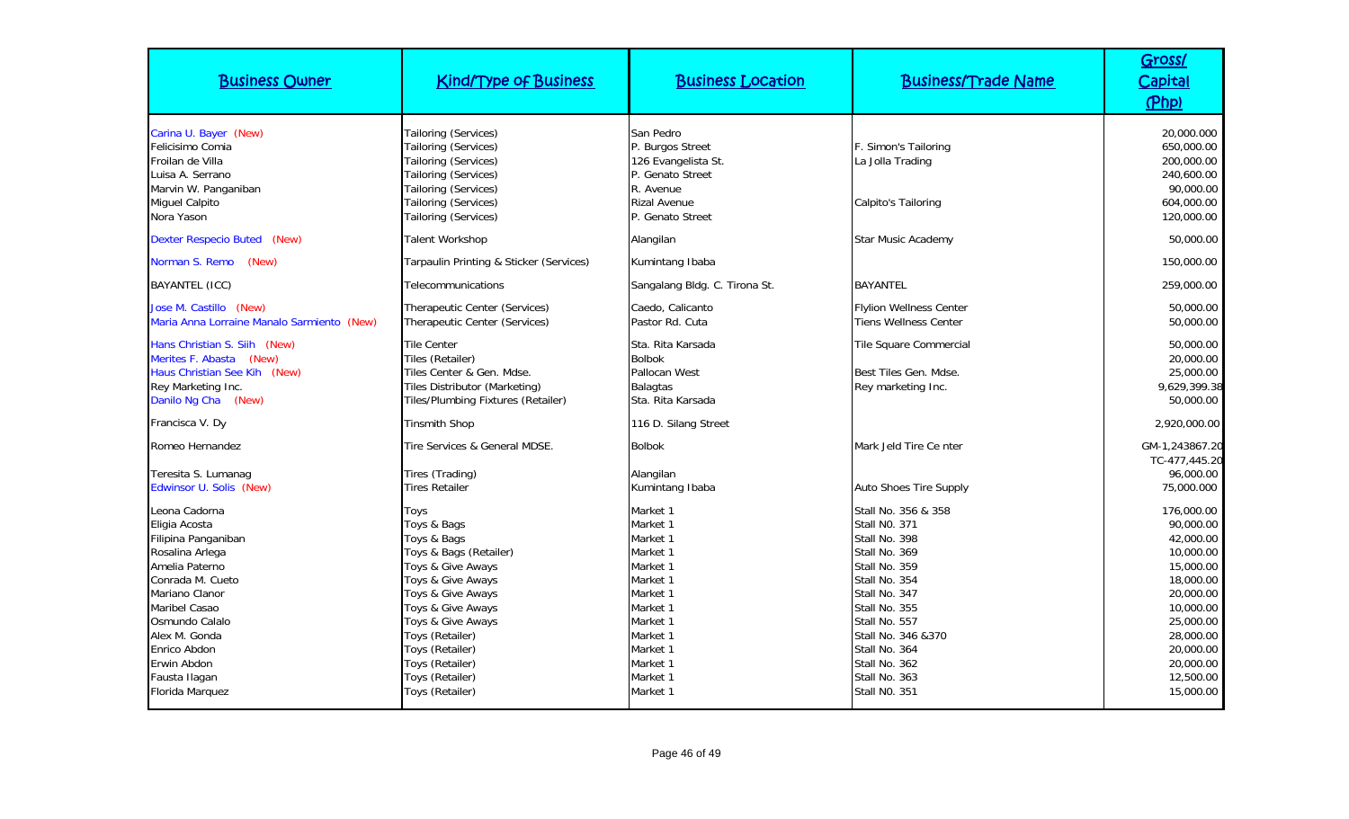| Business Owner | Kind/Type of Business | Business Location | Business/Trade Name | Gross/ Capital (Php) |
|---|---|---|---|---|
| Carina U. Bayer (New) | Tailoring (Services) | San Pedro | | 20,000.000 |
| Felicisimo Comia | Tailoring (Services) | P. Burgos Street | F. Simon's Tailoring | 650,000.00 |
| Froilan de Villa | Tailoring (Services) | 126 Evangelista St. | La Jolla Trading | 200,000.00 |
| Luisa A. Serrano | Tailoring (Services) | P. Genato Street | | 240,600.00 |
| Marvin W. Panganiban | Tailoring (Services) | R. Avenue | | 90,000.00 |
| Miguel Calpito | Tailoring (Services) | Rizal Avenue | Calpito's Tailoring | 604,000.00 |
| Nora Yason | Tailoring (Services) | P. Genato Street | | 120,000.00 |
| Dexter Respecio Buted (New) | Talent Workshop | Alangilan | Star Music Academy | 50,000.00 |
| Norman S. Remo (New) | Tarpaulin Printing & Sticker (Services) | Kumintang Ibaba | | 150,000.00 |
| BAYANTEL (ICC) | Telecommunications | Sangalang Bldg. C. Tirona St. | BAYANTEL | 259,000.00 |
| Jose M. Castillo (New) | Therapeutic Center (Services) | Caedo, Calicanto | Flylion Wellness Center | 50,000.00 |
| Maria Anna Lorraine Manalo Sarmiento (New) | Therapeutic Center (Services) | Pastor Rd. Cuta | Tiens Wellness Center | 50,000.00 |
| Hans Christian S. Siih (New) | Tile Center | Sta. Rita Karsada | Tile Square Commercial | 50,000.00 |
| Merites F. Abasta (New) | Tiles (Retailer) | Bolbok | | 20,000.00 |
| Haus Christian See Kih (New) | Tiles Center & Gen. Mdse. | Pallocan West | Best Tiles Gen. Mdse. | 25,000.00 |
| Rey Marketing Inc. | Tiles Distributor (Marketing) | Balagtas | Rey marketing Inc. | 9,629,399.38 |
| Danilo Ng Cha (New) | Tiles/Plumbing Fixtures (Retailer) | Sta. Rita Karsada | | 50,000.00 |
| Francisca V. Dy | Tinsmith Shop | 116 D. Silang Street | | 2,920,000.00 |
| Romeo Hernandez | Tire Services & General MDSE. | Bolbok | Mark Jeld Tire Ce nter | GM-1,243867.20 TC-477,445.20 |
| Teresita S. Lumanag | Tires (Trading) | Alangilan | | 96,000.00 |
| Edwinsor U. Solis (New) | Tires Retailer | Kumintang Ibaba | Auto Shoes Tire Supply | 75,000.000 |
| Leona Cadorna | Toys | Market 1 | Stall No. 356 & 358 | 176,000.00 |
| Eligia Acosta | Toys & Bags | Market 1 | Stall N0. 371 | 90,000.00 |
| Filipina Panganiban | Toys & Bags | Market 1 | Stall No. 398 | 42,000.00 |
| Rosalina Arlega | Toys & Bags (Retailer) | Market 1 | Stall No. 369 | 10,000.00 |
| Amelia Paterno | Toys & Give Aways | Market 1 | Stall No. 359 | 15,000.00 |
| Conrada M. Cueto | Toys & Give Aways | Market 1 | Stall No. 354 | 18,000.00 |
| Mariano Clanor | Toys & Give Aways | Market 1 | Stall No. 347 | 20,000.00 |
| Maribel Casao | Toys & Give Aways | Market 1 | Stall No. 355 | 10,000.00 |
| Osmundo Calalo | Toys & Give Aways | Market 1 | Stall No. 557 | 25,000.00 |
| Alex M. Gonda | Toys (Retailer) | Market 1 | Stall No. 346 &370 | 28,000.00 |
| Enrico Abdon | Toys (Retailer) | Market 1 | Stall No. 364 | 20,000.00 |
| Erwin Abdon | Toys (Retailer) | Market 1 | Stall No. 362 | 20,000.00 |
| Fausta Ilagan | Toys (Retailer) | Market 1 | Stall No. 363 | 12,500.00 |
| Florida Marquez | Toys (Retailer) | Market 1 | Stall N0. 351 | 15,000.00 |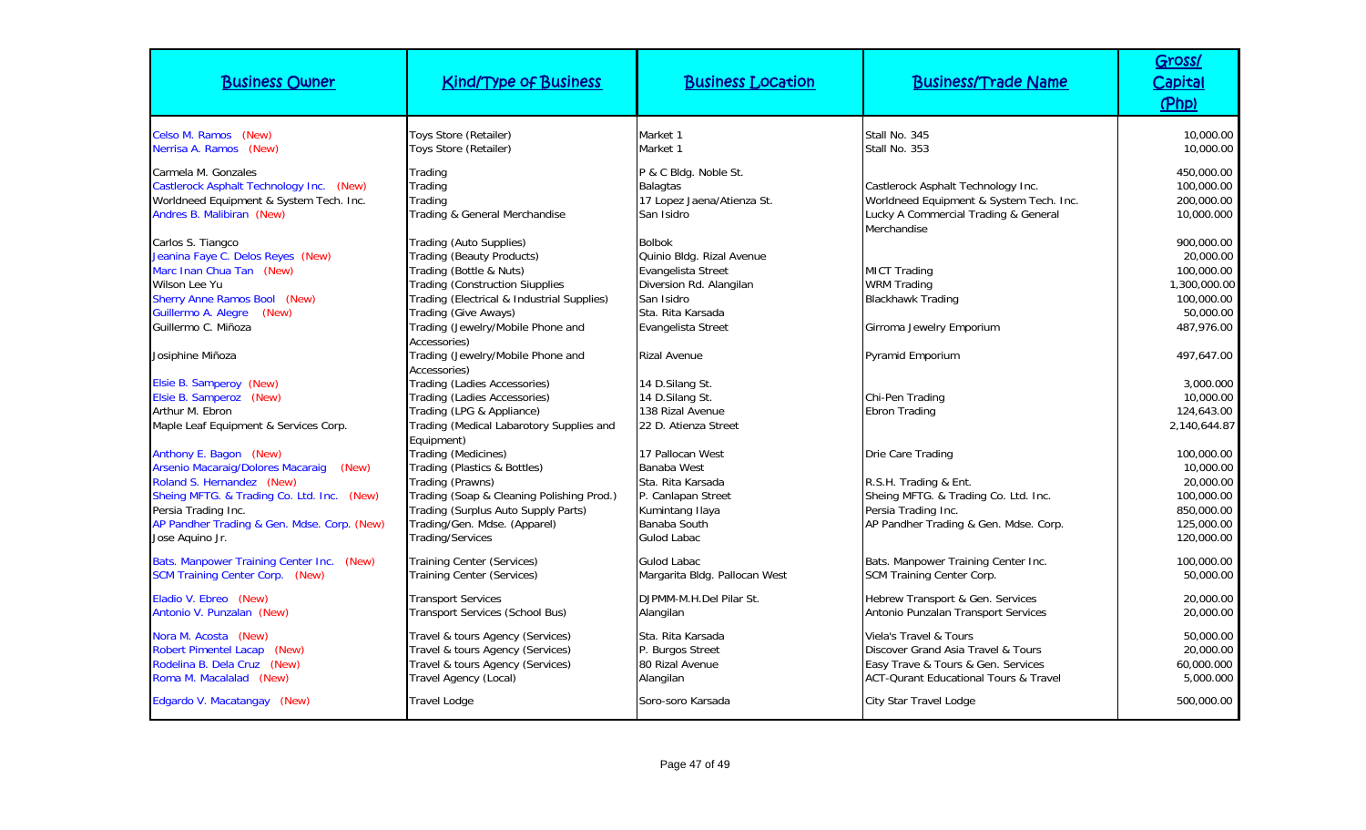| Business Owner | Kind/Type of Business | Business Location | Business/Trade Name | Gross/ Capital (Php) |
|---|---|---|---|---|
| Celso M. Ramos (New) | Toys Store (Retailer) | Market 1 | Stall No. 345 | 10,000.00 |
| Nerrisa A. Ramos (New) | Toys Store (Retailer) | Market 1 | Stall No. 353 | 10,000.00 |
| Carmela M. Gonzales | Trading | P & C Bldg. Noble St. | | 450,000.00 |
| Castlerock Asphalt Technology Inc. (New) | Trading | Balagtas | Castlerock Asphalt Technology Inc. | 100,000.00 |
| Worldneed Equipment & System Tech. Inc. | Trading | 17 Lopez Jaena/Atienza St. | Worldneed Equipment & System Tech. Inc. | 200,000.00 |
| Andres B. Malibiran (New) | Trading & General Merchandise | San Isidro | Lucky A Commercial Trading & General Merchandise | 10,000.000 |
| Carlos S. Tiangco | Trading (Auto Supplies) | Bolbok | | 900,000.00 |
| Jeanina Faye C. Delos Reyes (New) | Trading (Beauty Products) | Quinio Bldg. Rizal Avenue | | 20,000.00 |
| Marc Inan Chua Tan (New) | Trading (Bottle & Nuts) | Evangelista Street | MICT Trading | 100,000.00 |
| Wilson Lee Yu | Trading (Construction Siupplies | Diversion Rd. Alangilan | WRM Trading | 1,300,000.00 |
| Sherry Anne Ramos Bool (New) | Trading (Electrical & Industrial Supplies) | San Isidro | Blackhawk Trading | 100,000.00 |
| Guillermo A. Alegre (New) | Trading (Give Aways) | Sta. Rita Karsada | | 50,000.00 |
| Guillermo C. Miñoza | Trading (Jewelry/Mobile Phone and Accessories) | Evangelista Street | Girroma Jewelry Emporium | 487,976.00 |
| Josiphine Miñoza | Trading (Jewelry/Mobile Phone and Accessories) | Rizal Avenue | Pyramid Emporium | 497,647.00 |
| Elsie B. Samperoy (New) | Trading (Ladies Accessories) | 14 D.Silang St. | | 3,000.000 |
| Elsie B. Samperoz (New) | Trading (Ladies Accessories) | 14 D.Silang St. | Chi-Pen Trading | 10,000.00 |
| Arthur M. Ebron | Trading (LPG & Appliance) | 138 Rizal Avenue | Ebron Trading | 124,643.00 |
| Maple Leaf Equipment & Services Corp. | Trading (Medical Labarotory Supplies and Equipment) | 22 D. Atienza Street | | 2,140,644.87 |
| Anthony E. Bagon (New) | Trading (Medicines) | 17 Pallocan West | Drie Care Trading | 100,000.00 |
| Arsenio Macaraig/Dolores Macaraig (New) | Trading (Plastics & Bottles) | Banaba West | | 10,000.00 |
| Roland S. Hernandez (New) | Trading (Prawns) | Sta. Rita Karsada | R.S.H. Trading & Ent. | 20,000.00 |
| Sheing MFTG. & Trading Co. Ltd. Inc. (New) | Trading (Soap & Cleaning Polishing Prod.) | P. Canlapan Street | Sheing MFTG. & Trading Co. Ltd. Inc. | 100,000.00 |
| Persia Trading Inc. | Trading (Surplus Auto Supply Parts) | Kumintang Ilaya | Persia Trading Inc. | 850,000.00 |
| AP Pandher Trading & Gen. Mdse. Corp. (New) | Trading/Gen. Mdse. (Apparel) | Banaba South | AP Pandher Trading & Gen. Mdse. Corp. | 125,000.00 |
| Jose Aquino Jr. | Trading/Services | Gulod Labac | | 120,000.00 |
| Bats. Manpower Training Center Inc. (New) | Training Center (Services) | Gulod Labac | Bats. Manpower Training Center Inc. | 100,000.00 |
| SCM Training Center Corp. (New) | Training Center (Services) | Margarita Bldg. Pallocan West | SCM Training Center Corp. | 50,000.00 |
| Eladio V. Ebreo (New) | Transport Services | DJPMM-M.H.Del Pilar St. | Hebrew Transport & Gen. Services | 20,000.00 |
| Antonio V. Punzalan (New) | Transport Services (School Bus) | Alangilan | Antonio Punzalan Transport Services | 20,000.00 |
| Nora M. Acosta (New) | Travel & tours Agency (Services) | Sta. Rita Karsada | Viela's Travel & Tours | 50,000.00 |
| Robert Pimentel Lacap (New) | Travel & tours Agency (Services) | P. Burgos Street | Discover Grand Asia Travel & Tours | 20,000.00 |
| Rodelina B. Dela Cruz (New) | Travel & tours Agency (Services) | 80 Rizal Avenue | Easy Trave & Tours & Gen. Services | 60,000.000 |
| Roma M. Macalalad (New) | Travel Agency (Local) | Alangilan | ACT-Qurant Educational Tours & Travel | 5,000.000 |
| Edgardo V. Macatangay (New) | Travel Lodge | Soro-soro Karsada | City Star Travel Lodge | 500,000.00 |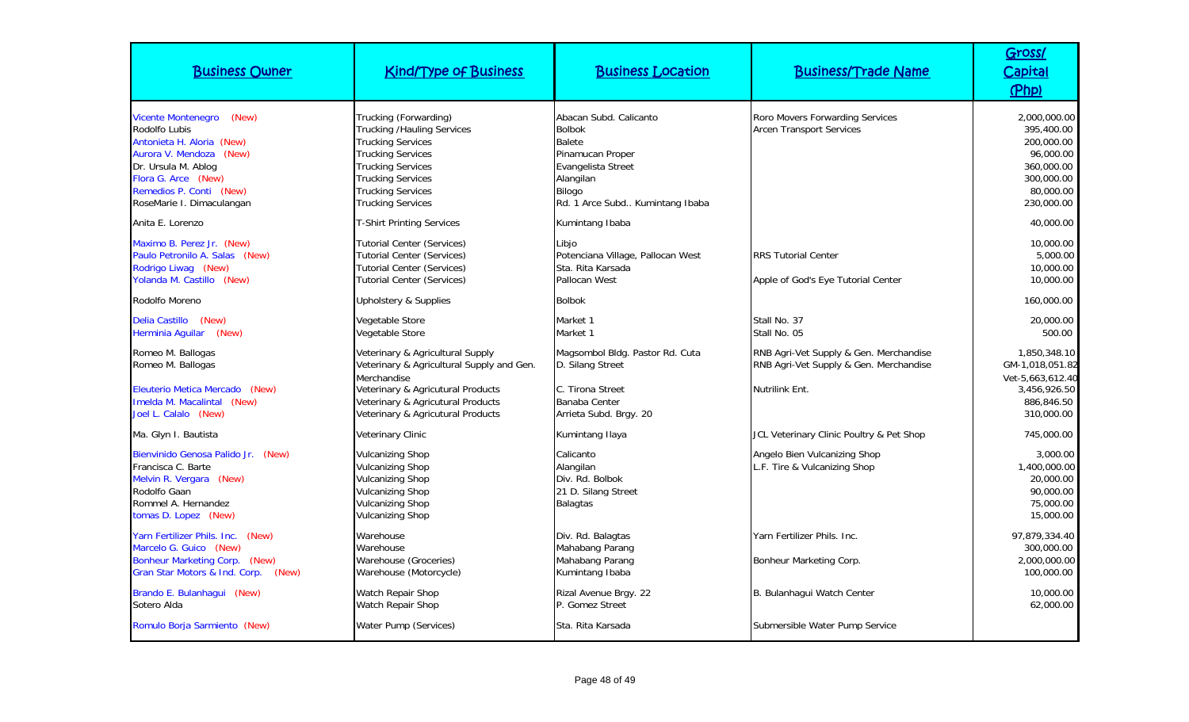| Business Owner | Kind/Type of Business | Business Location | Business/Trade Name | Gross/ Capital (Php) |
|---|---|---|---|---|
| Vicente Montenegro (New) | Trucking (Forwarding) | Abacan Subd. Calicanto | Roro Movers Forwarding Services | 2,000,000.00 |
| Rodolfo Lubis | Trucking /Hauling Services | Bolbok | Arcen Transport Services | 395,400.00 |
| Antonieta H. Aloria (New) | Trucking Services | Balete | | 200,000.00 |
| Aurora V. Mendoza (New) | Trucking Services | Pinamucan Proper | | 96,000.00 |
| Dr. Ursula M. Ablog | Trucking Services | Evangelista Street | | 360,000.00 |
| Flora G. Arce (New) | Trucking Services | Alangilan | | 300,000.00 |
| Remedios P. Conti (New) | Trucking Services | Bilogo | | 80,000.00 |
| RoseMarie I. Dimaculangan | Trucking Services | Rd. 1 Arce Subd.. Kumintang Ibaba | | 230,000.00 |
| Anita E. Lorenzo | T-Shirt Printing Services | Kumintang Ibaba | | 40,000.00 |
| Maximo B. Perez Jr. (New) | Tutorial Center (Services) | Libjo | | 10,000.00 |
| Paulo Petronilo A. Salas (New) | Tutorial Center (Services) | Potenciana Village, Pallocan West | RRS Tutorial Center | 5,000.00 |
| Rodrigo Liwag (New) | Tutorial Center (Services) | Sta. Rita Karsada | | 10,000.00 |
| Yolanda M. Castillo (New) | Tutorial Center (Services) | Pallocan West | Apple of God's Eye Tutorial Center | 10,000.00 |
| Rodolfo Moreno | Upholstery & Supplies | Bolbok | | 160,000.00 |
| Delia Castillo (New) | Vegetable Store | Market 1 | Stall No. 37 | 20,000.00 |
| Herminia Aguilar (New) | Vegetable Store | Market 1 | Stall No. 05 | 500.00 |
| Romeo M. Ballogas | Veterinary & Agricultural Supply | Magsombol Bldg. Pastor Rd. Cuta | RNB Agri-Vet Supply & Gen. Merchandise | 1,850,348.10 |
| Romeo M. Ballogas | Veterinary & Agricultural Supply and Gen. Merchandise | D. Silang Street | RNB Agri-Vet Supply & Gen. Merchandise | GM-1,018,051.82 Vet-5,663,612.40 |
| Eleuterio Metica Mercado (New) | Veterinary & Agricutural Products | C. Tirona Street | Nutrilink Ent. | 3,456,926.50 |
| Imelda M. Macalintal (New) | Veterinary & Agricutural Products | Banaba Center | | 886,846.50 |
| Joel L. Calalo (New) | Veterinary & Agricutural Products | Arrieta Subd. Brgy. 20 | | 310,000.00 |
| Ma. Glyn I. Bautista | Veterinary Clinic | Kumintang Ilaya | JCL Veterinary Clinic Poultry & Pet Shop | 745,000.00 |
| Bienvinido Genosa Palido Jr. (New) | Vulcanizing Shop | Calicanto | Angelo Bien Vulcanizing Shop | 3,000.00 |
| Francisca C. Barte | Vulcanizing Shop | Alangilan | L.F. Tire & Vulcanizing Shop | 1,400,000.00 |
| Melvin R. Vergara (New) | Vulcanizing Shop | Div. Rd. Bolbok | | 20,000.00 |
| Rodolfo Gaan | Vulcanizing Shop | 21 D. Silang Street | | 90,000.00 |
| Rommel A. Hernandez | Vulcanizing Shop | Balagtas | | 75,000.00 |
| tomas D. Lopez (New) | Vulcanizing Shop | | | 15,000.00 |
| Yarn Fertilizer Phils. Inc. (New) | Warehouse | Div. Rd. Balagtas | Yarn Fertilizer Phils. Inc. | 97,879,334.40 |
| Marcelo G. Guico (New) | Warehouse | Mahabang Parang | | 300,000.00 |
| Bonheur Marketing Corp. (New) | Warehouse (Groceries) | Mahabang Parang | Bonheur Marketing Corp. | 2,000,000.00 |
| Gran Star Motors & Ind. Corp. (New) | Warehouse (Motorcycle) | Kumintang Ibaba | | 100,000.00 |
| Brando E. Bulanhagui (New) | Watch Repair Shop | Rizal Avenue Brgy. 22 | B. Bulanhagui Watch Center | 10,000.00 |
| Sotero Alda | Watch Repair Shop | P. Gomez Street | | 62,000.00 |
| Romulo Borja Sarmiento (New) | Water Pump (Services) | Sta. Rita Karsada | Submersible Water Pump Service | |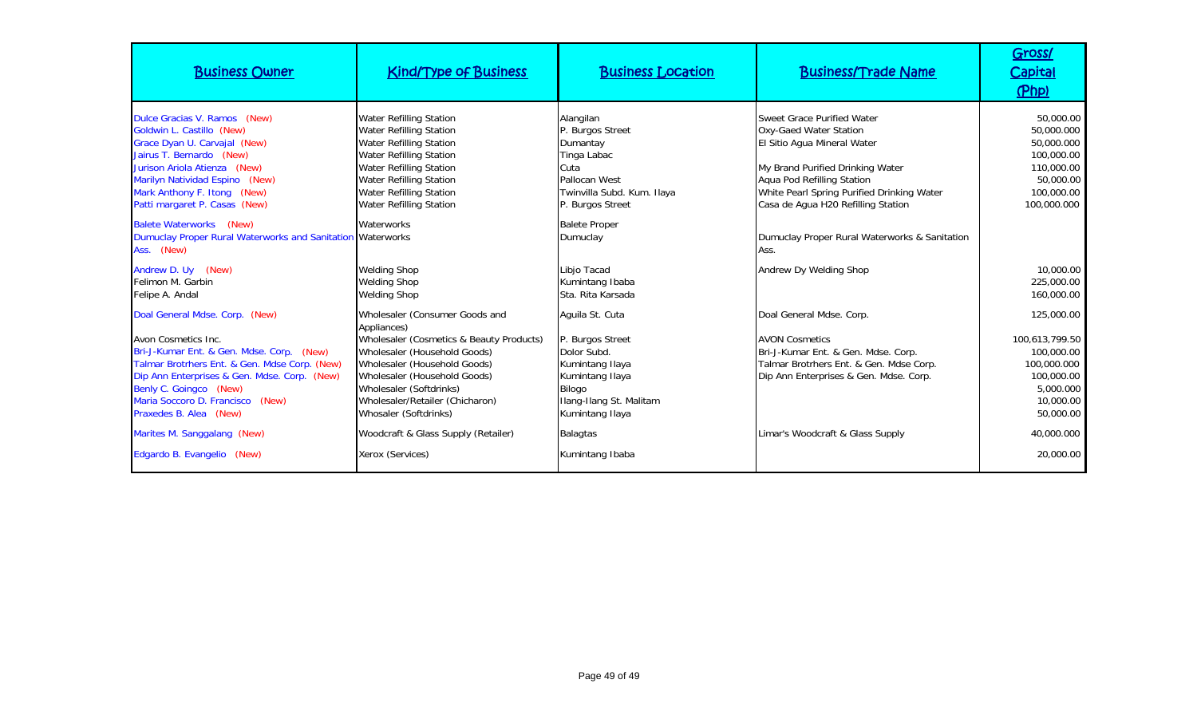| Business Owner | Kind/Type of Business | Business Location | Business/Trade Name | Gross/ Capital (Php) |
|---|---|---|---|---|
| Dulce Gracias V. Ramos (New) | Water Refilling Station | Alangilan | Sweet Grace Purified Water | 50,000.00 |
| Goldwin L. Castillo (New) | Water Refilling Station | P. Burgos Street | Oxy-Gaed Water Station | 50,000.000 |
| Grace Dyan U. Carvajal (New) | Water Refilling Station | Dumantay | El Sitio Agua Mineral Water | 50,000.000 |
| Jairus T. Bernardo (New) | Water Refilling Station | Tinga Labac | | 100,000.00 |
| Jurison Ariola Atienza (New) | Water Refilling Station | Cuta | My Brand Purified Drinking Water | 110,000.00 |
| Marilyn Natividad Espino (New) | Water Refilling Station | Pallocan West | Aqua Pod Refilling Station | 50,000.00 |
| Mark Anthony F. Itong (New) | Water Refilling Station | Twinvilla Subd. Kum. Ilaya | White Pearl Spring Purified Drinking Water | 100,000.00 |
| Patti margaret P. Casas (New) | Water Refilling Station | P. Burgos Street | Casa de Agua H20 Refilling Station | 100,000.000 |
| Balete Waterworks (New) | Waterworks | Balete Proper | | |
| Dumuclay Proper Rural Waterworks and Sanitation Ass. (New) | Waterworks | Dumuclay | Dumuclay Proper Rural Waterworks & Sanitation Ass. | |
| Andrew D. Uy (New) | Welding Shop | Libjo Tacad | Andrew Dy Welding Shop | 10,000.00 |
| Felimon M. Garbin | Welding Shop | Kumintang Ibaba | | 225,000.00 |
| Felipe A. Andal | Welding Shop | Sta. Rita Karsada | | 160,000.00 |
| Doal General Mdse. Corp. (New) | Wholesaler (Consumer Goods and Appliances) | Aguila St. Cuta | Doal General Mdse. Corp. | 125,000.00 |
| Avon Cosmetics Inc. | Wholesaler (Cosmetics & Beauty Products) | P. Burgos Street | AVON Cosmetics | 100,613,799.50 |
| Bri-J-Kumar Ent. & Gen. Mdse. Corp. (New) | Wholesaler (Household Goods) | Dolor Subd. | Bri-J-Kumar Ent. & Gen. Mdse. Corp. | 100,000.00 |
| Talmar Brotrhers Ent. & Gen. Mdse Corp. (New) | Wholesaler (Household Goods) | Kumintang Ilaya | Talmar Brotrhers Ent. & Gen. Mdse Corp. | 100,000.000 |
| Dip Ann Enterprises & Gen. Mdse. Corp. (New) | Wholesaler (Household Goods) | Kumintang Ilaya | Dip Ann Enterprises & Gen. Mdse. Corp. | 100,000.00 |
| Benly C. Goingco (New) | Wholesaler (Softdrinks) | Bilogo | | 5,000.000 |
| Maria Soccoro D. Francisco (New) | Wholesaler/Retailer (Chicharon) | Ilang-Ilang St. Malitam | | 10,000.00 |
| Praxedes B. Alea (New) | Whosaler (Softdrinks) | Kumintang Ilaya | | 50,000.00 |
| Marites M. Sanggalang (New) | Woodcraft & Glass Supply (Retailer) | Balagtas | Limar's Woodcraft & Glass Supply | 40,000.000 |
| Edgardo B. Evangelio (New) | Xerox (Services) | Kumintang Ibaba | | 20,000.00 |